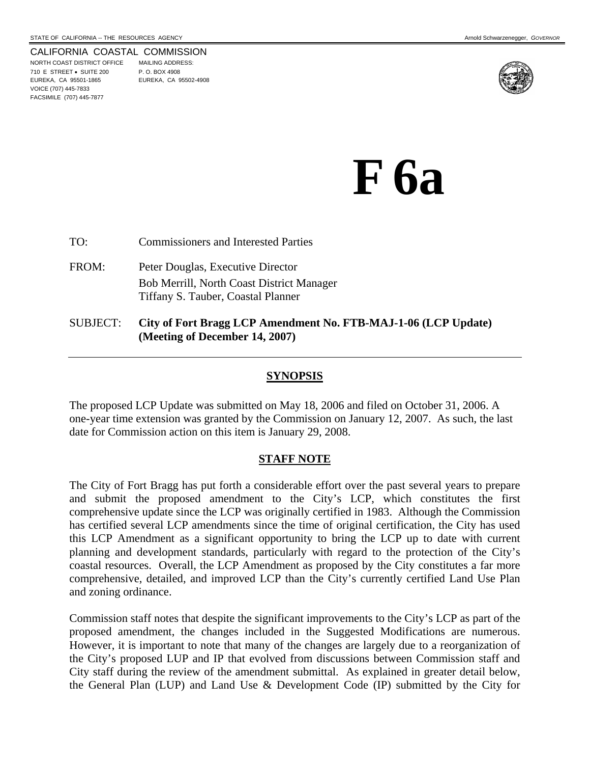STATE OF CALIFORNIA -- THE RESOURCES AGENCY

Arnold Schwarzenegger, *GOVERNOR*

CALIFORNIA COASTAL COMMISSION
NORTH COAST DISTRICT OFFICE
710 E STREET • SUITE 200
EUREKA, CA 95501-1865
VOICE (707) 445-7833
FACSIMILE (707) 445-7877

MAILING ADDRESS:
P. O. BOX 4908
EUREKA, CA 95502-4908

# F 6a

TO: Commissioners and Interested Parties

FROM: Peter Douglas, Executive Director
Bob Merrill, North Coast District Manager
Tiffany S. Tauber, Coastal Planner

SUBJECT: **City of Fort Bragg LCP Amendment No. FTB-MAJ-1-06 (LCP Update) (Meeting of December 14, 2007)**

---

## SYNOPSIS

The proposed LCP Update was submitted on May 18, 2006 and filed on October 31, 2006. A one-year time extension was granted by the Commission on January 12, 2007. As such, the last date for Commission action on this item is January 29, 2008.

## STAFF NOTE

The City of Fort Bragg has put forth a considerable effort over the past several years to prepare and submit the proposed amendment to the City's LCP, which constitutes the first comprehensive update since the LCP was originally certified in 1983. Although the Commission has certified several LCP amendments since the time of original certification, the City has used this LCP Amendment as a significant opportunity to bring the LCP up to date with current planning and development standards, particularly with regard to the protection of the City's coastal resources. Overall, the LCP Amendment as proposed by the City constitutes a far more comprehensive, detailed, and improved LCP than the City's currently certified Land Use Plan and zoning ordinance.

Commission staff notes that despite the significant improvements to the City's LCP as part of the proposed amendment, the changes included in the Suggested Modifications are numerous. However, it is important to note that many of the changes are largely due to a reorganization of the City's proposed LUP and IP that evolved from discussions between Commission staff and City staff during the review of the amendment submittal. As explained in greater detail below, the General Plan (LUP) and Land Use & Development Code (IP) submitted by the City for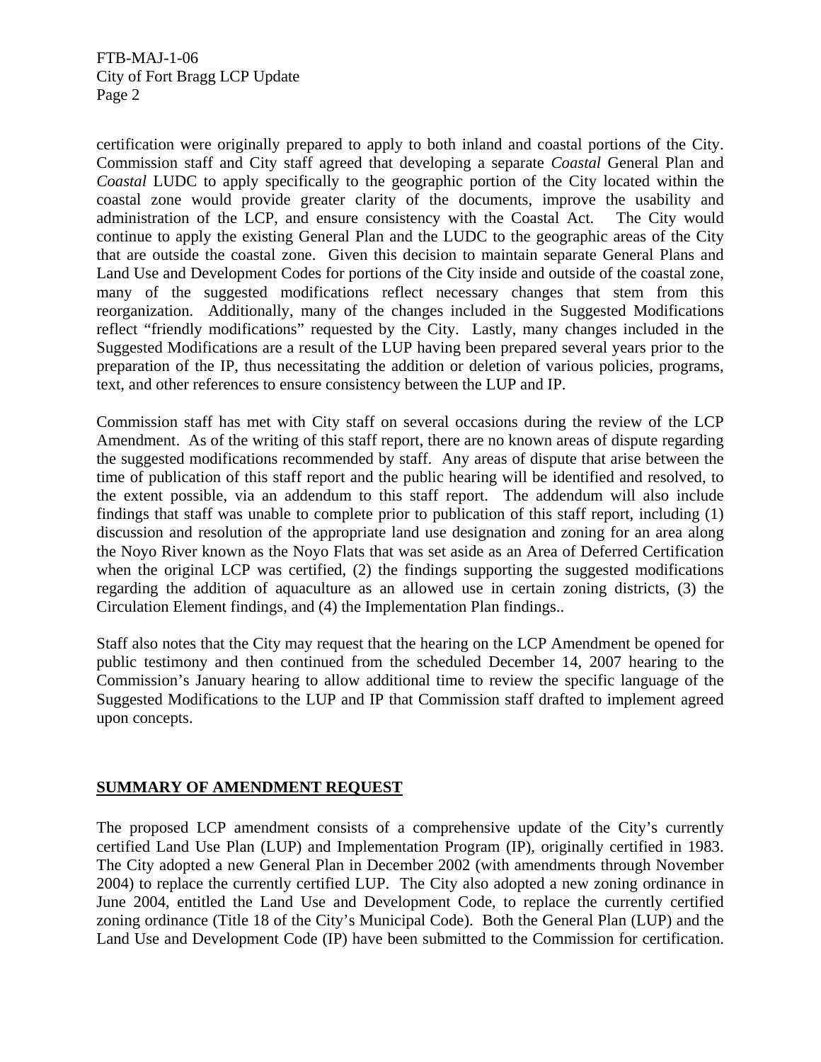certification were originally prepared to apply to both inland and coastal portions of the City. Commission staff and City staff agreed that developing a separate *Coastal* General Plan and *Coastal* LUDC to apply specifically to the geographic portion of the City located within the coastal zone would provide greater clarity of the documents, improve the usability and administration of the LCP, and ensure consistency with the Coastal Act. The City would continue to apply the existing General Plan and the LUDC to the geographic areas of the City that are outside the coastal zone. Given this decision to maintain separate General Plans and Land Use and Development Codes for portions of the City inside and outside of the coastal zone, many of the suggested modifications reflect necessary changes that stem from this reorganization. Additionally, many of the changes included in the Suggested Modifications reflect "friendly modifications" requested by the City. Lastly, many changes included in the Suggested Modifications are a result of the LUP having been prepared several years prior to the preparation of the IP, thus necessitating the addition or deletion of various policies, programs, text, and other references to ensure consistency between the LUP and IP.

Commission staff has met with City staff on several occasions during the review of the LCP Amendment. As of the writing of this staff report, there are no known areas of dispute regarding the suggested modifications recommended by staff. Any areas of dispute that arise between the time of publication of this staff report and the public hearing will be identified and resolved, to the extent possible, via an addendum to this staff report. The addendum will also include findings that staff was unable to complete prior to publication of this staff report, including (1) discussion and resolution of the appropriate land use designation and zoning for an area along the Noyo River known as the Noyo Flats that was set aside as an Area of Deferred Certification when the original LCP was certified, (2) the findings supporting the suggested modifications regarding the addition of aquaculture as an allowed use in certain zoning districts, (3) the Circulation Element findings, and (4) the Implementation Plan findings..

Staff also notes that the City may request that the hearing on the LCP Amendment be opened for public testimony and then continued from the scheduled December 14, 2007 hearing to the Commission's January hearing to allow additional time to review the specific language of the Suggested Modifications to the LUP and IP that Commission staff drafted to implement agreed upon concepts.

## SUMMARY OF AMENDMENT REQUEST

The proposed LCP amendment consists of a comprehensive update of the City's currently certified Land Use Plan (LUP) and Implementation Program (IP), originally certified in 1983. The City adopted a new General Plan in December 2002 (with amendments through November 2004) to replace the currently certified LUP. The City also adopted a new zoning ordinance in June 2004, entitled the Land Use and Development Code, to replace the currently certified zoning ordinance (Title 18 of the City's Municipal Code). Both the General Plan (LUP) and the Land Use and Development Code (IP) have been submitted to the Commission for certification.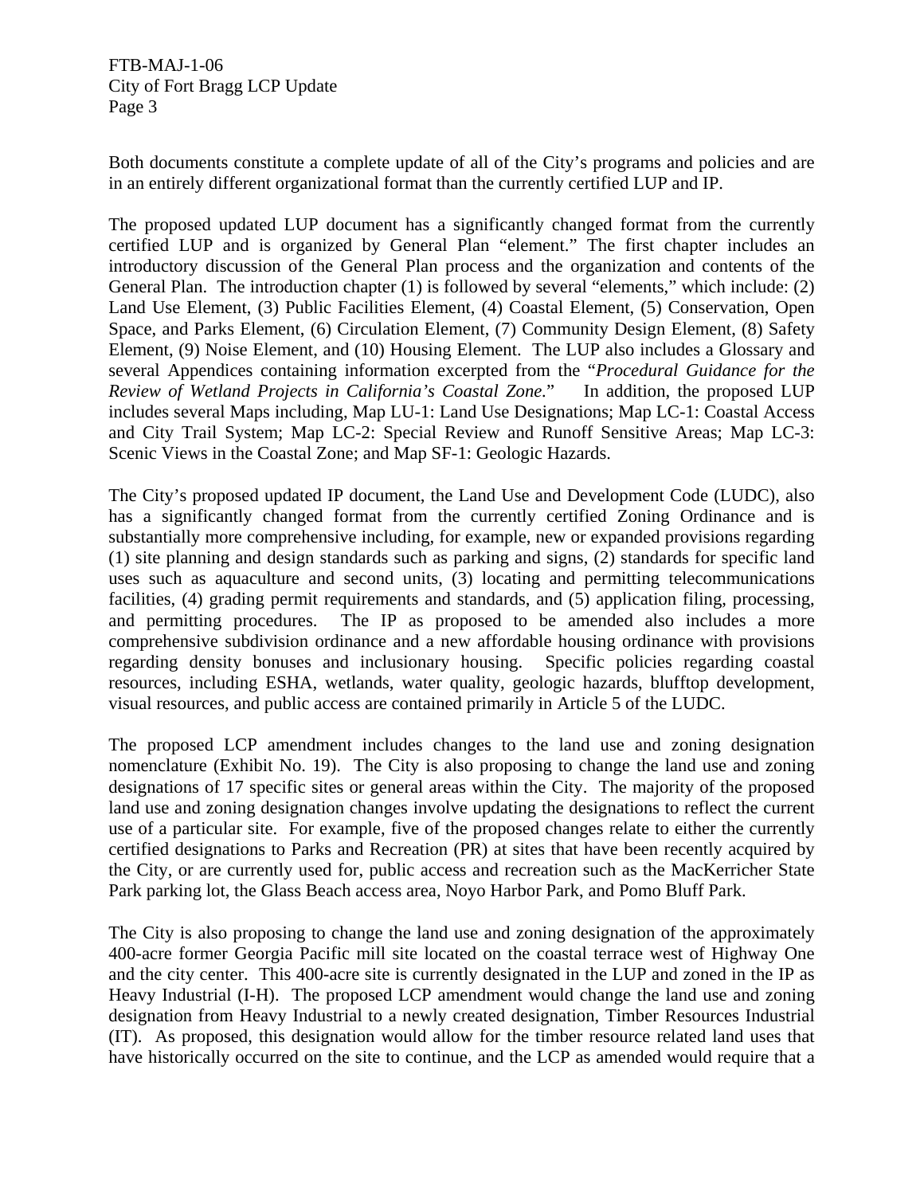Both documents constitute a complete update of all of the City's programs and policies and are in an entirely different organizational format than the currently certified LUP and IP.

The proposed updated LUP document has a significantly changed format from the currently certified LUP and is organized by General Plan "element." The first chapter includes an introductory discussion of the General Plan process and the organization and contents of the General Plan. The introduction chapter (1) is followed by several "elements," which include: (2) Land Use Element, (3) Public Facilities Element, (4) Coastal Element, (5) Conservation, Open Space, and Parks Element, (6) Circulation Element, (7) Community Design Element, (8) Safety Element, (9) Noise Element, and (10) Housing Element. The LUP also includes a Glossary and several Appendices containing information excerpted from the "*Procedural Guidance for the Review of Wetland Projects in California's Coastal Zone.*" In addition, the proposed LUP includes several Maps including, Map LU-1: Land Use Designations; Map LC-1: Coastal Access and City Trail System; Map LC-2: Special Review and Runoff Sensitive Areas; Map LC-3: Scenic Views in the Coastal Zone; and Map SF-1: Geologic Hazards.

The City's proposed updated IP document, the Land Use and Development Code (LUDC), also has a significantly changed format from the currently certified Zoning Ordinance and is substantially more comprehensive including, for example, new or expanded provisions regarding (1) site planning and design standards such as parking and signs, (2) standards for specific land uses such as aquaculture and second units, (3) locating and permitting telecommunications facilities, (4) grading permit requirements and standards, and (5) application filing, processing, and permitting procedures. The IP as proposed to be amended also includes a more comprehensive subdivision ordinance and a new affordable housing ordinance with provisions regarding density bonuses and inclusionary housing. Specific policies regarding coastal resources, including ESHA, wetlands, water quality, geologic hazards, blufftop development, visual resources, and public access are contained primarily in Article 5 of the LUDC.

The proposed LCP amendment includes changes to the land use and zoning designation nomenclature (Exhibit No. 19). The City is also proposing to change the land use and zoning designations of 17 specific sites or general areas within the City. The majority of the proposed land use and zoning designation changes involve updating the designations to reflect the current use of a particular site. For example, five of the proposed changes relate to either the currently certified designations to Parks and Recreation (PR) at sites that have been recently acquired by the City, or are currently used for, public access and recreation such as the MacKerricher State Park parking lot, the Glass Beach access area, Noyo Harbor Park, and Pomo Bluff Park.

The City is also proposing to change the land use and zoning designation of the approximately 400-acre former Georgia Pacific mill site located on the coastal terrace west of Highway One and the city center. This 400-acre site is currently designated in the LUP and zoned in the IP as Heavy Industrial (I-H). The proposed LCP amendment would change the land use and zoning designation from Heavy Industrial to a newly created designation, Timber Resources Industrial (IT). As proposed, this designation would allow for the timber resource related land uses that have historically occurred on the site to continue, and the LCP as amended would require that a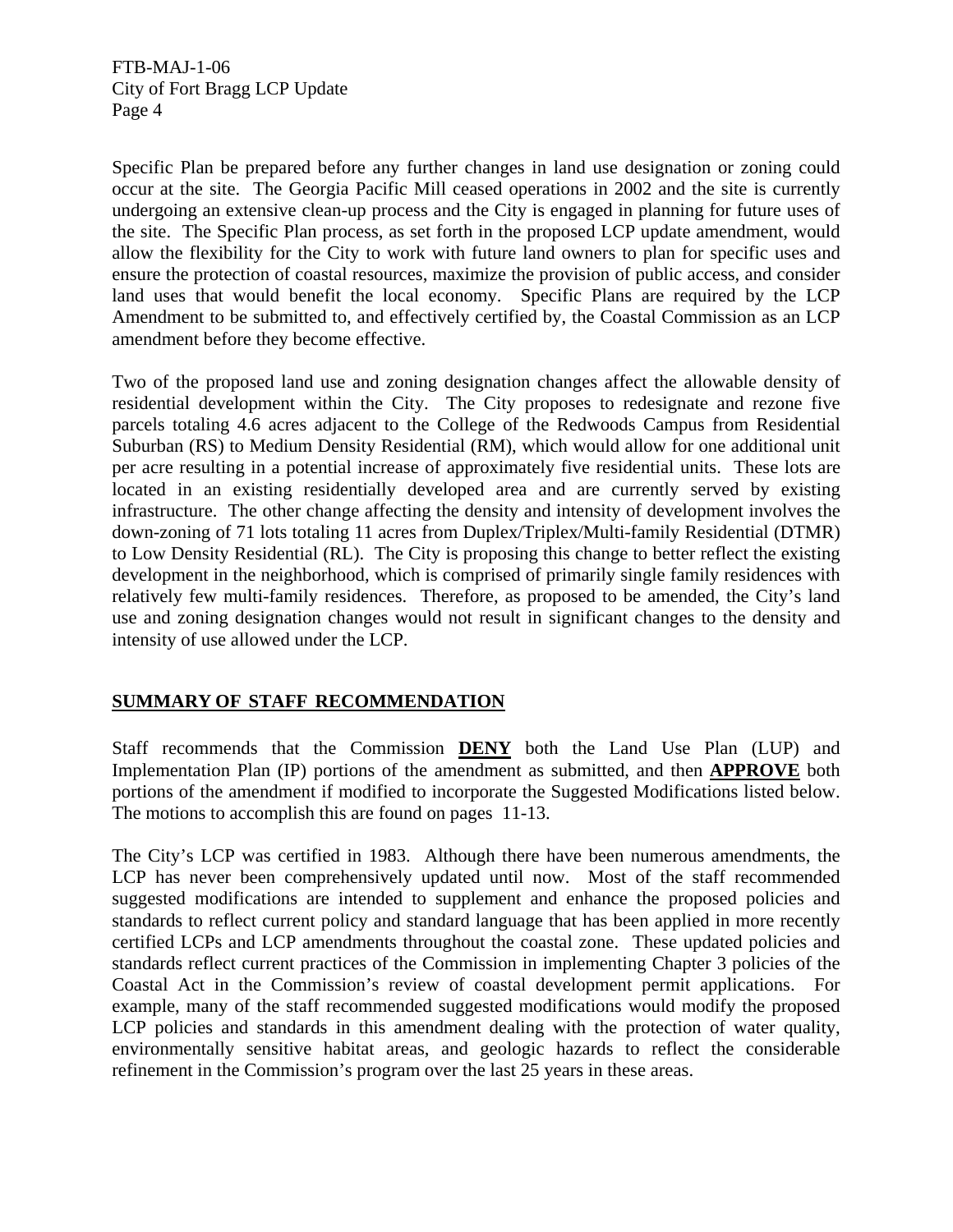Specific Plan be prepared before any further changes in land use designation or zoning could occur at the site. The Georgia Pacific Mill ceased operations in 2002 and the site is currently undergoing an extensive clean-up process and the City is engaged in planning for future uses of the site. The Specific Plan process, as set forth in the proposed LCP update amendment, would allow the flexibility for the City to work with future land owners to plan for specific uses and ensure the protection of coastal resources, maximize the provision of public access, and consider land uses that would benefit the local economy. Specific Plans are required by the LCP Amendment to be submitted to, and effectively certified by, the Coastal Commission as an LCP amendment before they become effective.

Two of the proposed land use and zoning designation changes affect the allowable density of residential development within the City. The City proposes to redesignate and rezone five parcels totaling 4.6 acres adjacent to the College of the Redwoods Campus from Residential Suburban (RS) to Medium Density Residential (RM), which would allow for one additional unit per acre resulting in a potential increase of approximately five residential units. These lots are located in an existing residentially developed area and are currently served by existing infrastructure. The other change affecting the density and intensity of development involves the down-zoning of 71 lots totaling 11 acres from Duplex/Triplex/Multi-family Residential (DTMR) to Low Density Residential (RL). The City is proposing this change to better reflect the existing development in the neighborhood, which is comprised of primarily single family residences with relatively few multi-family residences. Therefore, as proposed to be amended, the City's land use and zoning designation changes would not result in significant changes to the density and intensity of use allowed under the LCP.

## SUMMARY OF STAFF RECOMMENDATION

Staff recommends that the Commission **DENY** both the Land Use Plan (LUP) and Implementation Plan (IP) portions of the amendment as submitted, and then **APPROVE** both portions of the amendment if modified to incorporate the Suggested Modifications listed below. The motions to accomplish this are found on pages 11-13.

The City's LCP was certified in 1983. Although there have been numerous amendments, the LCP has never been comprehensively updated until now. Most of the staff recommended suggested modifications are intended to supplement and enhance the proposed policies and standards to reflect current policy and standard language that has been applied in more recently certified LCPs and LCP amendments throughout the coastal zone. These updated policies and standards reflect current practices of the Commission in implementing Chapter 3 policies of the Coastal Act in the Commission's review of coastal development permit applications. For example, many of the staff recommended suggested modifications would modify the proposed LCP policies and standards in this amendment dealing with the protection of water quality, environmentally sensitive habitat areas, and geologic hazards to reflect the considerable refinement in the Commission's program over the last 25 years in these areas.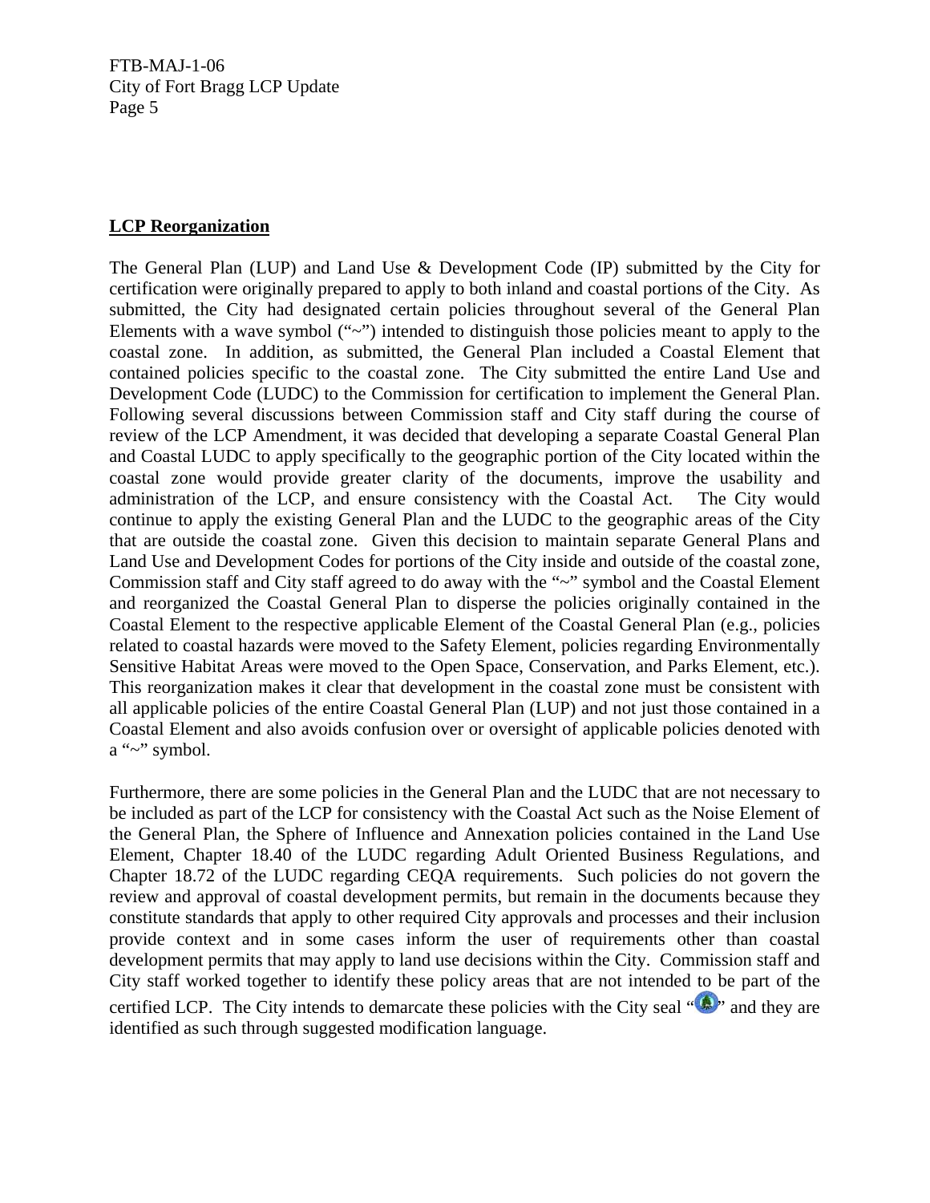**LCP Reorganization**

The General Plan (LUP) and Land Use & Development Code (IP) submitted by the City for certification were originally prepared to apply to both inland and coastal portions of the City. As submitted, the City had designated certain policies throughout several of the General Plan Elements with a wave symbol ("~") intended to distinguish those policies meant to apply to the coastal zone. In addition, as submitted, the General Plan included a Coastal Element that contained policies specific to the coastal zone. The City submitted the entire Land Use and Development Code (LUDC) to the Commission for certification to implement the General Plan. Following several discussions between Commission staff and City staff during the course of review of the LCP Amendment, it was decided that developing a separate Coastal General Plan and Coastal LUDC to apply specifically to the geographic portion of the City located within the coastal zone would provide greater clarity of the documents, improve the usability and administration of the LCP, and ensure consistency with the Coastal Act. The City would continue to apply the existing General Plan and the LUDC to the geographic areas of the City that are outside the coastal zone. Given this decision to maintain separate General Plans and Land Use and Development Codes for portions of the City inside and outside of the coastal zone, Commission staff and City staff agreed to do away with the "~" symbol and the Coastal Element and reorganized the Coastal General Plan to disperse the policies originally contained in the Coastal Element to the respective applicable Element of the Coastal General Plan (e.g., policies related to coastal hazards were moved to the Safety Element, policies regarding Environmentally Sensitive Habitat Areas were moved to the Open Space, Conservation, and Parks Element, etc.). This reorganization makes it clear that development in the coastal zone must be consistent with all applicable policies of the entire Coastal General Plan (LUP) and not just those contained in a Coastal Element and also avoids confusion over or oversight of applicable policies denoted with a "~" symbol.

Furthermore, there are some policies in the General Plan and the LUDC that are not necessary to be included as part of the LCP for consistency with the Coastal Act such as the Noise Element of the General Plan, the Sphere of Influence and Annexation policies contained in the Land Use Element, Chapter 18.40 of the LUDC regarding Adult Oriented Business Regulations, and Chapter 18.72 of the LUDC regarding CEQA requirements. Such policies do not govern the review and approval of coastal development permits, but remain in the documents because they constitute standards that apply to other required City approvals and processes and their inclusion provide context and in some cases inform the user of requirements other than coastal development permits that may apply to land use decisions within the City. Commission staff and City staff worked together to identify these policy areas that are not intended to be part of the certified LCP. The City intends to demarcate these policies with the City seal "" and they are identified as such through suggested modification language.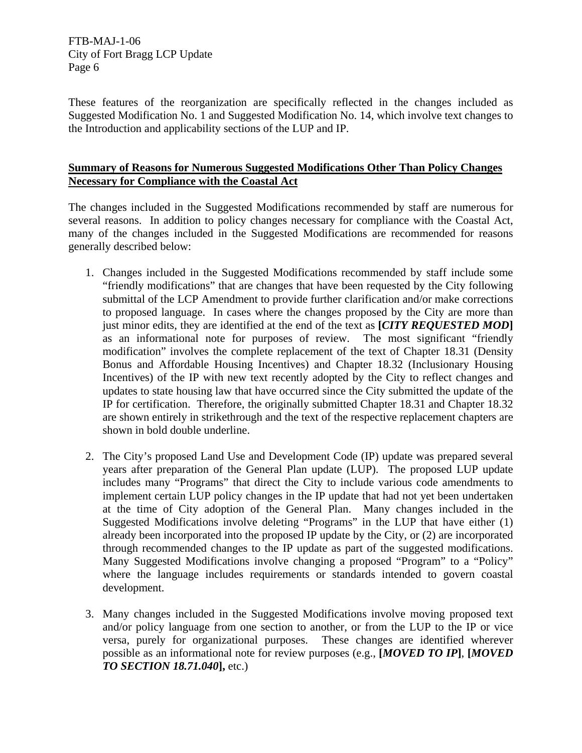These features of the reorganization are specifically reflected in the changes included as Suggested Modification No. 1 and Suggested Modification No. 14, which involve text changes to the Introduction and applicability sections of the LUP and IP.

**Summary of Reasons for Numerous Suggested Modifications Other Than Policy Changes Necessary for Compliance with the Coastal Act**

The changes included in the Suggested Modifications recommended by staff are numerous for several reasons. In addition to policy changes necessary for compliance with the Coastal Act, many of the changes included in the Suggested Modifications are recommended for reasons generally described below:

1. Changes included in the Suggested Modifications recommended by staff include some "friendly modifications" that are changes that have been requested by the City following submittal of the LCP Amendment to provide further clarification and/or make corrections to proposed language. In cases where the changes proposed by the City are more than just minor edits, they are identified at the end of the text as **[*CITY REQUESTED MOD*]** as an informational note for purposes of review. The most significant "friendly modification" involves the complete replacement of the text of Chapter 18.31 (Density Bonus and Affordable Housing Incentives) and Chapter 18.32 (Inclusionary Housing Incentives) of the IP with new text recently adopted by the City to reflect changes and updates to state housing law that have occurred since the City submitted the update of the IP for certification. Therefore, the originally submitted Chapter 18.31 and Chapter 18.32 are shown entirely in strikethrough and the text of the respective replacement chapters are shown in bold double underline.

2. The City's proposed Land Use and Development Code (IP) update was prepared several years after preparation of the General Plan update (LUP). The proposed LUP update includes many "Programs" that direct the City to include various code amendments to implement certain LUP policy changes in the IP update that had not yet been undertaken at the time of City adoption of the General Plan. Many changes included in the Suggested Modifications involve deleting "Programs" in the LUP that have either (1) already been incorporated into the proposed IP update by the City, or (2) are incorporated through recommended changes to the IP update as part of the suggested modifications. Many Suggested Modifications involve changing a proposed "Program" to a "Policy" where the language includes requirements or standards intended to govern coastal development.

3. Many changes included in the Suggested Modifications involve moving proposed text and/or policy language from one section to another, or from the LUP to the IP or vice versa, purely for organizational purposes. These changes are identified wherever possible as an informational note for review purposes (e.g., **[*MOVED TO IP*]**, **[*MOVED TO SECTION 18.71.040*],** etc.)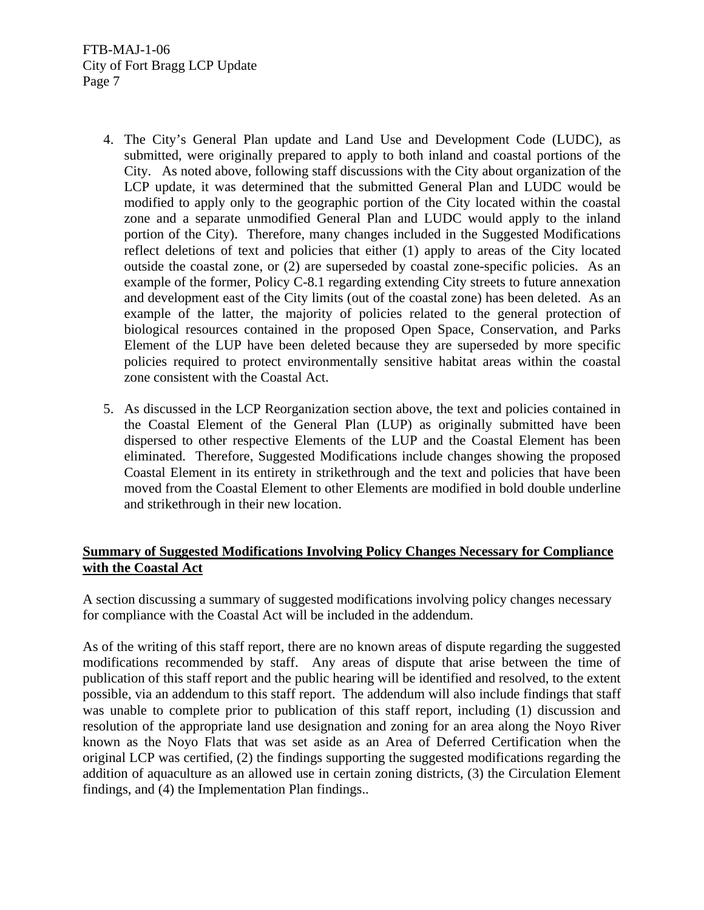4. The City's General Plan update and Land Use and Development Code (LUDC), as submitted, were originally prepared to apply to both inland and coastal portions of the City. As noted above, following staff discussions with the City about organization of the LCP update, it was determined that the submitted General Plan and LUDC would be modified to apply only to the geographic portion of the City located within the coastal zone and a separate unmodified General Plan and LUDC would apply to the inland portion of the City). Therefore, many changes included in the Suggested Modifications reflect deletions of text and policies that either (1) apply to areas of the City located outside the coastal zone, or (2) are superseded by coastal zone-specific policies. As an example of the former, Policy C-8.1 regarding extending City streets to future annexation and development east of the City limits (out of the coastal zone) has been deleted. As an example of the latter, the majority of policies related to the general protection of biological resources contained in the proposed Open Space, Conservation, and Parks Element of the LUP have been deleted because they are superseded by more specific policies required to protect environmentally sensitive habitat areas within the coastal zone consistent with the Coastal Act.

5. As discussed in the LCP Reorganization section above, the text and policies contained in the Coastal Element of the General Plan (LUP) as originally submitted have been dispersed to other respective Elements of the LUP and the Coastal Element has been eliminated. Therefore, Suggested Modifications include changes showing the proposed Coastal Element in its entirety in strikethrough and the text and policies that have been moved from the Coastal Element to other Elements are modified in bold double underline and strikethrough in their new location.

**Summary of Suggested Modifications Involving Policy Changes Necessary for Compliance with the Coastal Act**

A section discussing a summary of suggested modifications involving policy changes necessary for compliance with the Coastal Act will be included in the addendum.

As of the writing of this staff report, there are no known areas of dispute regarding the suggested modifications recommended by staff. Any areas of dispute that arise between the time of publication of this staff report and the public hearing will be identified and resolved, to the extent possible, via an addendum to this staff report. The addendum will also include findings that staff was unable to complete prior to publication of this staff report, including (1) discussion and resolution of the appropriate land use designation and zoning for an area along the Noyo River known as the Noyo Flats that was set aside as an Area of Deferred Certification when the original LCP was certified, (2) the findings supporting the suggested modifications regarding the addition of aquaculture as an allowed use in certain zoning districts, (3) the Circulation Element findings, and (4) the Implementation Plan findings..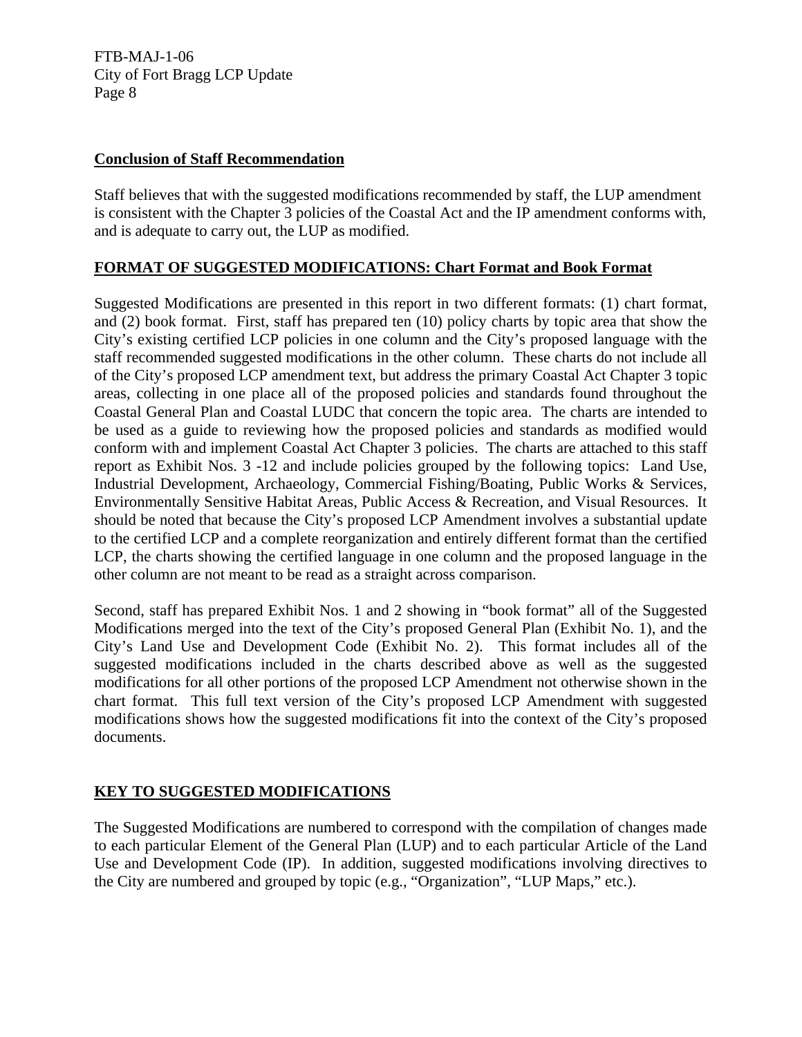**Conclusion of Staff Recommendation**

Staff believes that with the suggested modifications recommended by staff, the LUP amendment is consistent with the Chapter 3 policies of the Coastal Act and the IP amendment conforms with, and is adequate to carry out, the LUP as modified.

**FORMAT OF SUGGESTED MODIFICATIONS: Chart Format and Book Format**

Suggested Modifications are presented in this report in two different formats: (1) chart format, and (2) book format. First, staff has prepared ten (10) policy charts by topic area that show the City's existing certified LCP policies in one column and the City's proposed language with the staff recommended suggested modifications in the other column. These charts do not include all of the City's proposed LCP amendment text, but address the primary Coastal Act Chapter 3 topic areas, collecting in one place all of the proposed policies and standards found throughout the Coastal General Plan and Coastal LUDC that concern the topic area. The charts are intended to be used as a guide to reviewing how the proposed policies and standards as modified would conform with and implement Coastal Act Chapter 3 policies. The charts are attached to this staff report as Exhibit Nos. 3 -12 and include policies grouped by the following topics: Land Use, Industrial Development, Archaeology, Commercial Fishing/Boating, Public Works & Services, Environmentally Sensitive Habitat Areas, Public Access & Recreation, and Visual Resources. It should be noted that because the City's proposed LCP Amendment involves a substantial update to the certified LCP and a complete reorganization and entirely different format than the certified LCP, the charts showing the certified language in one column and the proposed language in the other column are not meant to be read as a straight across comparison.

Second, staff has prepared Exhibit Nos. 1 and 2 showing in "book format" all of the Suggested Modifications merged into the text of the City's proposed General Plan (Exhibit No. 1), and the City's Land Use and Development Code (Exhibit No. 2). This format includes all of the suggested modifications included in the charts described above as well as the suggested modifications for all other portions of the proposed LCP Amendment not otherwise shown in the chart format. This full text version of the City's proposed LCP Amendment with suggested modifications shows how the suggested modifications fit into the context of the City's proposed documents.

**KEY TO SUGGESTED MODIFICATIONS**

The Suggested Modifications are numbered to correspond with the compilation of changes made to each particular Element of the General Plan (LUP) and to each particular Article of the Land Use and Development Code (IP). In addition, suggested modifications involving directives to the City are numbered and grouped by topic (e.g., "Organization", "LUP Maps," etc.).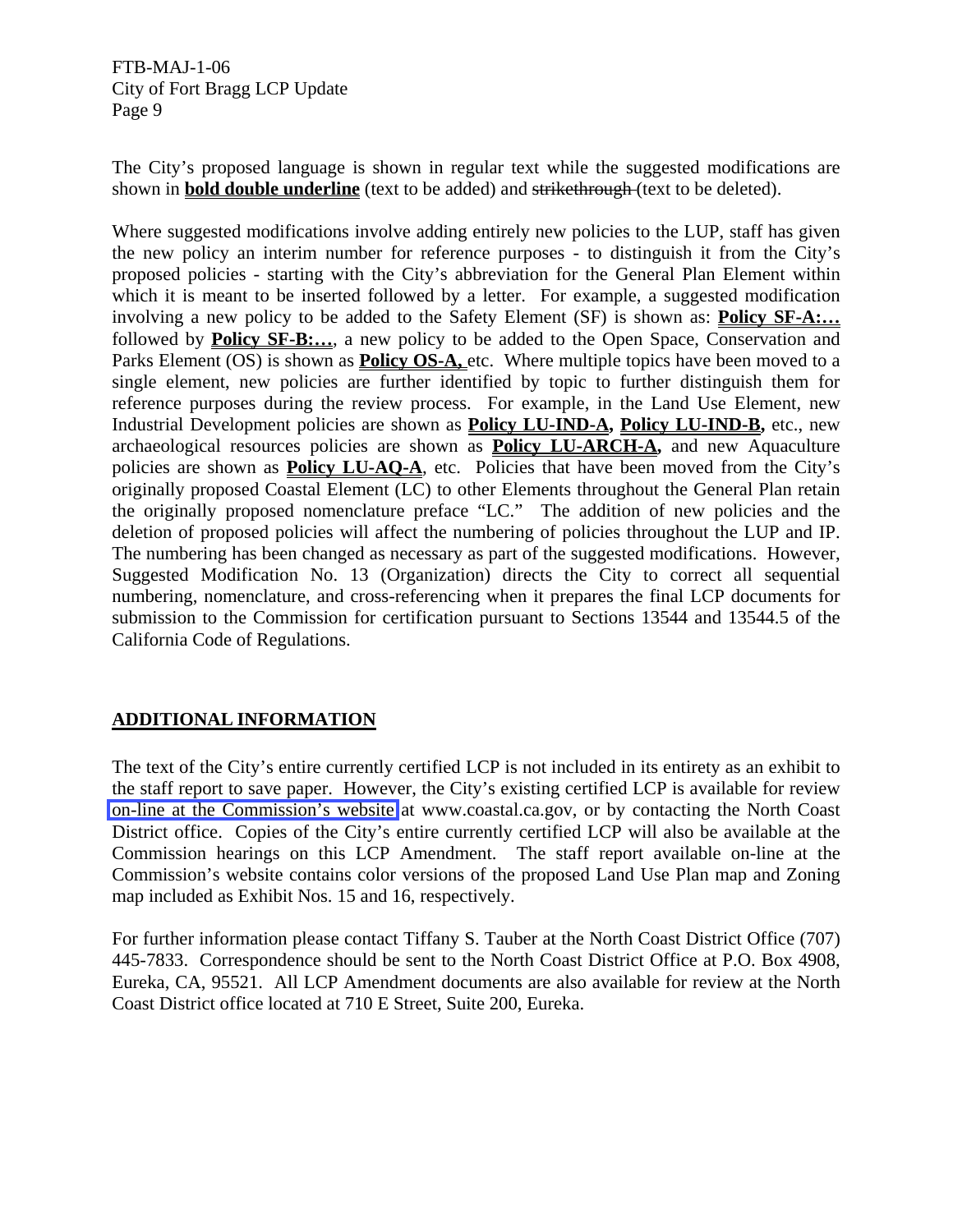The City's proposed language is shown in regular text while the suggested modifications are shown in **bold double underline** (text to be added) and ~~strikethrough~~ (text to be deleted).

Where suggested modifications involve adding entirely new policies to the LUP, staff has given the new policy an interim number for reference purposes - to distinguish it from the City's proposed policies - starting with the City's abbreviation for the General Plan Element within which it is meant to be inserted followed by a letter. For example, a suggested modification involving a new policy to be added to the Safety Element (SF) is shown as: **Policy SF-A:…** followed by **Policy SF-B:…**, a new policy to be added to the Open Space, Conservation and Parks Element (OS) is shown as **Policy OS-A,** etc. Where multiple topics have been moved to a single element, new policies are further identified by topic to further distinguish them for reference purposes during the review process. For example, in the Land Use Element, new Industrial Development policies are shown as **Policy LU-IND-A, Policy LU-IND-B,** etc., new archaeological resources policies are shown as **Policy LU-ARCH-A,** and new Aquaculture policies are shown as **Policy LU-AQ-A**, etc. Policies that have been moved from the City's originally proposed Coastal Element (LC) to other Elements throughout the General Plan retain the originally proposed nomenclature preface "LC." The addition of new policies and the deletion of proposed policies will affect the numbering of policies throughout the LUP and IP. The numbering has been changed as necessary as part of the suggested modifications. However, Suggested Modification No. 13 (Organization) directs the City to correct all sequential numbering, nomenclature, and cross-referencing when it prepares the final LCP documents for submission to the Commission for certification pursuant to Sections 13544 and 13544.5 of the California Code of Regulations.

## ADDITIONAL INFORMATION

The text of the City's entire currently certified LCP is not included in its entirety as an exhibit to the staff report to save paper. However, the City's existing certified LCP is available for review on-line at the Commission's website at www.coastal.ca.gov, or by contacting the North Coast District office. Copies of the City's entire currently certified LCP will also be available at the Commission hearings on this LCP Amendment. The staff report available on-line at the Commission's website contains color versions of the proposed Land Use Plan map and Zoning map included as Exhibit Nos. 15 and 16, respectively.

For further information please contact Tiffany S. Tauber at the North Coast District Office (707) 445-7833. Correspondence should be sent to the North Coast District Office at P.O. Box 4908, Eureka, CA, 95521. All LCP Amendment documents are also available for review at the North Coast District office located at 710 E Street, Suite 200, Eureka.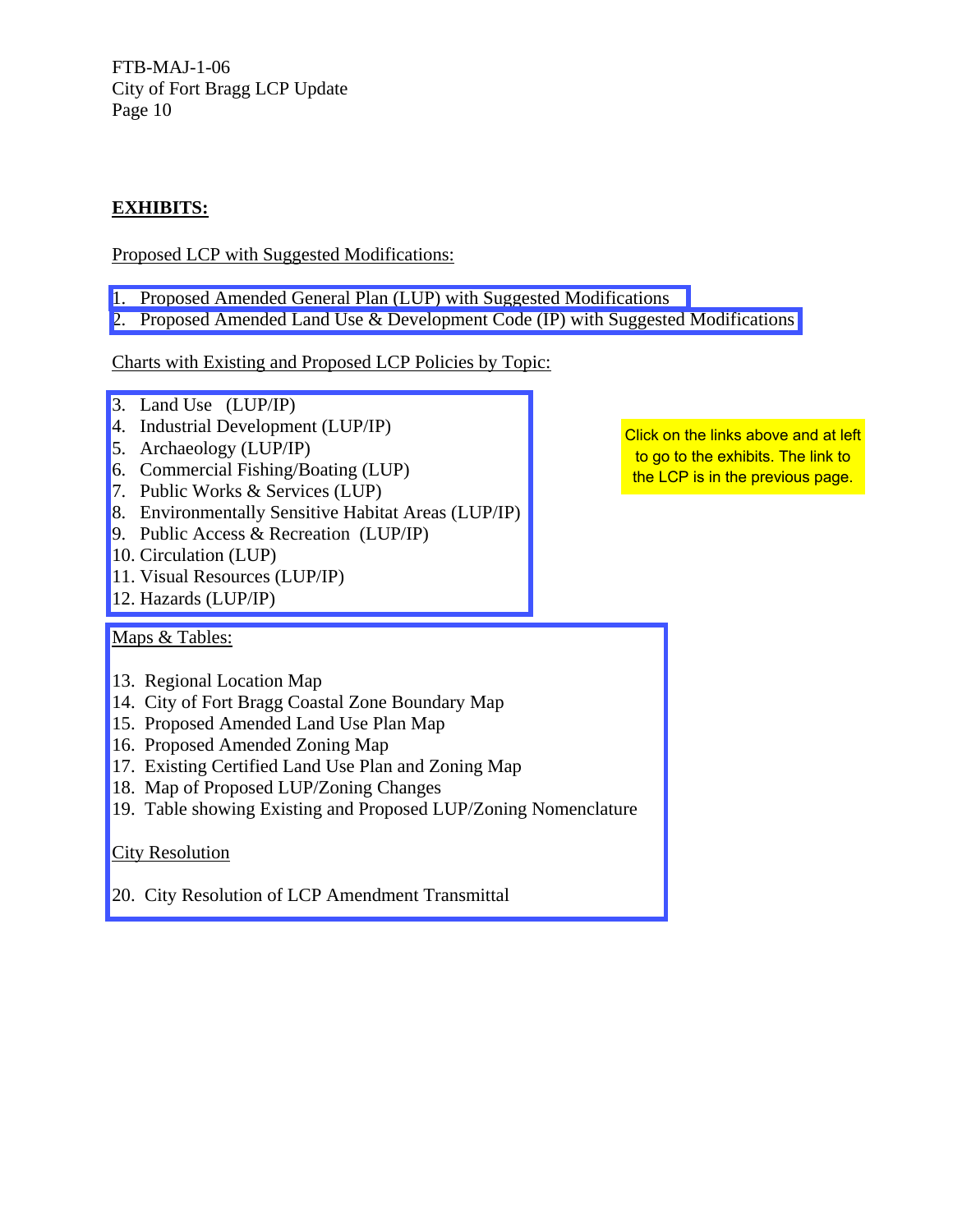## EXHIBITS:

Proposed LCP with Suggested Modifications:

1. Proposed Amended General Plan (LUP) with Suggested Modifications
2. Proposed Amended Land Use & Development Code (IP) with Suggested Modifications

Charts with Existing and Proposed LCP Policies by Topic:

3. Land Use (LUP/IP)
4. Industrial Development (LUP/IP)
5. Archaeology (LUP/IP)
6. Commercial Fishing/Boating (LUP)
7. Public Works & Services (LUP)
8. Environmentally Sensitive Habitat Areas (LUP/IP)
9. Public Access & Recreation (LUP/IP)
10. Circulation (LUP)
11. Visual Resources (LUP/IP)
12. Hazards (LUP/IP)

Click on the links above and at left to go to the exhibits. The link to the LCP is in the previous page.

Maps & Tables:

13. Regional Location Map
14. City of Fort Bragg Coastal Zone Boundary Map
15. Proposed Amended Land Use Plan Map
16. Proposed Amended Zoning Map
17. Existing Certified Land Use Plan and Zoning Map
18. Map of Proposed LUP/Zoning Changes
19. Table showing Existing and Proposed LUP/Zoning Nomenclature

City Resolution

20. City Resolution of LCP Amendment Transmittal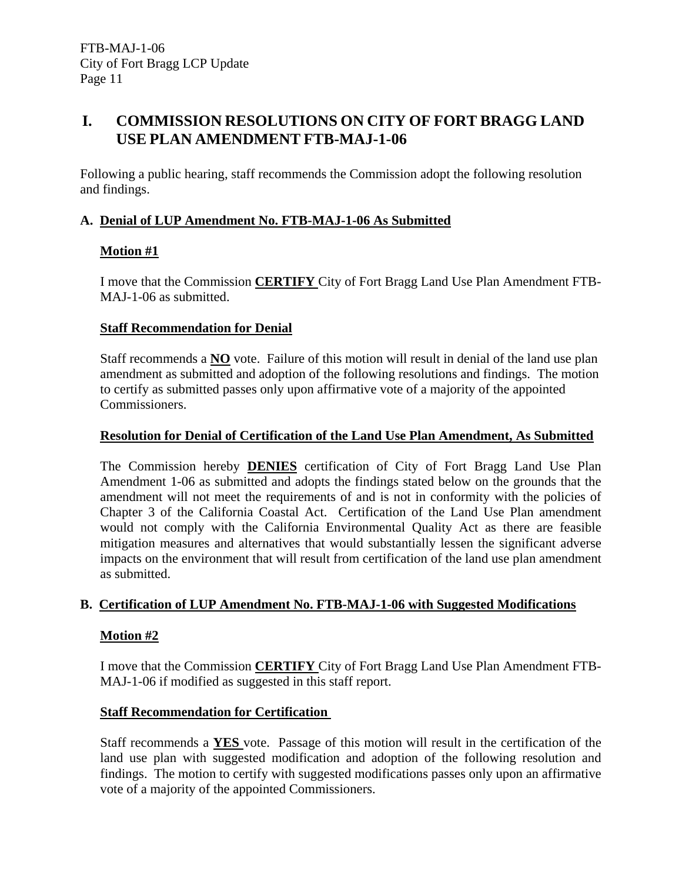# I. COMMISSION RESOLUTIONS ON CITY OF FORT BRAGG LAND USE PLAN AMENDMENT FTB-MAJ-1-06

Following a public hearing, staff recommends the Commission adopt the following resolution and findings.

## A. Denial of LUP Amendment No. FTB-MAJ-1-06 As Submitted

### Motion #1

I move that the Commission **CERTIFY** City of Fort Bragg Land Use Plan Amendment FTB-MAJ-1-06 as submitted.

### Staff Recommendation for Denial

Staff recommends a **NO** vote. Failure of this motion will result in denial of the land use plan amendment as submitted and adoption of the following resolutions and findings. The motion to certify as submitted passes only upon affirmative vote of a majority of the appointed Commissioners.

### Resolution for Denial of Certification of the Land Use Plan Amendment, As Submitted

The Commission hereby **DENIES** certification of City of Fort Bragg Land Use Plan Amendment 1-06 as submitted and adopts the findings stated below on the grounds that the amendment will not meet the requirements of and is not in conformity with the policies of Chapter 3 of the California Coastal Act. Certification of the Land Use Plan amendment would not comply with the California Environmental Quality Act as there are feasible mitigation measures and alternatives that would substantially lessen the significant adverse impacts on the environment that will result from certification of the land use plan amendment as submitted.

## B. Certification of LUP Amendment No. FTB-MAJ-1-06 with Suggested Modifications

### Motion #2

I move that the Commission **CERTIFY** City of Fort Bragg Land Use Plan Amendment FTB-MAJ-1-06 if modified as suggested in this staff report.

### Staff Recommendation for Certification

Staff recommends a **YES** vote. Passage of this motion will result in the certification of the land use plan with suggested modification and adoption of the following resolution and findings. The motion to certify with suggested modifications passes only upon an affirmative vote of a majority of the appointed Commissioners.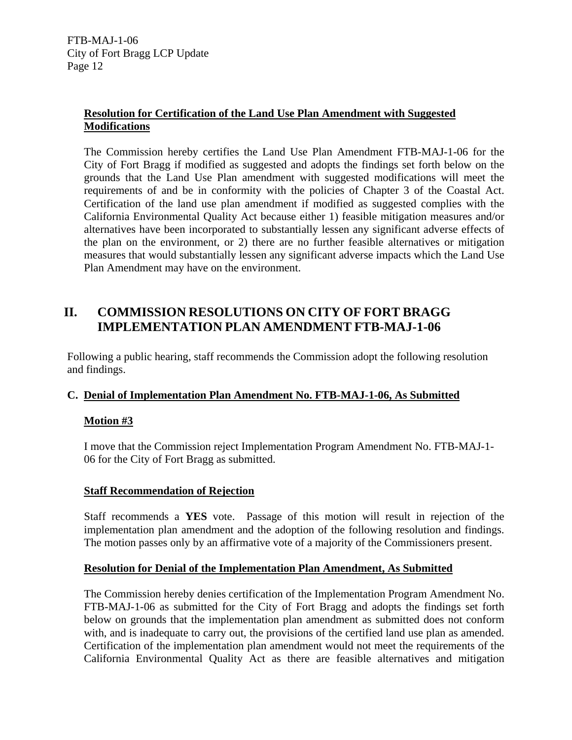**Resolution for Certification of the Land Use Plan Amendment with Suggested Modifications**

The Commission hereby certifies the Land Use Plan Amendment FTB-MAJ-1-06 for the City of Fort Bragg if modified as suggested and adopts the findings set forth below on the grounds that the Land Use Plan amendment with suggested modifications will meet the requirements of and be in conformity with the policies of Chapter 3 of the Coastal Act. Certification of the land use plan amendment if modified as suggested complies with the California Environmental Quality Act because either 1) feasible mitigation measures and/or alternatives have been incorporated to substantially lessen any significant adverse effects of the plan on the environment, or 2) there are no further feasible alternatives or mitigation measures that would substantially lessen any significant adverse impacts which the Land Use Plan Amendment may have on the environment.

# II. COMMISSION RESOLUTIONS ON CITY OF FORT BRAGG IMPLEMENTATION PLAN AMENDMENT FTB-MAJ-1-06

Following a public hearing, staff recommends the Commission adopt the following resolution and findings.

## C. Denial of Implementation Plan Amendment No. FTB-MAJ-1-06, As Submitted

**Motion #3**

I move that the Commission reject Implementation Program Amendment No. FTB-MAJ-1-06 for the City of Fort Bragg as submitted.

**Staff Recommendation of Rejection**

Staff recommends a **YES** vote. Passage of this motion will result in rejection of the implementation plan amendment and the adoption of the following resolution and findings. The motion passes only by an affirmative vote of a majority of the Commissioners present.

**Resolution for Denial of the Implementation Plan Amendment, As Submitted**

The Commission hereby denies certification of the Implementation Program Amendment No. FTB-MAJ-1-06 as submitted for the City of Fort Bragg and adopts the findings set forth below on grounds that the implementation plan amendment as submitted does not conform with, and is inadequate to carry out, the provisions of the certified land use plan as amended. Certification of the implementation plan amendment would not meet the requirements of the California Environmental Quality Act as there are feasible alternatives and mitigation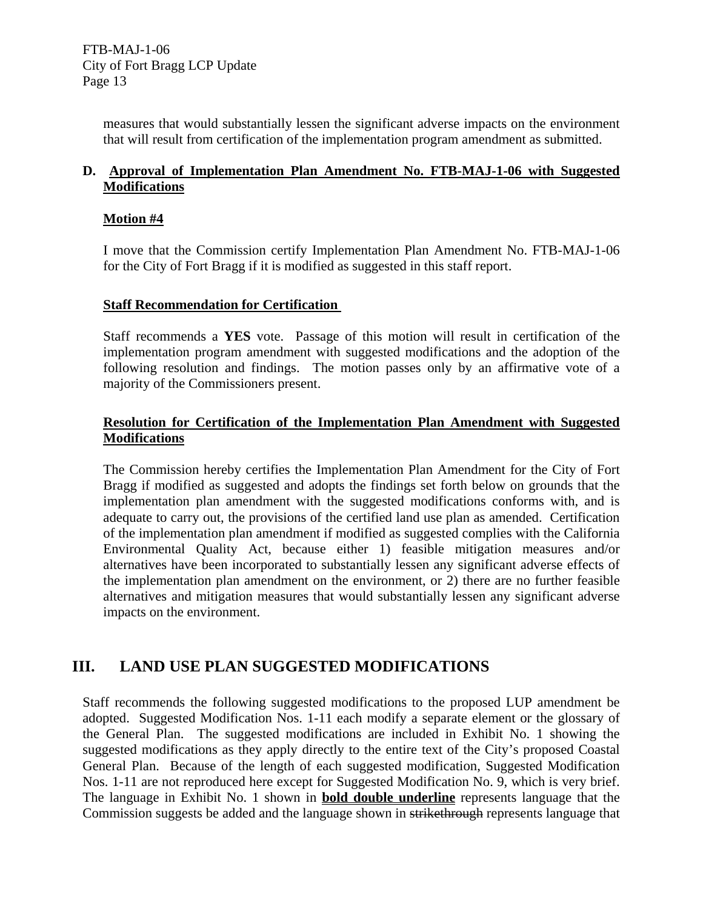measures that would substantially lessen the significant adverse impacts on the environment that will result from certification of the implementation program amendment as submitted.

### D. Approval of Implementation Plan Amendment No. FTB-MAJ-1-06 with Suggested Modifications

**Motion #4**

I move that the Commission certify Implementation Plan Amendment No. FTB-MAJ-1-06 for the City of Fort Bragg if it is modified as suggested in this staff report.

**Staff Recommendation for Certification**

Staff recommends a **YES** vote. Passage of this motion will result in certification of the implementation program amendment with suggested modifications and the adoption of the following resolution and findings. The motion passes only by an affirmative vote of a majority of the Commissioners present.

**Resolution for Certification of the Implementation Plan Amendment with Suggested Modifications**

The Commission hereby certifies the Implementation Plan Amendment for the City of Fort Bragg if modified as suggested and adopts the findings set forth below on grounds that the implementation plan amendment with the suggested modifications conforms with, and is adequate to carry out, the provisions of the certified land use plan as amended. Certification of the implementation plan amendment if modified as suggested complies with the California Environmental Quality Act, because either 1) feasible mitigation measures and/or alternatives have been incorporated to substantially lessen any significant adverse effects of the implementation plan amendment on the environment, or 2) there are no further feasible alternatives and mitigation measures that would substantially lessen any significant adverse impacts on the environment.

## III. LAND USE PLAN SUGGESTED MODIFICATIONS

Staff recommends the following suggested modifications to the proposed LUP amendment be adopted. Suggested Modification Nos. 1-11 each modify a separate element or the glossary of the General Plan. The suggested modifications are included in Exhibit No. 1 showing the suggested modifications as they apply directly to the entire text of the City's proposed Coastal General Plan. Because of the length of each suggested modification, Suggested Modification Nos. 1-11 are not reproduced here except for Suggested Modification No. 9, which is very brief. The language in Exhibit No. 1 shown in **bold double underline** represents language that the Commission suggests be added and the language shown in ~~strikethrough~~ represents language that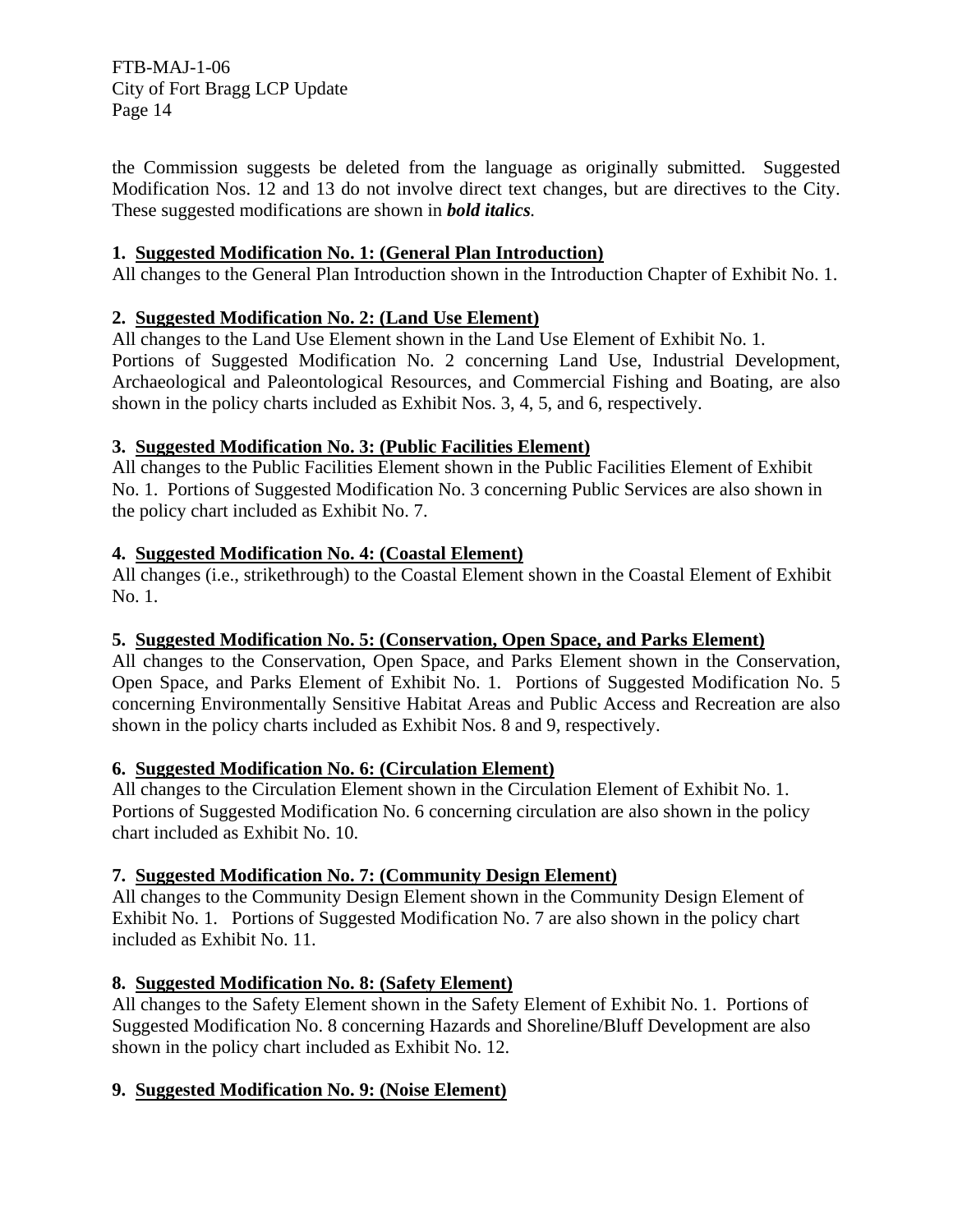the Commission suggests be deleted from the language as originally submitted. Suggested Modification Nos. 12 and 13 do not involve direct text changes, but are directives to the City. These suggested modifications are shown in ***bold italics***.

**1. <u>Suggested Modification No. 1: (General Plan Introduction)</u>**
All changes to the General Plan Introduction shown in the Introduction Chapter of Exhibit No. 1.

**2. <u>Suggested Modification No. 2: (Land Use Element)</u>**
All changes to the Land Use Element shown in the Land Use Element of Exhibit No. 1.
Portions of Suggested Modification No. 2 concerning Land Use, Industrial Development, Archaeological and Paleontological Resources, and Commercial Fishing and Boating, are also shown in the policy charts included as Exhibit Nos. 3, 4, 5, and 6, respectively.

**3. <u>Suggested Modification No. 3: (Public Facilities Element)</u>**
All changes to the Public Facilities Element shown in the Public Facilities Element of Exhibit No. 1. Portions of Suggested Modification No. 3 concerning Public Services are also shown in the policy chart included as Exhibit No. 7.

**4. <u>Suggested Modification No. 4: (Coastal Element)</u>**
All changes (i.e., strikethrough) to the Coastal Element shown in the Coastal Element of Exhibit No. 1.

**5. <u>Suggested Modification No. 5: (Conservation, Open Space, and Parks Element)</u>**
All changes to the Conservation, Open Space, and Parks Element shown in the Conservation, Open Space, and Parks Element of Exhibit No. 1. Portions of Suggested Modification No. 5 concerning Environmentally Sensitive Habitat Areas and Public Access and Recreation are also shown in the policy charts included as Exhibit Nos. 8 and 9, respectively.

**6. <u>Suggested Modification No. 6: (Circulation Element)</u>**
All changes to the Circulation Element shown in the Circulation Element of Exhibit No. 1. Portions of Suggested Modification No. 6 concerning circulation are also shown in the policy chart included as Exhibit No. 10.

**7. <u>Suggested Modification No. 7: (Community Design Element)</u>**
All changes to the Community Design Element shown in the Community Design Element of Exhibit No. 1. Portions of Suggested Modification No. 7 are also shown in the policy chart included as Exhibit No. 11.

**8. <u>Suggested Modification No. 8: (Safety Element)</u>**
All changes to the Safety Element shown in the Safety Element of Exhibit No. 1. Portions of Suggested Modification No. 8 concerning Hazards and Shoreline/Bluff Development are also shown in the policy chart included as Exhibit No. 12.

**9. <u>Suggested Modification No. 9: (Noise Element)</u>**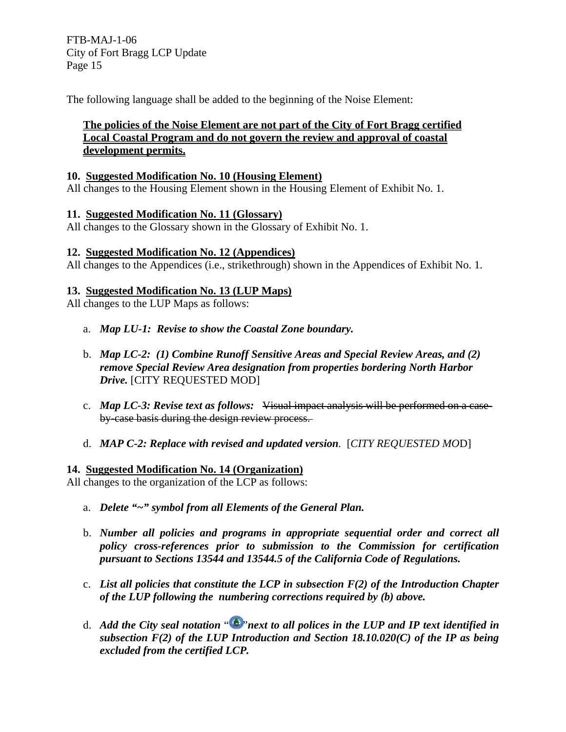The following language shall be added to the beginning of the Noise Element:

> <u>**The policies of the Noise Element are not part of the City of Fort Bragg certified Local Coastal Program and do not govern the review and approval of coastal development permits.**</u>

**10. <u>Suggested Modification No. 10 (Housing Element)</u>**
All changes to the Housing Element shown in the Housing Element of Exhibit No. 1.

**11. <u>Suggested Modification No. 11 (Glossary)</u>**
All changes to the Glossary shown in the Glossary of Exhibit No. 1.

**12. <u>Suggested Modification No. 12 (Appendices)</u>**
All changes to the Appendices (i.e., strikethrough) shown in the Appendices of Exhibit No. 1.

**13. <u>Suggested Modification No. 13 (LUP Maps)</u>**
All changes to the LUP Maps as follows:

a. ***Map LU-1: Revise to show the Coastal Zone boundary.***

b. ***Map LC-2: (1) Combine Runoff Sensitive Areas and Special Review Areas, and (2) remove Special Review Area designation from properties bordering North Harbor Drive.*** [CITY REQUESTED MOD]

c. ***Map LC-3: Revise text as follows:*** ~~Visual impact analysis will be performed on a case-by-case basis during the design review process.~~

d. ***MAP C-2: Replace with revised and updated version***. [*CITY REQUESTED MO*D]

**14. <u>Suggested Modification No. 14 (Organization)</u>**
All changes to the organization of the LCP as follows:

a. ***Delete "~" symbol from all Elements of the General Plan.***

b. ***Number all policies and programs in appropriate sequential order and correct all policy cross-references prior to submission to the Commission for certification pursuant to Sections 13544 and 13544.5 of the California Code of Regulations.***

c. ***List all policies that constitute the LCP in subsection F(2) of the Introduction Chapter of the LUP following the numbering corrections required by (b) above.***

d. ***Add the City seal notation "" next to all polices in the LUP and IP text identified in subsection F(2) of the LUP Introduction and Section 18.10.020(C) of the IP as being excluded from the certified LCP.***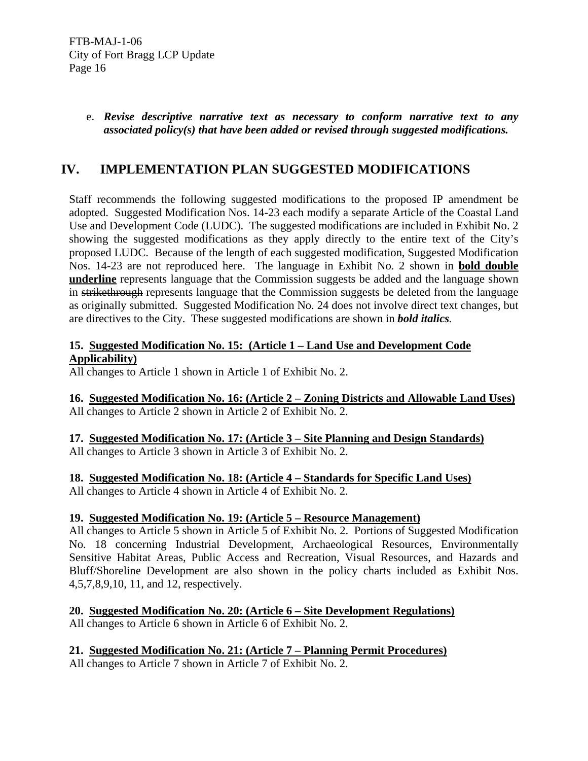e. ***Revise descriptive narrative text as necessary to conform narrative text to any associated policy(s) that have been added or revised through suggested modifications.***

## IV. IMPLEMENTATION PLAN SUGGESTED MODIFICATIONS

Staff recommends the following suggested modifications to the proposed IP amendment be adopted. Suggested Modification Nos. 14-23 each modify a separate Article of the Coastal Land Use and Development Code (LUDC). The suggested modifications are included in Exhibit No. 2 showing the suggested modifications as they apply directly to the entire text of the City's proposed LUDC. Because of the length of each suggested modification, Suggested Modification Nos. 14-23 are not reproduced here. The language in Exhibit No. 2 shown in **bold double underline** represents language that the Commission suggests be added and the language shown in ~~strikethrough~~ represents language that the Commission suggests be deleted from the language as originally submitted. Suggested Modification No. 24 does not involve direct text changes, but are directives to the City. These suggested modifications are shown in ***bold italics.***

**15. Suggested Modification No. 15: (Article 1 – Land Use and Development Code Applicability)**
All changes to Article 1 shown in Article 1 of Exhibit No. 2.

**16. Suggested Modification No. 16: (Article 2 – Zoning Districts and Allowable Land Uses)**
All changes to Article 2 shown in Article 2 of Exhibit No. 2.

**17. Suggested Modification No. 17: (Article 3 – Site Planning and Design Standards)**
All changes to Article 3 shown in Article 3 of Exhibit No. 2.

**18. Suggested Modification No. 18: (Article 4 – Standards for Specific Land Uses)**
All changes to Article 4 shown in Article 4 of Exhibit No. 2.

**19. Suggested Modification No. 19: (Article 5 – Resource Management)**
All changes to Article 5 shown in Article 5 of Exhibit No. 2. Portions of Suggested Modification No. 18 concerning Industrial Development, Archaeological Resources, Environmentally Sensitive Habitat Areas, Public Access and Recreation, Visual Resources, and Hazards and Bluff/Shoreline Development are also shown in the policy charts included as Exhibit Nos. 4,5,7,8,9,10, 11, and 12, respectively.

**20. Suggested Modification No. 20: (Article 6 – Site Development Regulations)**
All changes to Article 6 shown in Article 6 of Exhibit No. 2.

**21. Suggested Modification No. 21: (Article 7 – Planning Permit Procedures)**
All changes to Article 7 shown in Article 7 of Exhibit No. 2.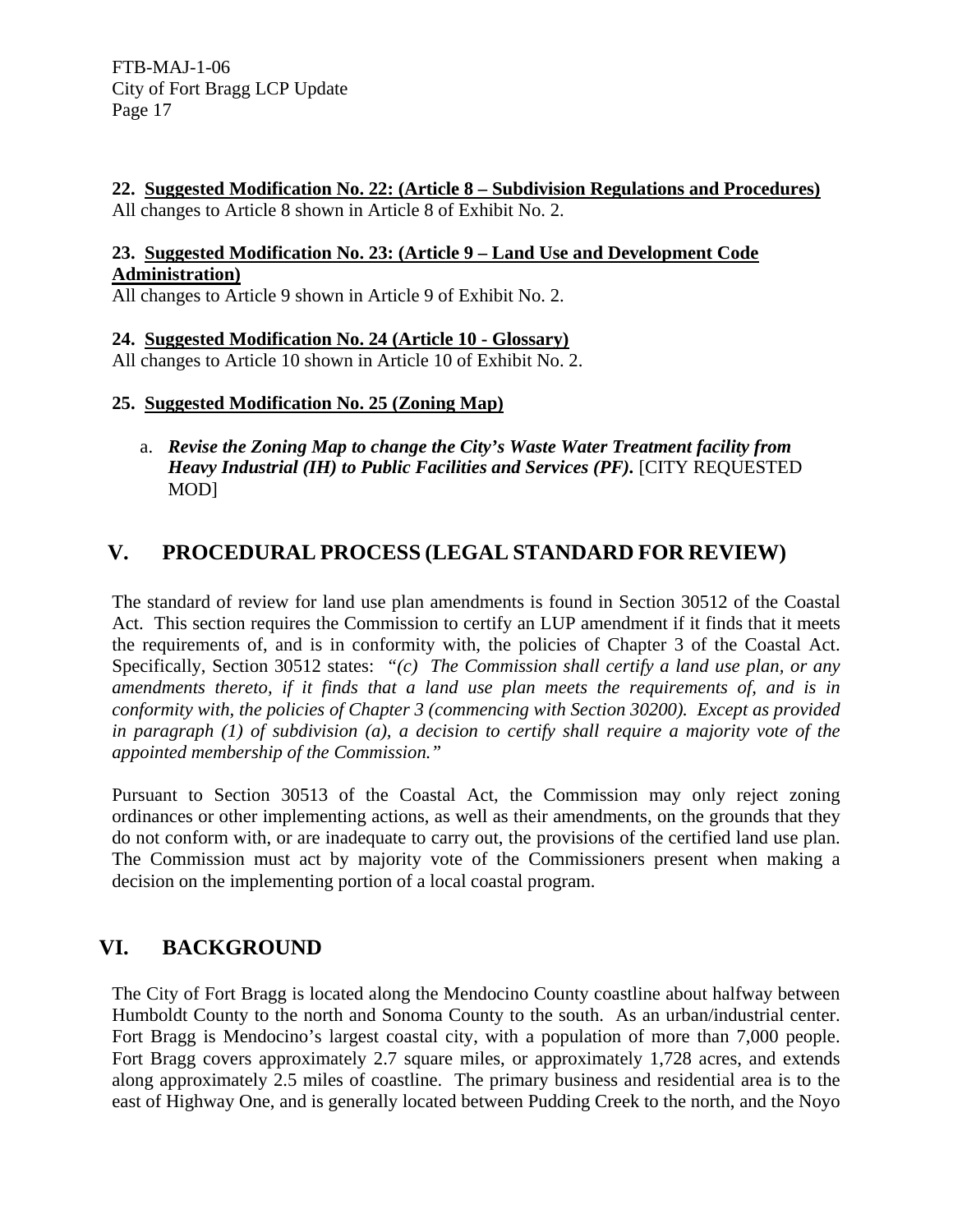**22. <u>Suggested Modification No. 22: (Article 8 – Subdivision Regulations and Procedures)</u>**
All changes to Article 8 shown in Article 8 of Exhibit No. 2.

**23. <u>Suggested Modification No. 23: (Article 9 – Land Use and Development Code Administration)</u>**
All changes to Article 9 shown in Article 9 of Exhibit No. 2.

**24. <u>Suggested Modification No. 24 (Article 10 - Glossary)</u>**
All changes to Article 10 shown in Article 10 of Exhibit No. 2.

**25. <u>Suggested Modification No. 25 (Zoning Map)</u>**

a. ***Revise the Zoning Map to change the City's Waste Water Treatment facility from Heavy Industrial (IH) to Public Facilities and Services (PF).*** [CITY REQUESTED MOD]

# V. PROCEDURAL PROCESS (LEGAL STANDARD FOR REVIEW)

The standard of review for land use plan amendments is found in Section 30512 of the Coastal Act. This section requires the Commission to certify an LUP amendment if it finds that it meets the requirements of, and is in conformity with, the policies of Chapter 3 of the Coastal Act. Specifically, Section 30512 states: *"(c) The Commission shall certify a land use plan, or any amendments thereto, if it finds that a land use plan meets the requirements of, and is in conformity with, the policies of Chapter 3 (commencing with Section 30200). Except as provided in paragraph (1) of subdivision (a), a decision to certify shall require a majority vote of the appointed membership of the Commission."*

Pursuant to Section 30513 of the Coastal Act, the Commission may only reject zoning ordinances or other implementing actions, as well as their amendments, on the grounds that they do not conform with, or are inadequate to carry out, the provisions of the certified land use plan. The Commission must act by majority vote of the Commissioners present when making a decision on the implementing portion of a local coastal program.

# VI. BACKGROUND

The City of Fort Bragg is located along the Mendocino County coastline about halfway between Humboldt County to the north and Sonoma County to the south. As an urban/industrial center. Fort Bragg is Mendocino's largest coastal city, with a population of more than 7,000 people. Fort Bragg covers approximately 2.7 square miles, or approximately 1,728 acres, and extends along approximately 2.5 miles of coastline. The primary business and residential area is to the east of Highway One, and is generally located between Pudding Creek to the north, and the Noyo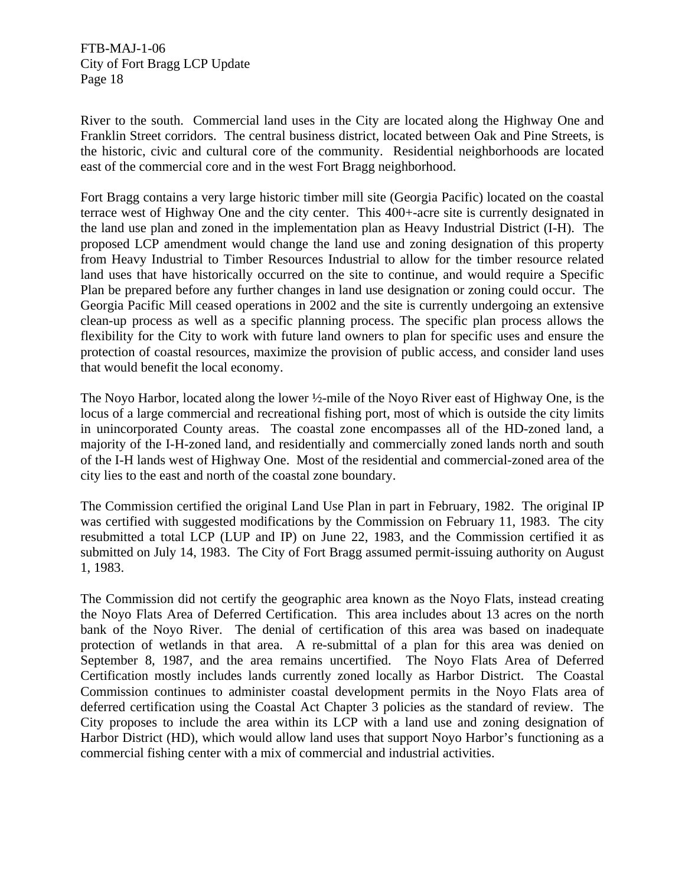River to the south. Commercial land uses in the City are located along the Highway One and Franklin Street corridors. The central business district, located between Oak and Pine Streets, is the historic, civic and cultural core of the community. Residential neighborhoods are located east of the commercial core and in the west Fort Bragg neighborhood.

Fort Bragg contains a very large historic timber mill site (Georgia Pacific) located on the coastal terrace west of Highway One and the city center. This 400+-acre site is currently designated in the land use plan and zoned in the implementation plan as Heavy Industrial District (I-H). The proposed LCP amendment would change the land use and zoning designation of this property from Heavy Industrial to Timber Resources Industrial to allow for the timber resource related land uses that have historically occurred on the site to continue, and would require a Specific Plan be prepared before any further changes in land use designation or zoning could occur. The Georgia Pacific Mill ceased operations in 2002 and the site is currently undergoing an extensive clean-up process as well as a specific planning process. The specific plan process allows the flexibility for the City to work with future land owners to plan for specific uses and ensure the protection of coastal resources, maximize the provision of public access, and consider land uses that would benefit the local economy.

The Noyo Harbor, located along the lower ½-mile of the Noyo River east of Highway One, is the locus of a large commercial and recreational fishing port, most of which is outside the city limits in unincorporated County areas. The coastal zone encompasses all of the HD-zoned land, a majority of the I-H-zoned land, and residentially and commercially zoned lands north and south of the I-H lands west of Highway One. Most of the residential and commercial-zoned area of the city lies to the east and north of the coastal zone boundary.

The Commission certified the original Land Use Plan in part in February, 1982. The original IP was certified with suggested modifications by the Commission on February 11, 1983. The city resubmitted a total LCP (LUP and IP) on June 22, 1983, and the Commission certified it as submitted on July 14, 1983. The City of Fort Bragg assumed permit-issuing authority on August 1, 1983.

The Commission did not certify the geographic area known as the Noyo Flats, instead creating the Noyo Flats Area of Deferred Certification. This area includes about 13 acres on the north bank of the Noyo River. The denial of certification of this area was based on inadequate protection of wetlands in that area. A re-submittal of a plan for this area was denied on September 8, 1987, and the area remains uncertified. The Noyo Flats Area of Deferred Certification mostly includes lands currently zoned locally as Harbor District. The Coastal Commission continues to administer coastal development permits in the Noyo Flats area of deferred certification using the Coastal Act Chapter 3 policies as the standard of review. The City proposes to include the area within its LCP with a land use and zoning designation of Harbor District (HD), which would allow land uses that support Noyo Harbor's functioning as a commercial fishing center with a mix of commercial and industrial activities.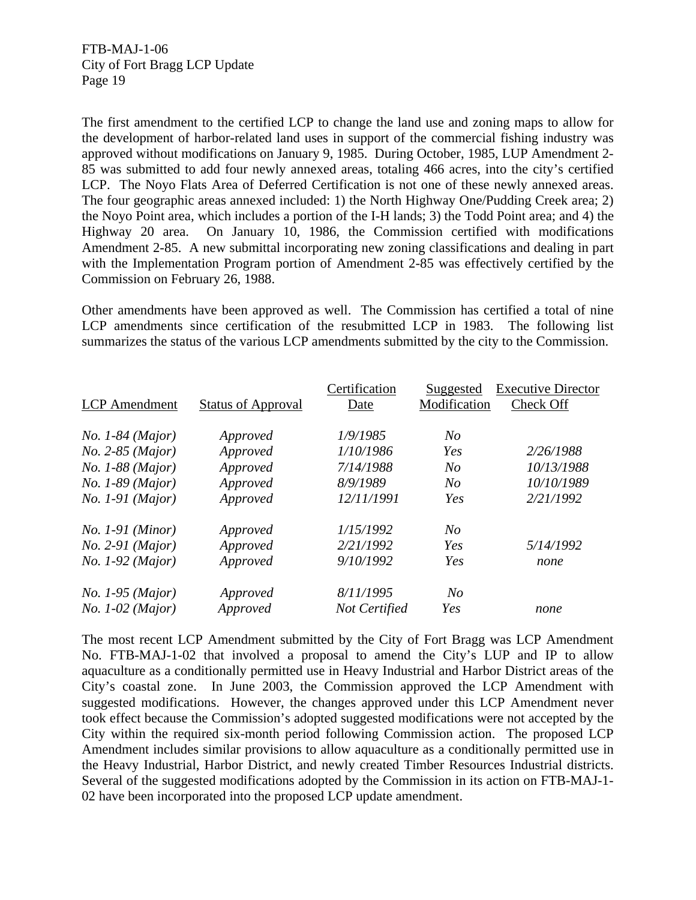The first amendment to the certified LCP to change the land use and zoning maps to allow for the development of harbor-related land uses in support of the commercial fishing industry was approved without modifications on January 9, 1985. During October, 1985, LUP Amendment 2-85 was submitted to add four newly annexed areas, totaling 466 acres, into the city's certified LCP. The Noyo Flats Area of Deferred Certification is not one of these newly annexed areas. The four geographic areas annexed included: 1) the North Highway One/Pudding Creek area; 2) the Noyo Point area, which includes a portion of the I-H lands; 3) the Todd Point area; and 4) the Highway 20 area. On January 10, 1986, the Commission certified with modifications Amendment 2-85. A new submittal incorporating new zoning classifications and dealing in part with the Implementation Program portion of Amendment 2-85 was effectively certified by the Commission on February 26, 1988.

Other amendments have been approved as well. The Commission has certified a total of nine LCP amendments since certification of the resubmitted LCP in 1983. The following list summarizes the status of the various LCP amendments submitted by the city to the Commission.

| LCP Amendment | Status of Approval | Certification Date | Suggested Modification | Executive Director Check Off |
|---|---|---|---|---|
| *No. 1-84 (Major)* | *Approved* | *1/9/1985* | *No* | |
| *No. 2-85 (Major)* | *Approved* | *1/10/1986* | *Yes* | *2/26/1988* |
| *No. 1-88 (Major)* | *Approved* | *7/14/1988* | *No* | *10/13/1988* |
| *No. 1-89 (Major)* | *Approved* | *8/9/1989* | *No* | *10/10/1989* |
| *No. 1-91 (Major)* | *Approved* | *12/11/1991* | *Yes* | *2/21/1992* |
| *No. 1-91 (Minor)* | *Approved* | *1/15/1992* | *No* | |
| *No. 2-91 (Major)* | *Approved* | *2/21/1992* | *Yes* | *5/14/1992* |
| *No. 1-92 (Major)* | *Approved* | *9/10/1992* | *Yes* | *none* |
| *No. 1-95 (Major)* | *Approved* | *8/11/1995* | *No* | |
| *No. 1-02 (Major)* | *Approved* | *Not Certified* | *Yes* | *none* |

The most recent LCP Amendment submitted by the City of Fort Bragg was LCP Amendment No. FTB-MAJ-1-02 that involved a proposal to amend the City's LUP and IP to allow aquaculture as a conditionally permitted use in Heavy Industrial and Harbor District areas of the City's coastal zone. In June 2003, the Commission approved the LCP Amendment with suggested modifications. However, the changes approved under this LCP Amendment never took effect because the Commission's adopted suggested modifications were not accepted by the City within the required six-month period following Commission action. The proposed LCP Amendment includes similar provisions to allow aquaculture as a conditionally permitted use in the Heavy Industrial, Harbor District, and newly created Timber Resources Industrial districts. Several of the suggested modifications adopted by the Commission in its action on FTB-MAJ-1-02 have been incorporated into the proposed LCP update amendment.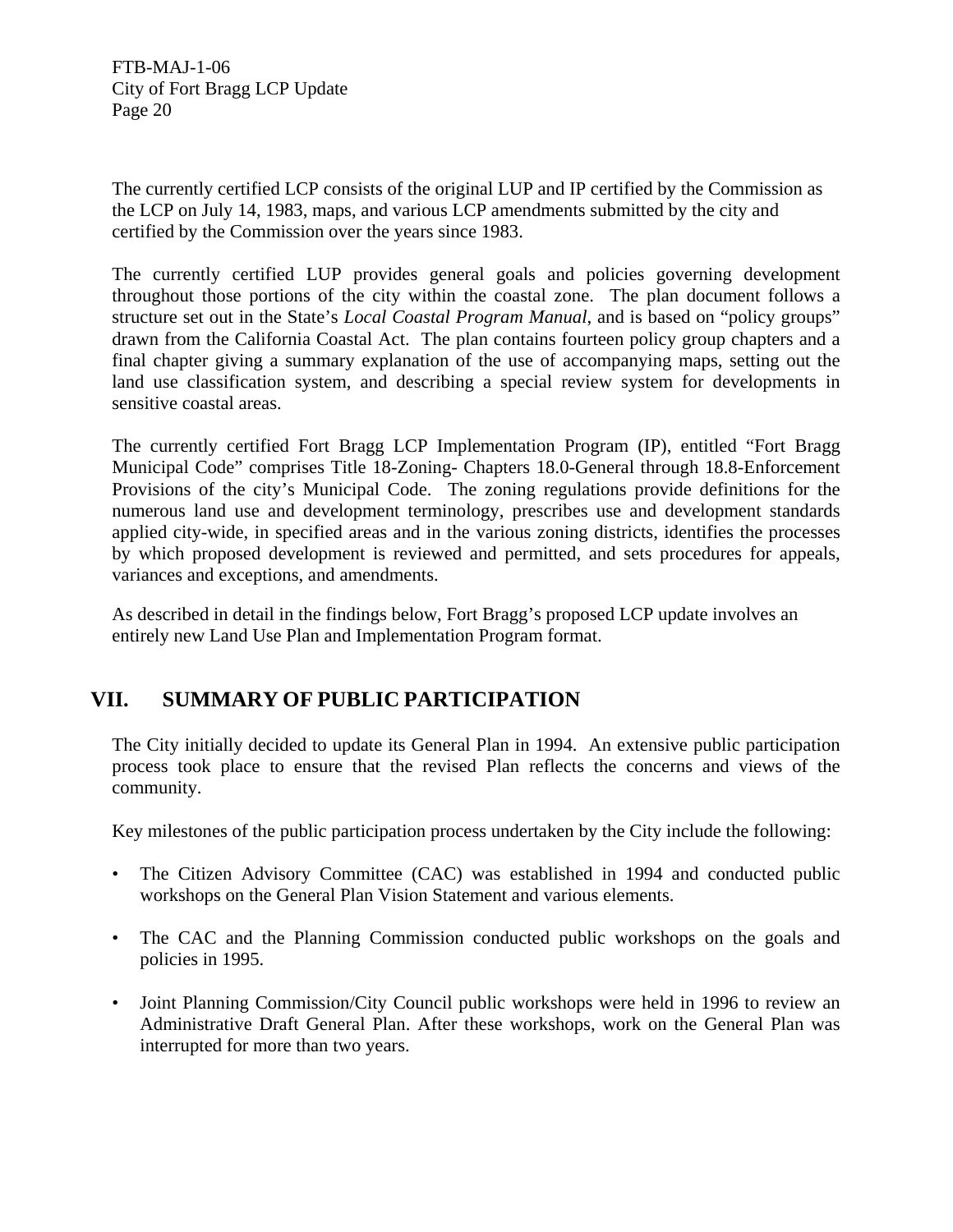The currently certified LCP consists of the original LUP and IP certified by the Commission as the LCP on July 14, 1983, maps, and various LCP amendments submitted by the city and certified by the Commission over the years since 1983.

The currently certified LUP provides general goals and policies governing development throughout those portions of the city within the coastal zone. The plan document follows a structure set out in the State's *Local Coastal Program Manual*, and is based on "policy groups" drawn from the California Coastal Act. The plan contains fourteen policy group chapters and a final chapter giving a summary explanation of the use of accompanying maps, setting out the land use classification system, and describing a special review system for developments in sensitive coastal areas.

The currently certified Fort Bragg LCP Implementation Program (IP), entitled "Fort Bragg Municipal Code" comprises Title 18-Zoning- Chapters 18.0-General through 18.8-Enforcement Provisions of the city's Municipal Code. The zoning regulations provide definitions for the numerous land use and development terminology, prescribes use and development standards applied city-wide, in specified areas and in the various zoning districts, identifies the processes by which proposed development is reviewed and permitted, and sets procedures for appeals, variances and exceptions, and amendments.

As described in detail in the findings below, Fort Bragg's proposed LCP update involves an entirely new Land Use Plan and Implementation Program format.

## VII. SUMMARY OF PUBLIC PARTICIPATION

The City initially decided to update its General Plan in 1994. An extensive public participation process took place to ensure that the revised Plan reflects the concerns and views of the community.

Key milestones of the public participation process undertaken by the City include the following:

- The Citizen Advisory Committee (CAC) was established in 1994 and conducted public workshops on the General Plan Vision Statement and various elements.
- The CAC and the Planning Commission conducted public workshops on the goals and policies in 1995.
- Joint Planning Commission/City Council public workshops were held in 1996 to review an Administrative Draft General Plan. After these workshops, work on the General Plan was interrupted for more than two years.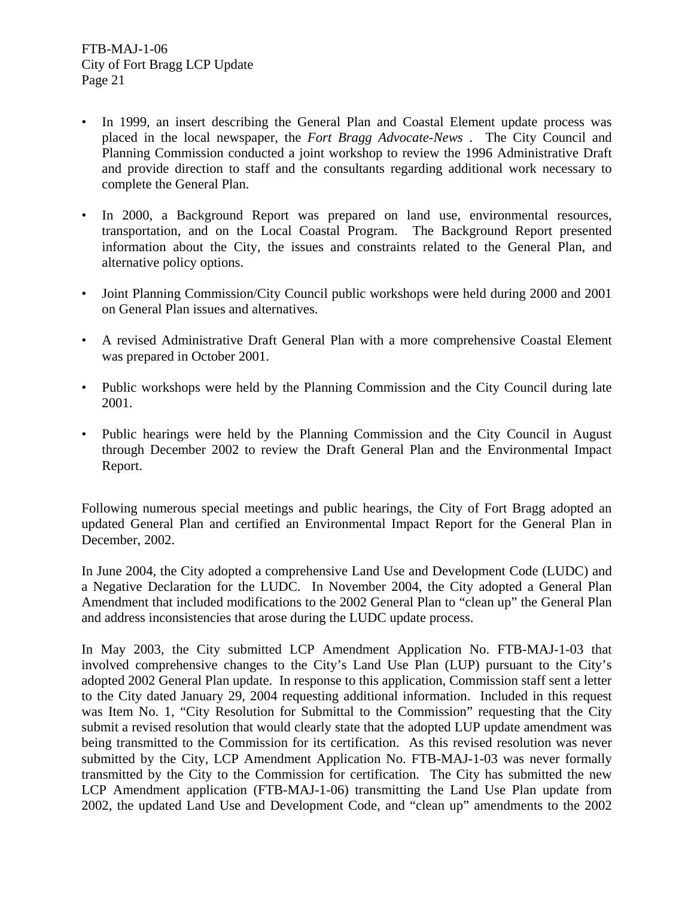- In 1999, an insert describing the General Plan and Coastal Element update process was placed in the local newspaper, the *Fort Bragg Advocate-News* . The City Council and Planning Commission conducted a joint workshop to review the 1996 Administrative Draft and provide direction to staff and the consultants regarding additional work necessary to complete the General Plan.

- In 2000, a Background Report was prepared on land use, environmental resources, transportation, and on the Local Coastal Program. The Background Report presented information about the City, the issues and constraints related to the General Plan, and alternative policy options.

- Joint Planning Commission/City Council public workshops were held during 2000 and 2001 on General Plan issues and alternatives.

- A revised Administrative Draft General Plan with a more comprehensive Coastal Element was prepared in October 2001.

- Public workshops were held by the Planning Commission and the City Council during late 2001.

- Public hearings were held by the Planning Commission and the City Council in August through December 2002 to review the Draft General Plan and the Environmental Impact Report.

Following numerous special meetings and public hearings, the City of Fort Bragg adopted an updated General Plan and certified an Environmental Impact Report for the General Plan in December, 2002.

In June 2004, the City adopted a comprehensive Land Use and Development Code (LUDC) and a Negative Declaration for the LUDC. In November 2004, the City adopted a General Plan Amendment that included modifications to the 2002 General Plan to "clean up" the General Plan and address inconsistencies that arose during the LUDC update process.

In May 2003, the City submitted LCP Amendment Application No. FTB-MAJ-1-03 that involved comprehensive changes to the City's Land Use Plan (LUP) pursuant to the City's adopted 2002 General Plan update. In response to this application, Commission staff sent a letter to the City dated January 29, 2004 requesting additional information. Included in this request was Item No. 1, "City Resolution for Submittal to the Commission" requesting that the City submit a revised resolution that would clearly state that the adopted LUP update amendment was being transmitted to the Commission for its certification. As this revised resolution was never submitted by the City, LCP Amendment Application No. FTB-MAJ-1-03 was never formally transmitted by the City to the Commission for certification. The City has submitted the new LCP Amendment application (FTB-MAJ-1-06) transmitting the Land Use Plan update from 2002, the updated Land Use and Development Code, and "clean up" amendments to the 2002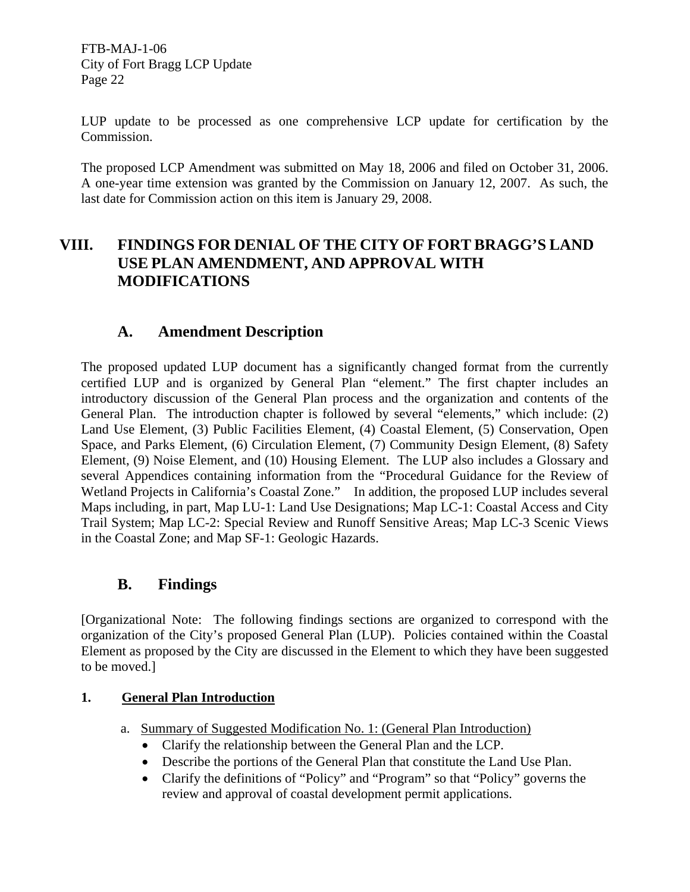LUP update to be processed as one comprehensive LCP update for certification by the Commission.

The proposed LCP Amendment was submitted on May 18, 2006 and filed on October 31, 2006. A one-year time extension was granted by the Commission on January 12, 2007. As such, the last date for Commission action on this item is January 29, 2008.

# VIII. FINDINGS FOR DENIAL OF THE CITY OF FORT BRAGG'S LAND USE PLAN AMENDMENT, AND APPROVAL WITH MODIFICATIONS

## A. Amendment Description

The proposed updated LUP document has a significantly changed format from the currently certified LUP and is organized by General Plan "element." The first chapter includes an introductory discussion of the General Plan process and the organization and contents of the General Plan. The introduction chapter is followed by several "elements," which include: (2) Land Use Element, (3) Public Facilities Element, (4) Coastal Element, (5) Conservation, Open Space, and Parks Element, (6) Circulation Element, (7) Community Design Element, (8) Safety Element, (9) Noise Element, and (10) Housing Element. The LUP also includes a Glossary and several Appendices containing information from the "Procedural Guidance for the Review of Wetland Projects in California's Coastal Zone." In addition, the proposed LUP includes several Maps including, in part, Map LU-1: Land Use Designations; Map LC-1: Coastal Access and City Trail System; Map LC-2: Special Review and Runoff Sensitive Areas; Map LC-3 Scenic Views in the Coastal Zone; and Map SF-1: Geologic Hazards.

## B. Findings

[Organizational Note: The following findings sections are organized to correspond with the organization of the City's proposed General Plan (LUP). Policies contained within the Coastal Element as proposed by the City are discussed in the Element to which they have been suggested to be moved.]

### 1. General Plan Introduction

a. Summary of Suggested Modification No. 1: (General Plan Introduction)

- Clarify the relationship between the General Plan and the LCP.
- Describe the portions of the General Plan that constitute the Land Use Plan.
- Clarify the definitions of "Policy" and "Program" so that "Policy" governs the review and approval of coastal development permit applications.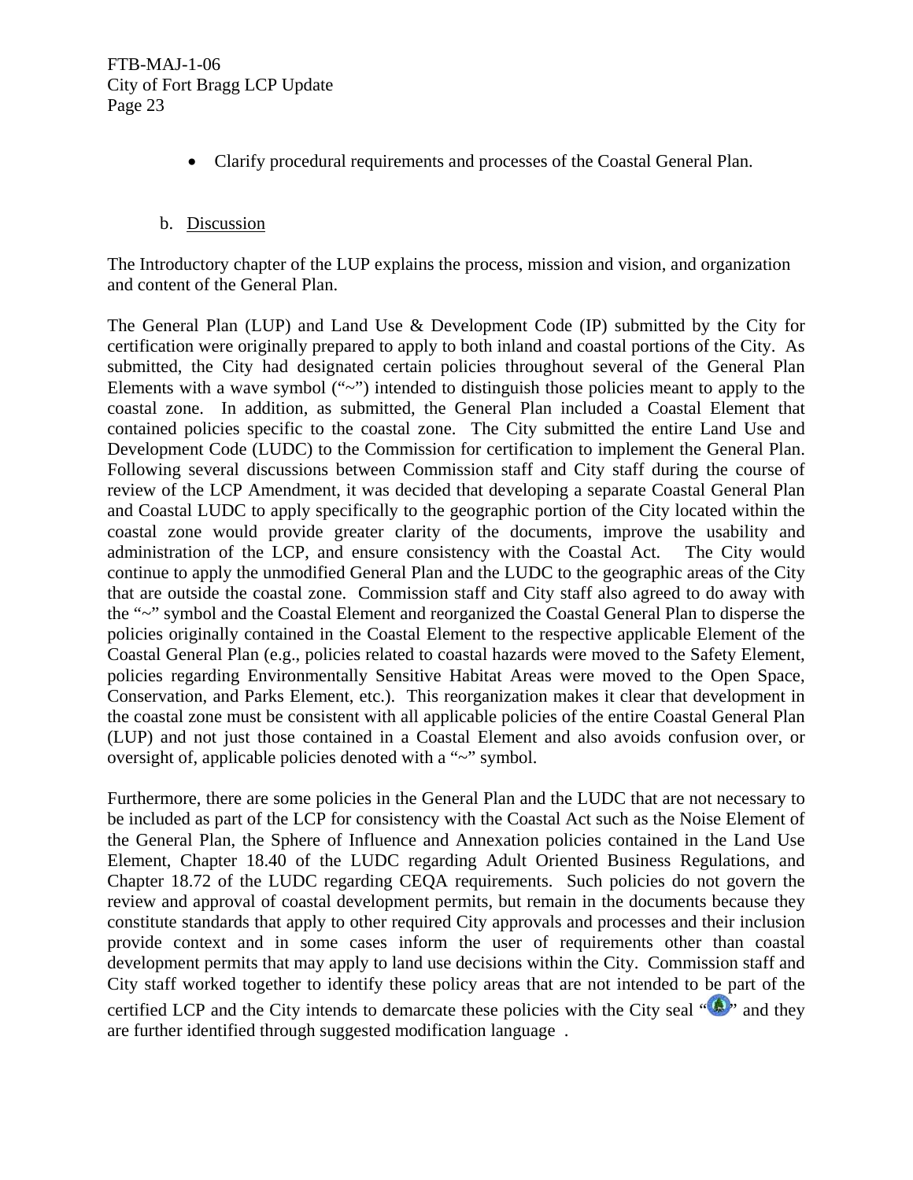- Clarify procedural requirements and processes of the Coastal General Plan.

b. Discussion

The Introductory chapter of the LUP explains the process, mission and vision, and organization and content of the General Plan.

The General Plan (LUP) and Land Use & Development Code (IP) submitted by the City for certification were originally prepared to apply to both inland and coastal portions of the City. As submitted, the City had designated certain policies throughout several of the General Plan Elements with a wave symbol ("~") intended to distinguish those policies meant to apply to the coastal zone. In addition, as submitted, the General Plan included a Coastal Element that contained policies specific to the coastal zone. The City submitted the entire Land Use and Development Code (LUDC) to the Commission for certification to implement the General Plan. Following several discussions between Commission staff and City staff during the course of review of the LCP Amendment, it was decided that developing a separate Coastal General Plan and Coastal LUDC to apply specifically to the geographic portion of the City located within the coastal zone would provide greater clarity of the documents, improve the usability and administration of the LCP, and ensure consistency with the Coastal Act. The City would continue to apply the unmodified General Plan and the LUDC to the geographic areas of the City that are outside the coastal zone. Commission staff and City staff also agreed to do away with the "~" symbol and the Coastal Element and reorganized the Coastal General Plan to disperse the policies originally contained in the Coastal Element to the respective applicable Element of the Coastal General Plan (e.g., policies related to coastal hazards were moved to the Safety Element, policies regarding Environmentally Sensitive Habitat Areas were moved to the Open Space, Conservation, and Parks Element, etc.). This reorganization makes it clear that development in the coastal zone must be consistent with all applicable policies of the entire Coastal General Plan (LUP) and not just those contained in a Coastal Element and also avoids confusion over, or oversight of, applicable policies denoted with a "~" symbol.

Furthermore, there are some policies in the General Plan and the LUDC that are not necessary to be included as part of the LCP for consistency with the Coastal Act such as the Noise Element of the General Plan, the Sphere of Influence and Annexation policies contained in the Land Use Element, Chapter 18.40 of the LUDC regarding Adult Oriented Business Regulations, and Chapter 18.72 of the LUDC regarding CEQA requirements. Such policies do not govern the review and approval of coastal development permits, but remain in the documents because they constitute standards that apply to other required City approvals and processes and their inclusion provide context and in some cases inform the user of requirements other than coastal development permits that may apply to land use decisions within the City. Commission staff and City staff worked together to identify these policy areas that are not intended to be part of the certified LCP and the City intends to demarcate these policies with the City seal " " and they are further identified through suggested modification language .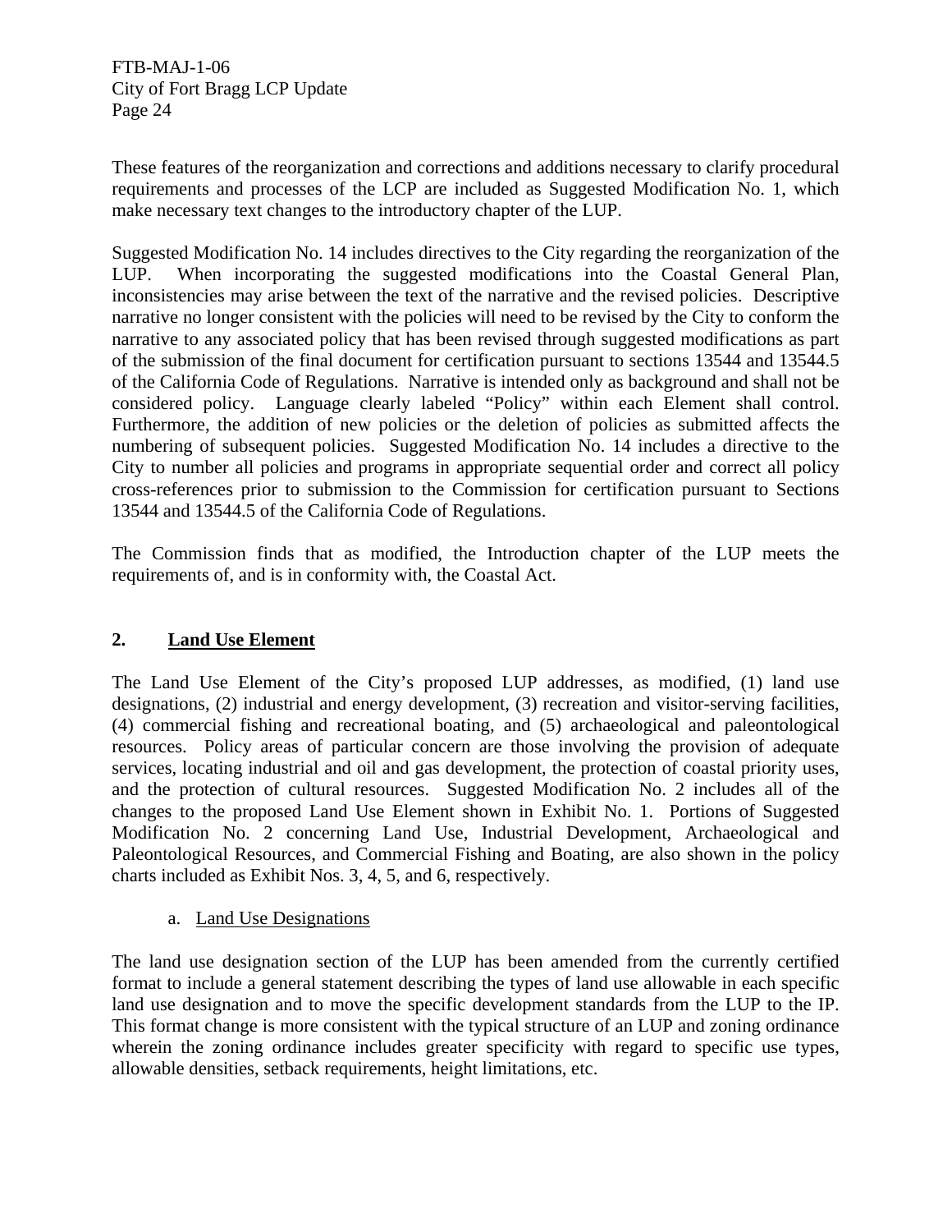These features of the reorganization and corrections and additions necessary to clarify procedural requirements and processes of the LCP are included as Suggested Modification No. 1, which make necessary text changes to the introductory chapter of the LUP.

Suggested Modification No. 14 includes directives to the City regarding the reorganization of the LUP. When incorporating the suggested modifications into the Coastal General Plan, inconsistencies may arise between the text of the narrative and the revised policies. Descriptive narrative no longer consistent with the policies will need to be revised by the City to conform the narrative to any associated policy that has been revised through suggested modifications as part of the submission of the final document for certification pursuant to sections 13544 and 13544.5 of the California Code of Regulations. Narrative is intended only as background and shall not be considered policy. Language clearly labeled "Policy" within each Element shall control. Furthermore, the addition of new policies or the deletion of policies as submitted affects the numbering of subsequent policies. Suggested Modification No. 14 includes a directive to the City to number all policies and programs in appropriate sequential order and correct all policy cross-references prior to submission to the Commission for certification pursuant to Sections 13544 and 13544.5 of the California Code of Regulations.

The Commission finds that as modified, the Introduction chapter of the LUP meets the requirements of, and is in conformity with, the Coastal Act.

## 2. Land Use Element

The Land Use Element of the City's proposed LUP addresses, as modified, (1) land use designations, (2) industrial and energy development, (3) recreation and visitor-serving facilities, (4) commercial fishing and recreational boating, and (5) archaeological and paleontological resources. Policy areas of particular concern are those involving the provision of adequate services, locating industrial and oil and gas development, the protection of coastal priority uses, and the protection of cultural resources. Suggested Modification No. 2 includes all of the changes to the proposed Land Use Element shown in Exhibit No. 1. Portions of Suggested Modification No. 2 concerning Land Use, Industrial Development, Archaeological and Paleontological Resources, and Commercial Fishing and Boating, are also shown in the policy charts included as Exhibit Nos. 3, 4, 5, and 6, respectively.

### a. Land Use Designations

The land use designation section of the LUP has been amended from the currently certified format to include a general statement describing the types of land use allowable in each specific land use designation and to move the specific development standards from the LUP to the IP. This format change is more consistent with the typical structure of an LUP and zoning ordinance wherein the zoning ordinance includes greater specificity with regard to specific use types, allowable densities, setback requirements, height limitations, etc.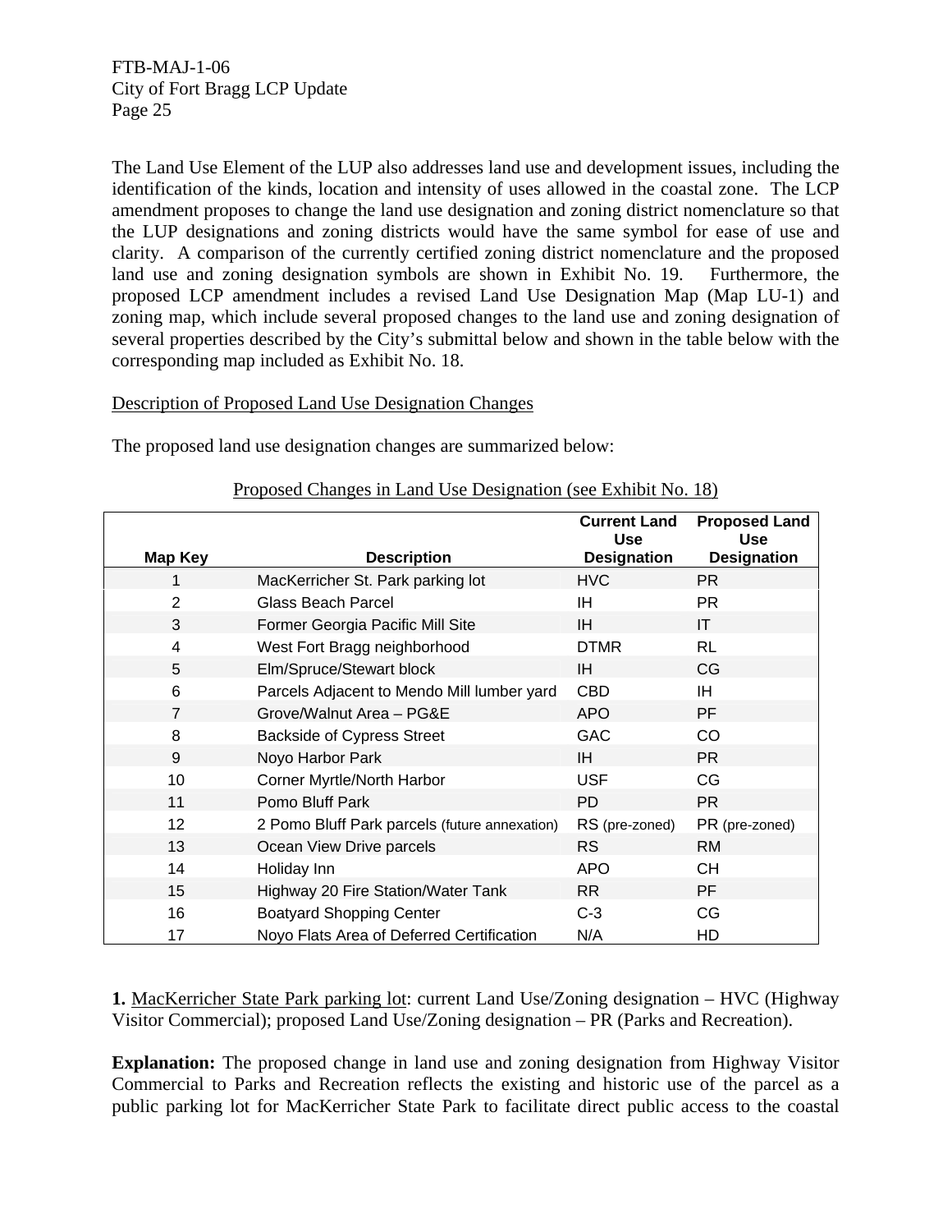The Land Use Element of the LUP also addresses land use and development issues, including the identification of the kinds, location and intensity of uses allowed in the coastal zone. The LCP amendment proposes to change the land use designation and zoning district nomenclature so that the LUP designations and zoning districts would have the same symbol for ease of use and clarity. A comparison of the currently certified zoning district nomenclature and the proposed land use and zoning designation symbols are shown in Exhibit No. 19. Furthermore, the proposed LCP amendment includes a revised Land Use Designation Map (Map LU-1) and zoning map, which include several proposed changes to the land use and zoning designation of several properties described by the City's submittal below and shown in the table below with the corresponding map included as Exhibit No. 18.

<u>Description of Proposed Land Use Designation Changes</u>

The proposed land use designation changes are summarized below:

<u>Proposed Changes in Land Use Designation (see Exhibit No. 18)</u>

| Map Key | Description | Current Land Use Designation | Proposed Land Use Designation |
|---|---|---|---|
| 1 | MacKerricher St. Park parking lot | HVC | PR |
| 2 | Glass Beach Parcel | IH | PR |
| 3 | Former Georgia Pacific Mill Site | IH | IT |
| 4 | West Fort Bragg neighborhood | DTMR | RL |
| 5 | Elm/Spruce/Stewart block | IH | CG |
| 6 | Parcels Adjacent to Mendo Mill lumber yard | CBD | IH |
| 7 | Grove/Walnut Area – PG&E | APO | PF |
| 8 | Backside of Cypress Street | GAC | CO |
| 9 | Noyo Harbor Park | IH | PR |
| 10 | Corner Myrtle/North Harbor | USF | CG |
| 11 | Pomo Bluff Park | PD | PR |
| 12 | 2 Pomo Bluff Park parcels (future annexation) | RS (pre-zoned) | PR (pre-zoned) |
| 13 | Ocean View Drive parcels | RS | RM |
| 14 | Holiday Inn | APO | CH |
| 15 | Highway 20 Fire Station/Water Tank | RR | PF |
| 16 | Boatyard Shopping Center | C-3 | CG |
| 17 | Noyo Flats Area of Deferred Certification | N/A | HD |

**1.** <u>MacKerricher State Park parking lot</u>: current Land Use/Zoning designation – HVC (Highway Visitor Commercial); proposed Land Use/Zoning designation – PR (Parks and Recreation).

**Explanation:** The proposed change in land use and zoning designation from Highway Visitor Commercial to Parks and Recreation reflects the existing and historic use of the parcel as a public parking lot for MacKerricher State Park to facilitate direct public access to the coastal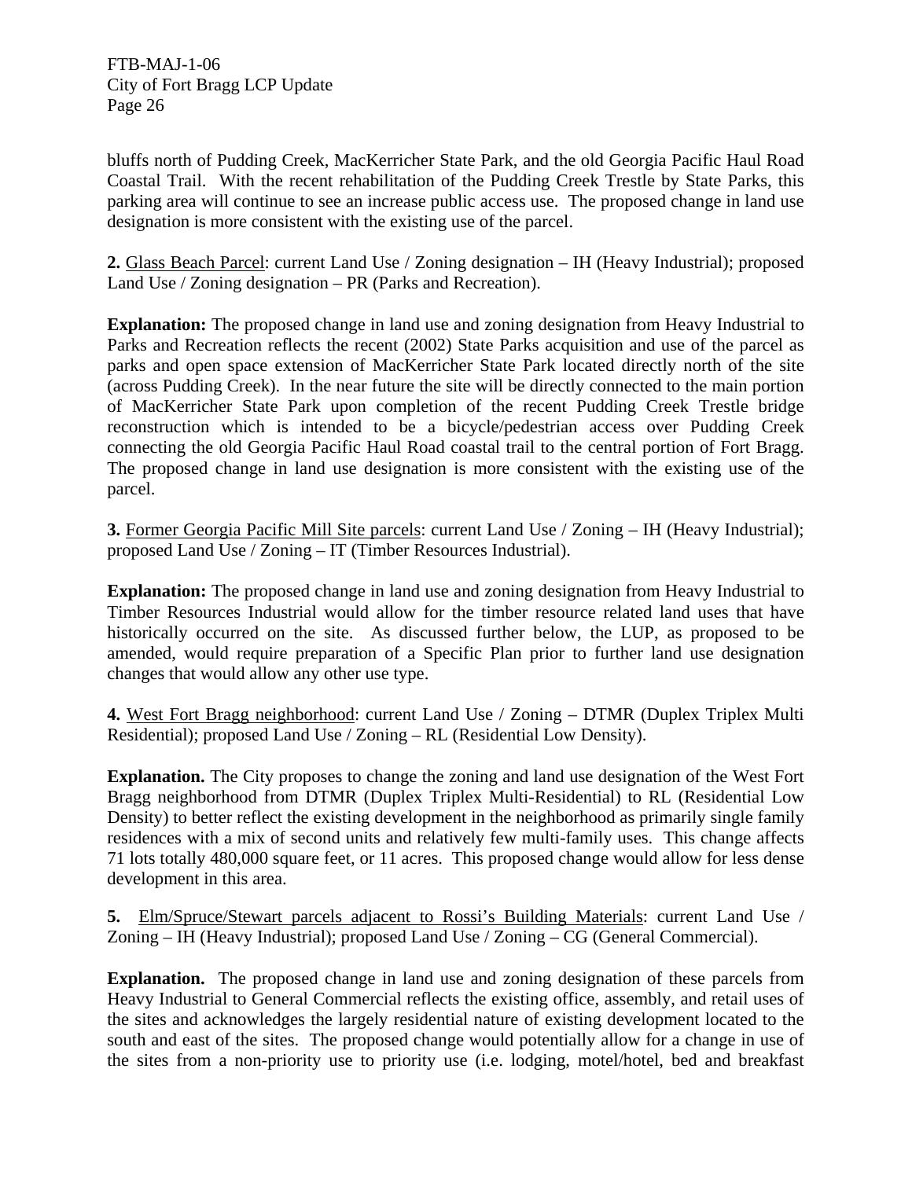bluffs north of Pudding Creek, MacKerricher State Park, and the old Georgia Pacific Haul Road Coastal Trail. With the recent rehabilitation of the Pudding Creek Trestle by State Parks, this parking area will continue to see an increase public access use. The proposed change in land use designation is more consistent with the existing use of the parcel.

**2.** Glass Beach Parcel: current Land Use / Zoning designation – IH (Heavy Industrial); proposed Land Use / Zoning designation – PR (Parks and Recreation).

**Explanation:** The proposed change in land use and zoning designation from Heavy Industrial to Parks and Recreation reflects the recent (2002) State Parks acquisition and use of the parcel as parks and open space extension of MacKerricher State Park located directly north of the site (across Pudding Creek). In the near future the site will be directly connected to the main portion of MacKerricher State Park upon completion of the recent Pudding Creek Trestle bridge reconstruction which is intended to be a bicycle/pedestrian access over Pudding Creek connecting the old Georgia Pacific Haul Road coastal trail to the central portion of Fort Bragg. The proposed change in land use designation is more consistent with the existing use of the parcel.

**3.** Former Georgia Pacific Mill Site parcels: current Land Use / Zoning – IH (Heavy Industrial); proposed Land Use / Zoning – IT (Timber Resources Industrial).

**Explanation:** The proposed change in land use and zoning designation from Heavy Industrial to Timber Resources Industrial would allow for the timber resource related land uses that have historically occurred on the site. As discussed further below, the LUP, as proposed to be amended, would require preparation of a Specific Plan prior to further land use designation changes that would allow any other use type.

**4.** West Fort Bragg neighborhood: current Land Use / Zoning – DTMR (Duplex Triplex Multi Residential); proposed Land Use / Zoning – RL (Residential Low Density).

**Explanation.** The City proposes to change the zoning and land use designation of the West Fort Bragg neighborhood from DTMR (Duplex Triplex Multi-Residential) to RL (Residential Low Density) to better reflect the existing development in the neighborhood as primarily single family residences with a mix of second units and relatively few multi-family uses. This change affects 71 lots totally 480,000 square feet, or 11 acres. This proposed change would allow for less dense development in this area.

**5.** Elm/Spruce/Stewart parcels adjacent to Rossi's Building Materials: current Land Use / Zoning – IH (Heavy Industrial); proposed Land Use / Zoning – CG (General Commercial).

**Explanation.** The proposed change in land use and zoning designation of these parcels from Heavy Industrial to General Commercial reflects the existing office, assembly, and retail uses of the sites and acknowledges the largely residential nature of existing development located to the south and east of the sites. The proposed change would potentially allow for a change in use of the sites from a non-priority use to priority use (i.e. lodging, motel/hotel, bed and breakfast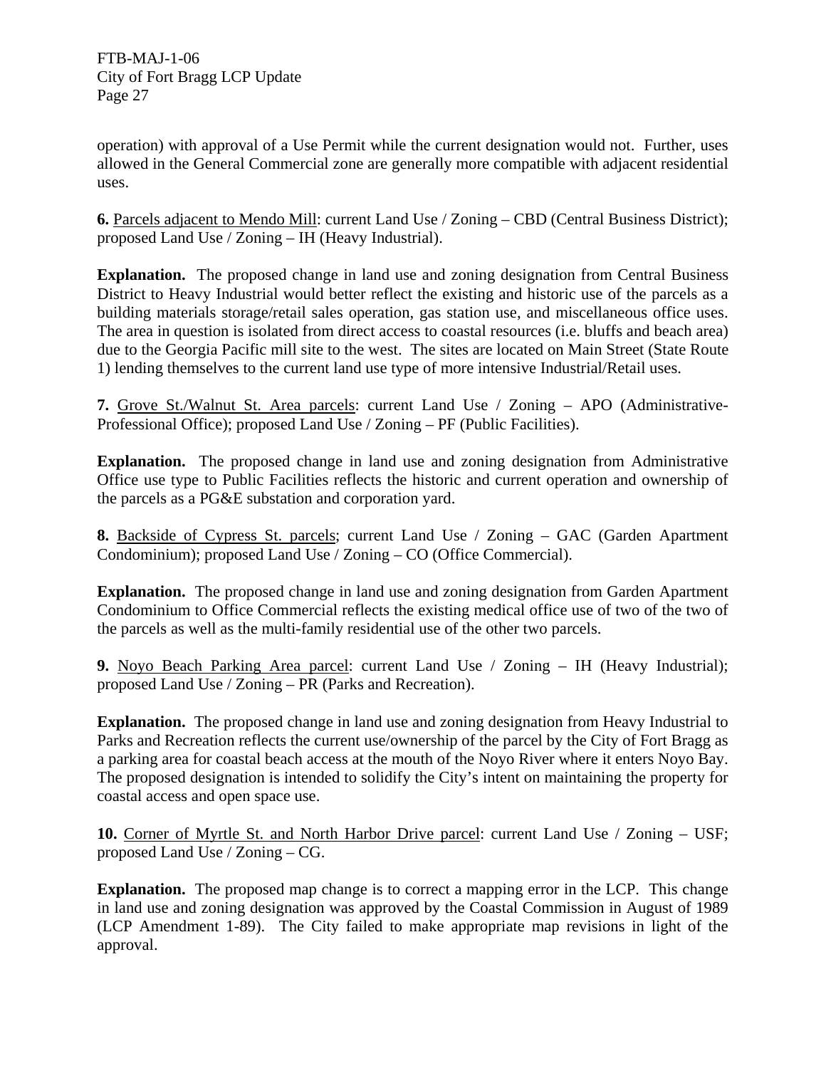operation) with approval of a Use Permit while the current designation would not. Further, uses allowed in the General Commercial zone are generally more compatible with adjacent residential uses.

**6.** Parcels adjacent to Mendo Mill: current Land Use / Zoning – CBD (Central Business District); proposed Land Use / Zoning – IH (Heavy Industrial).

**Explanation.** The proposed change in land use and zoning designation from Central Business District to Heavy Industrial would better reflect the existing and historic use of the parcels as a building materials storage/retail sales operation, gas station use, and miscellaneous office uses. The area in question is isolated from direct access to coastal resources (i.e. bluffs and beach area) due to the Georgia Pacific mill site to the west. The sites are located on Main Street (State Route 1) lending themselves to the current land use type of more intensive Industrial/Retail uses.

**7.** Grove St./Walnut St. Area parcels: current Land Use / Zoning – APO (Administrative-Professional Office); proposed Land Use / Zoning – PF (Public Facilities).

**Explanation.** The proposed change in land use and zoning designation from Administrative Office use type to Public Facilities reflects the historic and current operation and ownership of the parcels as a PG&E substation and corporation yard.

**8.** Backside of Cypress St. parcels; current Land Use / Zoning – GAC (Garden Apartment Condominium); proposed Land Use / Zoning – CO (Office Commercial).

**Explanation.** The proposed change in land use and zoning designation from Garden Apartment Condominium to Office Commercial reflects the existing medical office use of two of the two of the parcels as well as the multi-family residential use of the other two parcels.

**9.** Noyo Beach Parking Area parcel: current Land Use / Zoning – IH (Heavy Industrial); proposed Land Use / Zoning – PR (Parks and Recreation).

**Explanation.** The proposed change in land use and zoning designation from Heavy Industrial to Parks and Recreation reflects the current use/ownership of the parcel by the City of Fort Bragg as a parking area for coastal beach access at the mouth of the Noyo River where it enters Noyo Bay. The proposed designation is intended to solidify the City's intent on maintaining the property for coastal access and open space use.

**10.** Corner of Myrtle St. and North Harbor Drive parcel: current Land Use / Zoning – USF; proposed Land Use / Zoning – CG.

**Explanation.** The proposed map change is to correct a mapping error in the LCP. This change in land use and zoning designation was approved by the Coastal Commission in August of 1989 (LCP Amendment 1-89). The City failed to make appropriate map revisions in light of the approval.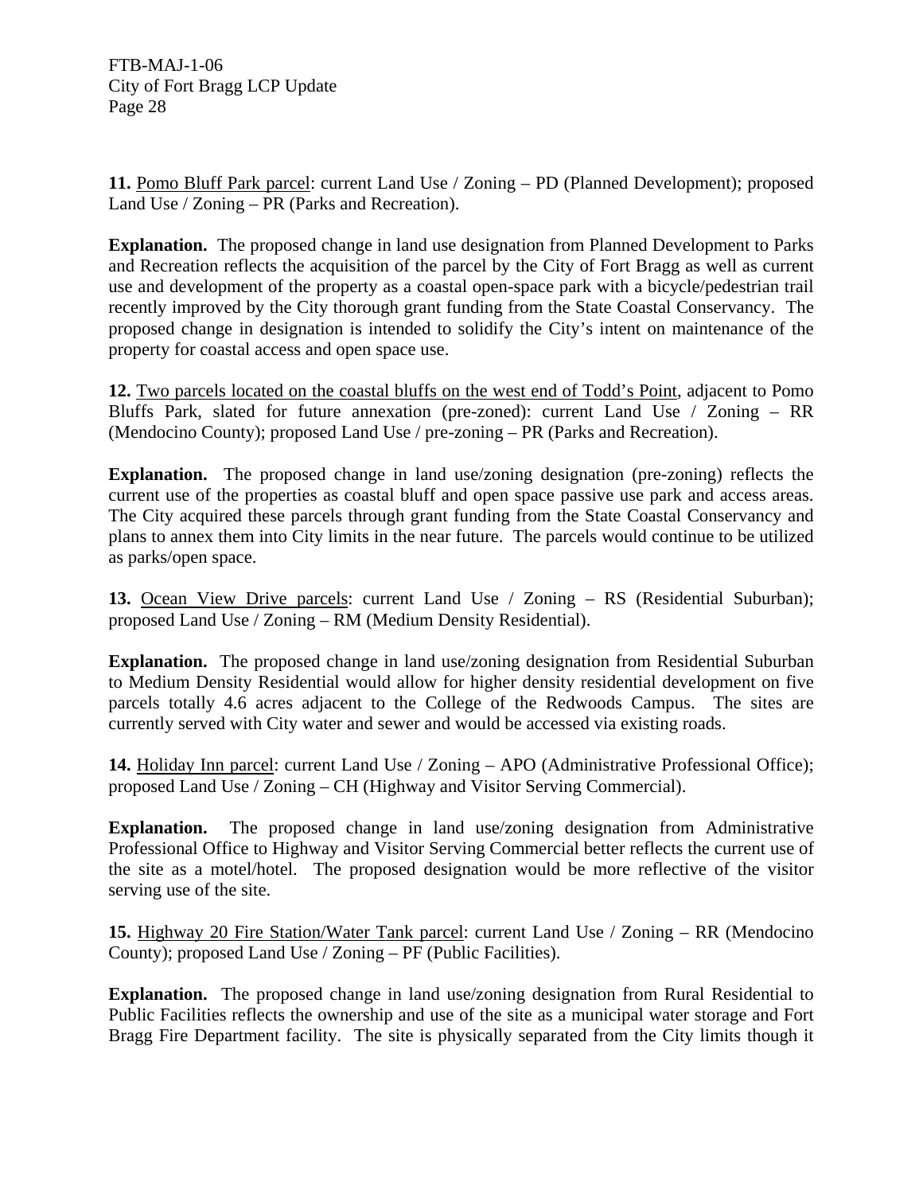**11.** Pomo Bluff Park parcel: current Land Use / Zoning – PD (Planned Development); proposed Land Use / Zoning – PR (Parks and Recreation).

**Explanation.** The proposed change in land use designation from Planned Development to Parks and Recreation reflects the acquisition of the parcel by the City of Fort Bragg as well as current use and development of the property as a coastal open-space park with a bicycle/pedestrian trail recently improved by the City thorough grant funding from the State Coastal Conservancy. The proposed change in designation is intended to solidify the City's intent on maintenance of the property for coastal access and open space use.

**12.** Two parcels located on the coastal bluffs on the west end of Todd's Point, adjacent to Pomo Bluffs Park, slated for future annexation (pre-zoned): current Land Use / Zoning – RR (Mendocino County); proposed Land Use / pre-zoning – PR (Parks and Recreation).

**Explanation.** The proposed change in land use/zoning designation (pre-zoning) reflects the current use of the properties as coastal bluff and open space passive use park and access areas. The City acquired these parcels through grant funding from the State Coastal Conservancy and plans to annex them into City limits in the near future. The parcels would continue to be utilized as parks/open space.

**13.** Ocean View Drive parcels: current Land Use / Zoning – RS (Residential Suburban); proposed Land Use / Zoning – RM (Medium Density Residential).

**Explanation.** The proposed change in land use/zoning designation from Residential Suburban to Medium Density Residential would allow for higher density residential development on five parcels totally 4.6 acres adjacent to the College of the Redwoods Campus. The sites are currently served with City water and sewer and would be accessed via existing roads.

**14.** Holiday Inn parcel: current Land Use / Zoning – APO (Administrative Professional Office); proposed Land Use / Zoning – CH (Highway and Visitor Serving Commercial).

**Explanation.** The proposed change in land use/zoning designation from Administrative Professional Office to Highway and Visitor Serving Commercial better reflects the current use of the site as a motel/hotel. The proposed designation would be more reflective of the visitor serving use of the site.

**15.** Highway 20 Fire Station/Water Tank parcel: current Land Use / Zoning – RR (Mendocino County); proposed Land Use / Zoning – PF (Public Facilities).

**Explanation.** The proposed change in land use/zoning designation from Rural Residential to Public Facilities reflects the ownership and use of the site as a municipal water storage and Fort Bragg Fire Department facility. The site is physically separated from the City limits though it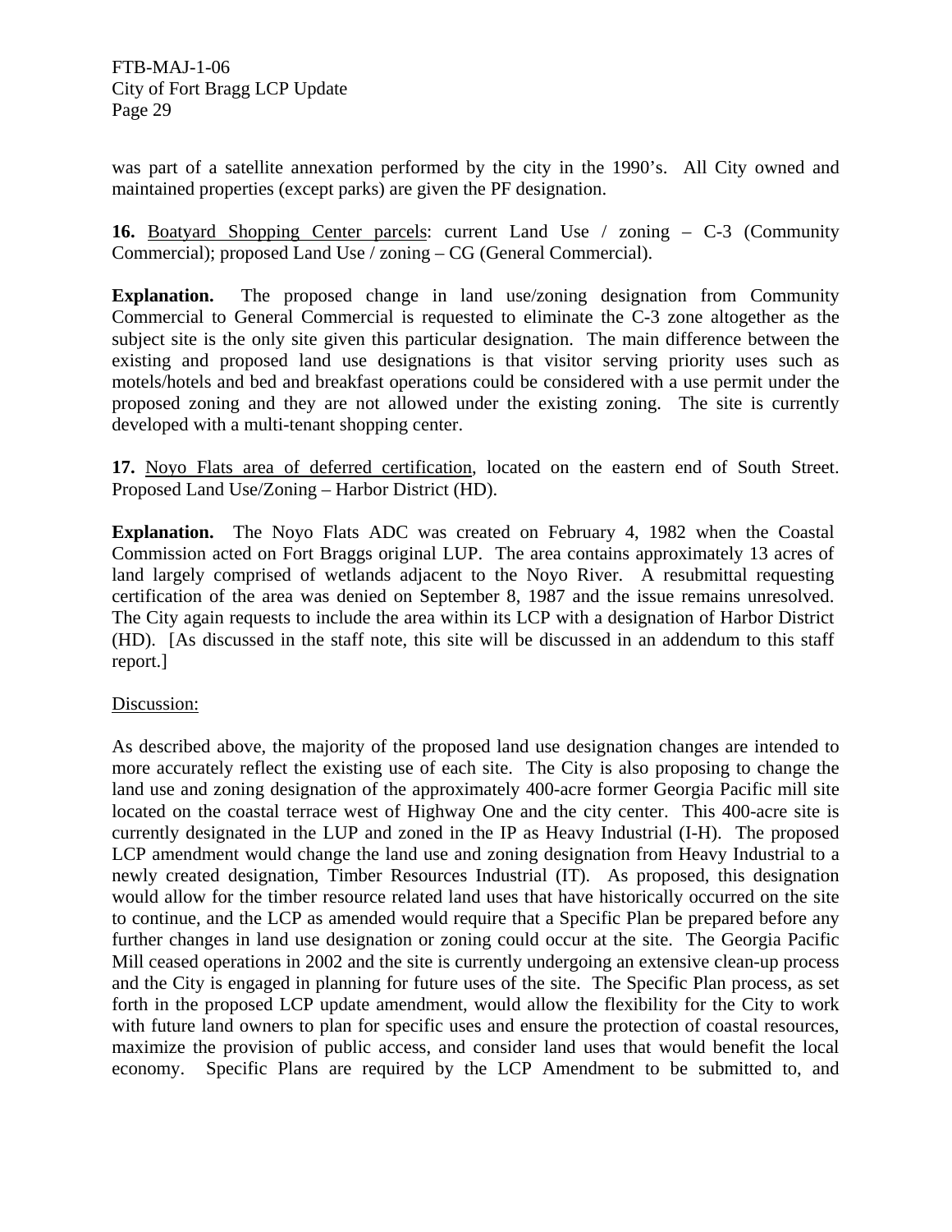was part of a satellite annexation performed by the city in the 1990's. All City owned and maintained properties (except parks) are given the PF designation.

**16.** Boatyard Shopping Center parcels: current Land Use / zoning – C-3 (Community Commercial); proposed Land Use / zoning – CG (General Commercial).

**Explanation.** The proposed change in land use/zoning designation from Community Commercial to General Commercial is requested to eliminate the C-3 zone altogether as the subject site is the only site given this particular designation. The main difference between the existing and proposed land use designations is that visitor serving priority uses such as motels/hotels and bed and breakfast operations could be considered with a use permit under the proposed zoning and they are not allowed under the existing zoning. The site is currently developed with a multi-tenant shopping center.

**17.** Noyo Flats area of deferred certification, located on the eastern end of South Street. Proposed Land Use/Zoning – Harbor District (HD).

**Explanation.** The Noyo Flats ADC was created on February 4, 1982 when the Coastal Commission acted on Fort Braggs original LUP. The area contains approximately 13 acres of land largely comprised of wetlands adjacent to the Noyo River. A resubmittal requesting certification of the area was denied on September 8, 1987 and the issue remains unresolved. The City again requests to include the area within its LCP with a designation of Harbor District (HD). [As discussed in the staff note, this site will be discussed in an addendum to this staff report.]

Discussion:

As described above, the majority of the proposed land use designation changes are intended to more accurately reflect the existing use of each site. The City is also proposing to change the land use and zoning designation of the approximately 400-acre former Georgia Pacific mill site located on the coastal terrace west of Highway One and the city center. This 400-acre site is currently designated in the LUP and zoned in the IP as Heavy Industrial (I-H). The proposed LCP amendment would change the land use and zoning designation from Heavy Industrial to a newly created designation, Timber Resources Industrial (IT). As proposed, this designation would allow for the timber resource related land uses that have historically occurred on the site to continue, and the LCP as amended would require that a Specific Plan be prepared before any further changes in land use designation or zoning could occur at the site. The Georgia Pacific Mill ceased operations in 2002 and the site is currently undergoing an extensive clean-up process and the City is engaged in planning for future uses of the site. The Specific Plan process, as set forth in the proposed LCP update amendment, would allow the flexibility for the City to work with future land owners to plan for specific uses and ensure the protection of coastal resources, maximize the provision of public access, and consider land uses that would benefit the local economy. Specific Plans are required by the LCP Amendment to be submitted to, and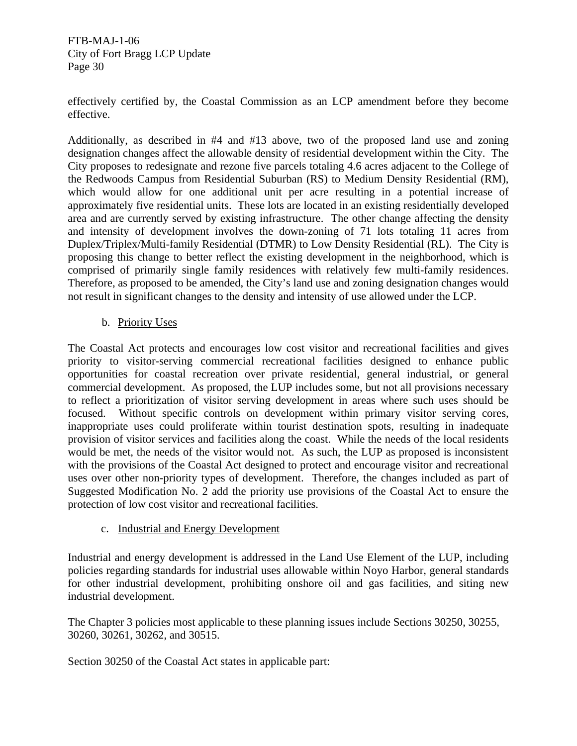effectively certified by, the Coastal Commission as an LCP amendment before they become effective.

Additionally, as described in #4 and #13 above, two of the proposed land use and zoning designation changes affect the allowable density of residential development within the City. The City proposes to redesignate and rezone five parcels totaling 4.6 acres adjacent to the College of the Redwoods Campus from Residential Suburban (RS) to Medium Density Residential (RM), which would allow for one additional unit per acre resulting in a potential increase of approximately five residential units. These lots are located in an existing residentially developed area and are currently served by existing infrastructure. The other change affecting the density and intensity of development involves the down-zoning of 71 lots totaling 11 acres from Duplex/Triplex/Multi-family Residential (DTMR) to Low Density Residential (RL). The City is proposing this change to better reflect the existing development in the neighborhood, which is comprised of primarily single family residences with relatively few multi-family residences. Therefore, as proposed to be amended, the City's land use and zoning designation changes would not result in significant changes to the density and intensity of use allowed under the LCP.

b. Priority Uses

The Coastal Act protects and encourages low cost visitor and recreational facilities and gives priority to visitor-serving commercial recreational facilities designed to enhance public opportunities for coastal recreation over private residential, general industrial, or general commercial development. As proposed, the LUP includes some, but not all provisions necessary to reflect a prioritization of visitor serving development in areas where such uses should be focused. Without specific controls on development within primary visitor serving cores, inappropriate uses could proliferate within tourist destination spots, resulting in inadequate provision of visitor services and facilities along the coast. While the needs of the local residents would be met, the needs of the visitor would not. As such, the LUP as proposed is inconsistent with the provisions of the Coastal Act designed to protect and encourage visitor and recreational uses over other non-priority types of development. Therefore, the changes included as part of Suggested Modification No. 2 add the priority use provisions of the Coastal Act to ensure the protection of low cost visitor and recreational facilities.

c. Industrial and Energy Development

Industrial and energy development is addressed in the Land Use Element of the LUP, including policies regarding standards for industrial uses allowable within Noyo Harbor, general standards for other industrial development, prohibiting onshore oil and gas facilities, and siting new industrial development.

The Chapter 3 policies most applicable to these planning issues include Sections 30250, 30255, 30260, 30261, 30262, and 30515.

Section 30250 of the Coastal Act states in applicable part: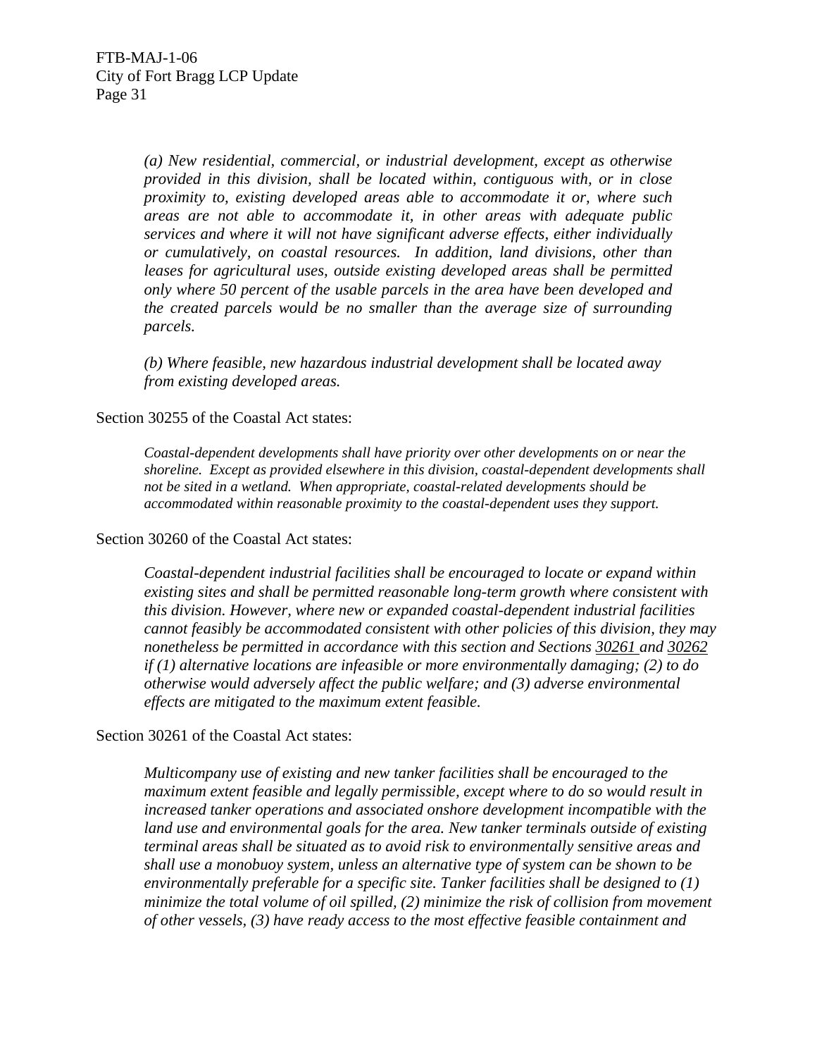*(a) New residential, commercial, or industrial development, except as otherwise provided in this division, shall be located within, contiguous with, or in close proximity to, existing developed areas able to accommodate it or, where such areas are not able to accommodate it, in other areas with adequate public services and where it will not have significant adverse effects, either individually or cumulatively, on coastal resources. In addition, land divisions, other than leases for agricultural uses, outside existing developed areas shall be permitted only where 50 percent of the usable parcels in the area have been developed and the created parcels would be no smaller than the average size of surrounding parcels.*

*(b) Where feasible, new hazardous industrial development shall be located away from existing developed areas.*

Section 30255 of the Coastal Act states:

*Coastal-dependent developments shall have priority over other developments on or near the shoreline. Except as provided elsewhere in this division, coastal-dependent developments shall not be sited in a wetland. When appropriate, coastal-related developments should be accommodated within reasonable proximity to the coastal-dependent uses they support.*

Section 30260 of the Coastal Act states:

*Coastal-dependent industrial facilities shall be encouraged to locate or expand within existing sites and shall be permitted reasonable long-term growth where consistent with this division. However, where new or expanded coastal-dependent industrial facilities cannot feasibly be accommodated consistent with other policies of this division, they may nonetheless be permitted in accordance with this section and Sections 30261 and 30262 if (1) alternative locations are infeasible or more environmentally damaging; (2) to do otherwise would adversely affect the public welfare; and (3) adverse environmental effects are mitigated to the maximum extent feasible.*

Section 30261 of the Coastal Act states:

*Multicompany use of existing and new tanker facilities shall be encouraged to the maximum extent feasible and legally permissible, except where to do so would result in increased tanker operations and associated onshore development incompatible with the land use and environmental goals for the area. New tanker terminals outside of existing terminal areas shall be situated as to avoid risk to environmentally sensitive areas and shall use a monobuoy system, unless an alternative type of system can be shown to be environmentally preferable for a specific site. Tanker facilities shall be designed to (1) minimize the total volume of oil spilled, (2) minimize the risk of collision from movement of other vessels, (3) have ready access to the most effective feasible containment and*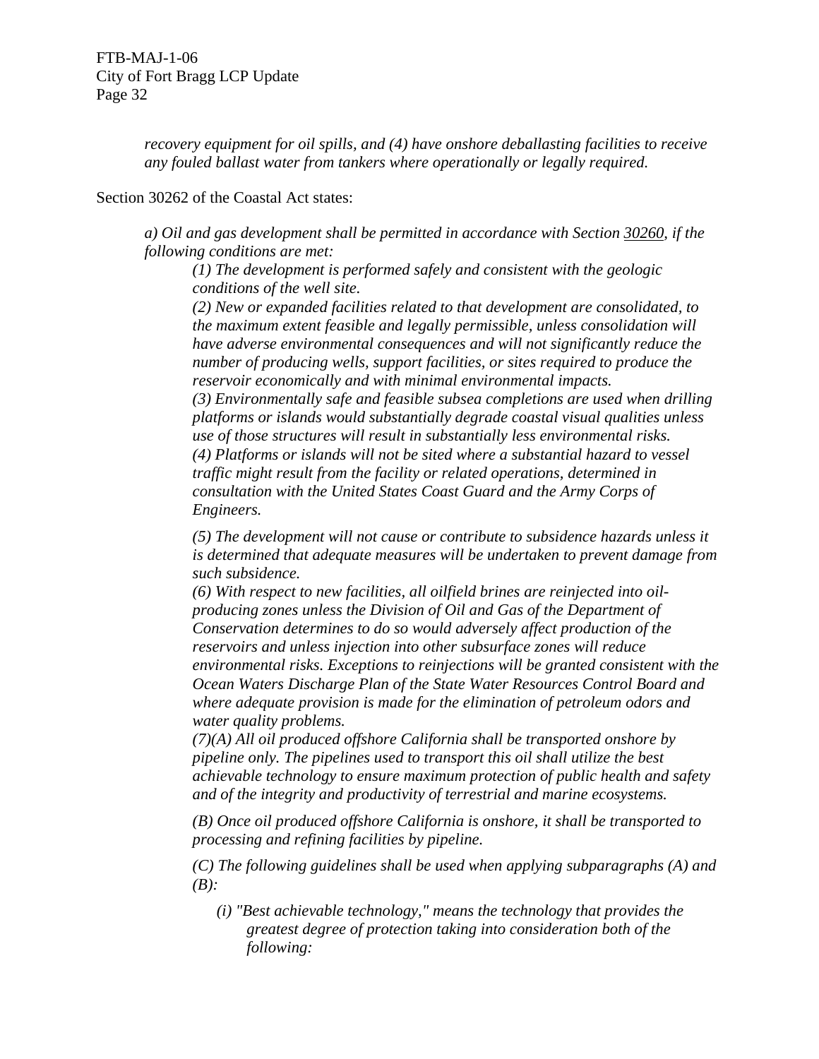*recovery equipment for oil spills, and (4) have onshore deballasting facilities to receive any fouled ballast water from tankers where operationally or legally required.*

Section 30262 of the Coastal Act states:

*a) Oil and gas development shall be permitted in accordance with Section 30260, if the following conditions are met:*

*(1) The development is performed safely and consistent with the geologic conditions of the well site.*

*(2) New or expanded facilities related to that development are consolidated, to the maximum extent feasible and legally permissible, unless consolidation will have adverse environmental consequences and will not significantly reduce the number of producing wells, support facilities, or sites required to produce the reservoir economically and with minimal environmental impacts.*

*(3) Environmentally safe and feasible subsea completions are used when drilling platforms or islands would substantially degrade coastal visual qualities unless use of those structures will result in substantially less environmental risks.*

*(4) Platforms or islands will not be sited where a substantial hazard to vessel traffic might result from the facility or related operations, determined in consultation with the United States Coast Guard and the Army Corps of Engineers.*

*(5) The development will not cause or contribute to subsidence hazards unless it is determined that adequate measures will be undertaken to prevent damage from such subsidence.*

*(6) With respect to new facilities, all oilfield brines are reinjected into oil-producing zones unless the Division of Oil and Gas of the Department of Conservation determines to do so would adversely affect production of the reservoirs and unless injection into other subsurface zones will reduce environmental risks. Exceptions to reinjections will be granted consistent with the Ocean Waters Discharge Plan of the State Water Resources Control Board and where adequate provision is made for the elimination of petroleum odors and water quality problems.*

*(7)(A) All oil produced offshore California shall be transported onshore by pipeline only. The pipelines used to transport this oil shall utilize the best achievable technology to ensure maximum protection of public health and safety and of the integrity and productivity of terrestrial and marine ecosystems.*

*(B) Once oil produced offshore California is onshore, it shall be transported to processing and refining facilities by pipeline.*

*(C) The following guidelines shall be used when applying subparagraphs (A) and (B):*

*(i) "Best achievable technology," means the technology that provides the greatest degree of protection taking into consideration both of the following:*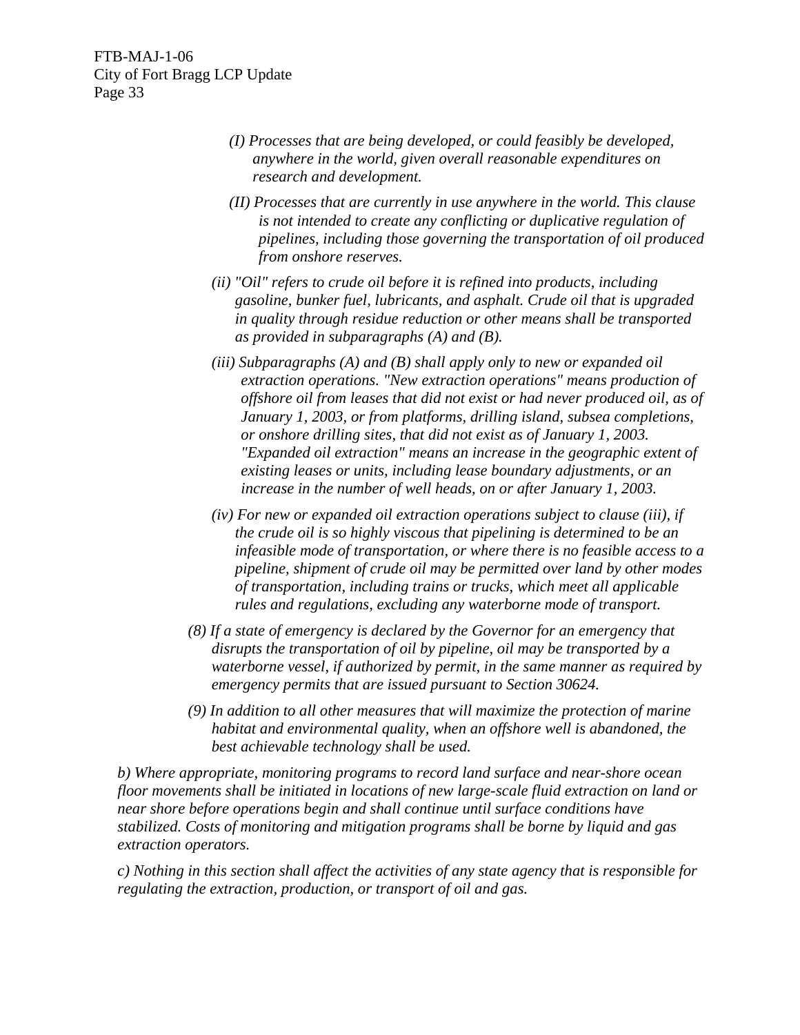*(I) Processes that are being developed, or could feasibly be developed, anywhere in the world, given overall reasonable expenditures on research and development.*

*(II) Processes that are currently in use anywhere in the world. This clause is not intended to create any conflicting or duplicative regulation of pipelines, including those governing the transportation of oil produced from onshore reserves.*

*(ii) "Oil" refers to crude oil before it is refined into products, including gasoline, bunker fuel, lubricants, and asphalt. Crude oil that is upgraded in quality through residue reduction or other means shall be transported as provided in subparagraphs (A) and (B).*

*(iii) Subparagraphs (A) and (B) shall apply only to new or expanded oil extraction operations. "New extraction operations" means production of offshore oil from leases that did not exist or had never produced oil, as of January 1, 2003, or from platforms, drilling island, subsea completions, or onshore drilling sites, that did not exist as of January 1, 2003. "Expanded oil extraction" means an increase in the geographic extent of existing leases or units, including lease boundary adjustments, or an increase in the number of well heads, on or after January 1, 2003.*

*(iv) For new or expanded oil extraction operations subject to clause (iii), if the crude oil is so highly viscous that pipelining is determined to be an infeasible mode of transportation, or where there is no feasible access to a pipeline, shipment of crude oil may be permitted over land by other modes of transportation, including trains or trucks, which meet all applicable rules and regulations, excluding any waterborne mode of transport.*

*(8) If a state of emergency is declared by the Governor for an emergency that disrupts the transportation of oil by pipeline, oil may be transported by a waterborne vessel, if authorized by permit, in the same manner as required by emergency permits that are issued pursuant to Section 30624.*

*(9) In addition to all other measures that will maximize the protection of marine habitat and environmental quality, when an offshore well is abandoned, the best achievable technology shall be used.*

*b) Where appropriate, monitoring programs to record land surface and near-shore ocean floor movements shall be initiated in locations of new large-scale fluid extraction on land or near shore before operations begin and shall continue until surface conditions have stabilized. Costs of monitoring and mitigation programs shall be borne by liquid and gas extraction operators.*

*c) Nothing in this section shall affect the activities of any state agency that is responsible for regulating the extraction, production, or transport of oil and gas.*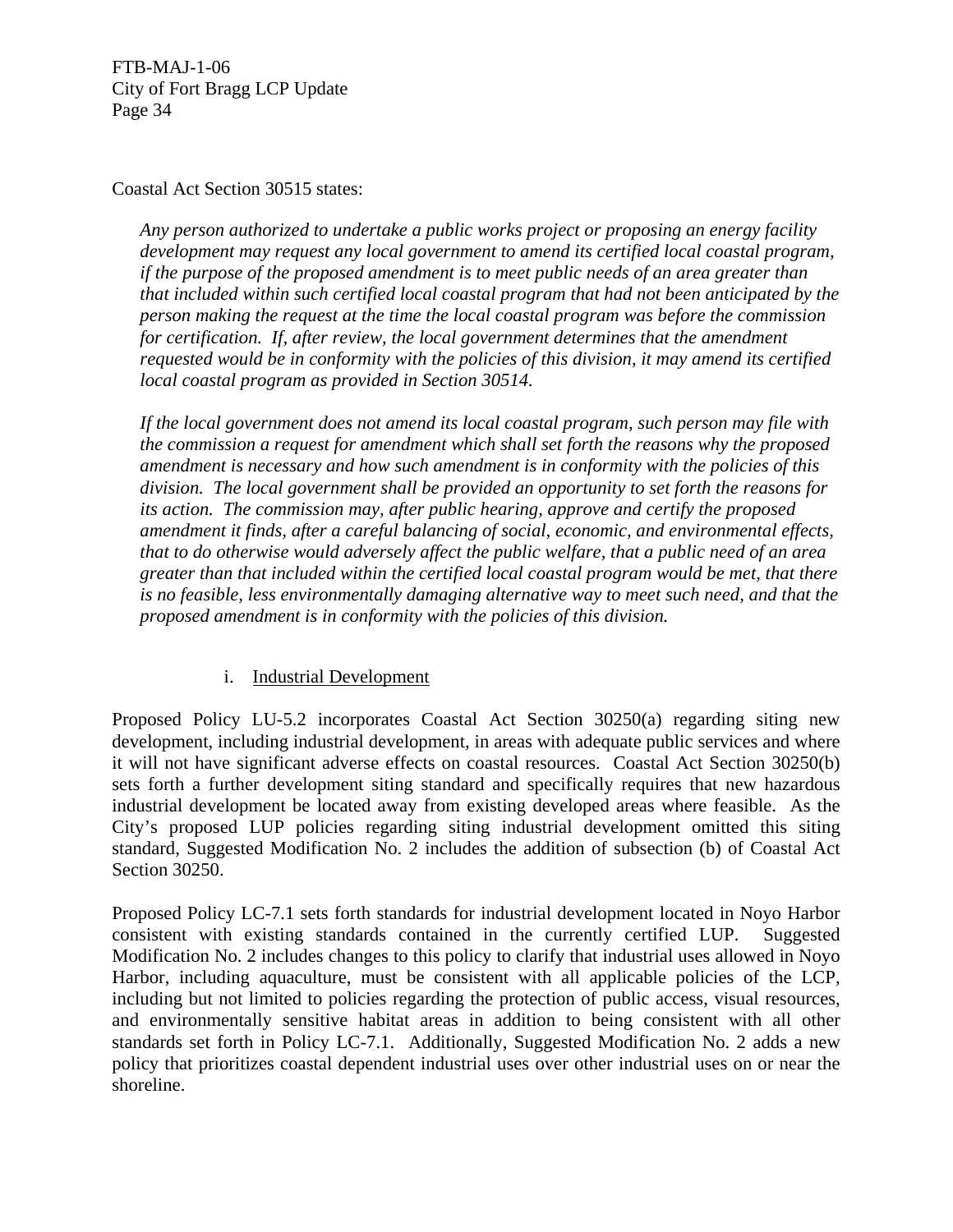Coastal Act Section 30515 states:

> *Any person authorized to undertake a public works project or proposing an energy facility development may request any local government to amend its certified local coastal program, if the purpose of the proposed amendment is to meet public needs of an area greater than that included within such certified local coastal program that had not been anticipated by the person making the request at the time the local coastal program was before the commission for certification. If, after review, the local government determines that the amendment requested would be in conformity with the policies of this division, it may amend its certified local coastal program as provided in Section 30514.*
>
> *If the local government does not amend its local coastal program, such person may file with the commission a request for amendment which shall set forth the reasons why the proposed amendment is necessary and how such amendment is in conformity with the policies of this division. The local government shall be provided an opportunity to set forth the reasons for its action. The commission may, after public hearing, approve and certify the proposed amendment it finds, after a careful balancing of social, economic, and environmental effects, that to do otherwise would adversely affect the public welfare, that a public need of an area greater than that included within the certified local coastal program would be met, that there is no feasible, less environmentally damaging alternative way to meet such need, and that the proposed amendment is in conformity with the policies of this division.*

i. Industrial Development

Proposed Policy LU-5.2 incorporates Coastal Act Section 30250(a) regarding siting new development, including industrial development, in areas with adequate public services and where it will not have significant adverse effects on coastal resources. Coastal Act Section 30250(b) sets forth a further development siting standard and specifically requires that new hazardous industrial development be located away from existing developed areas where feasible. As the City's proposed LUP policies regarding siting industrial development omitted this siting standard, Suggested Modification No. 2 includes the addition of subsection (b) of Coastal Act Section 30250.

Proposed Policy LC-7.1 sets forth standards for industrial development located in Noyo Harbor consistent with existing standards contained in the currently certified LUP. Suggested Modification No. 2 includes changes to this policy to clarify that industrial uses allowed in Noyo Harbor, including aquaculture, must be consistent with all applicable policies of the LCP, including but not limited to policies regarding the protection of public access, visual resources, and environmentally sensitive habitat areas in addition to being consistent with all other standards set forth in Policy LC-7.1. Additionally, Suggested Modification No. 2 adds a new policy that prioritizes coastal dependent industrial uses over other industrial uses on or near the shoreline.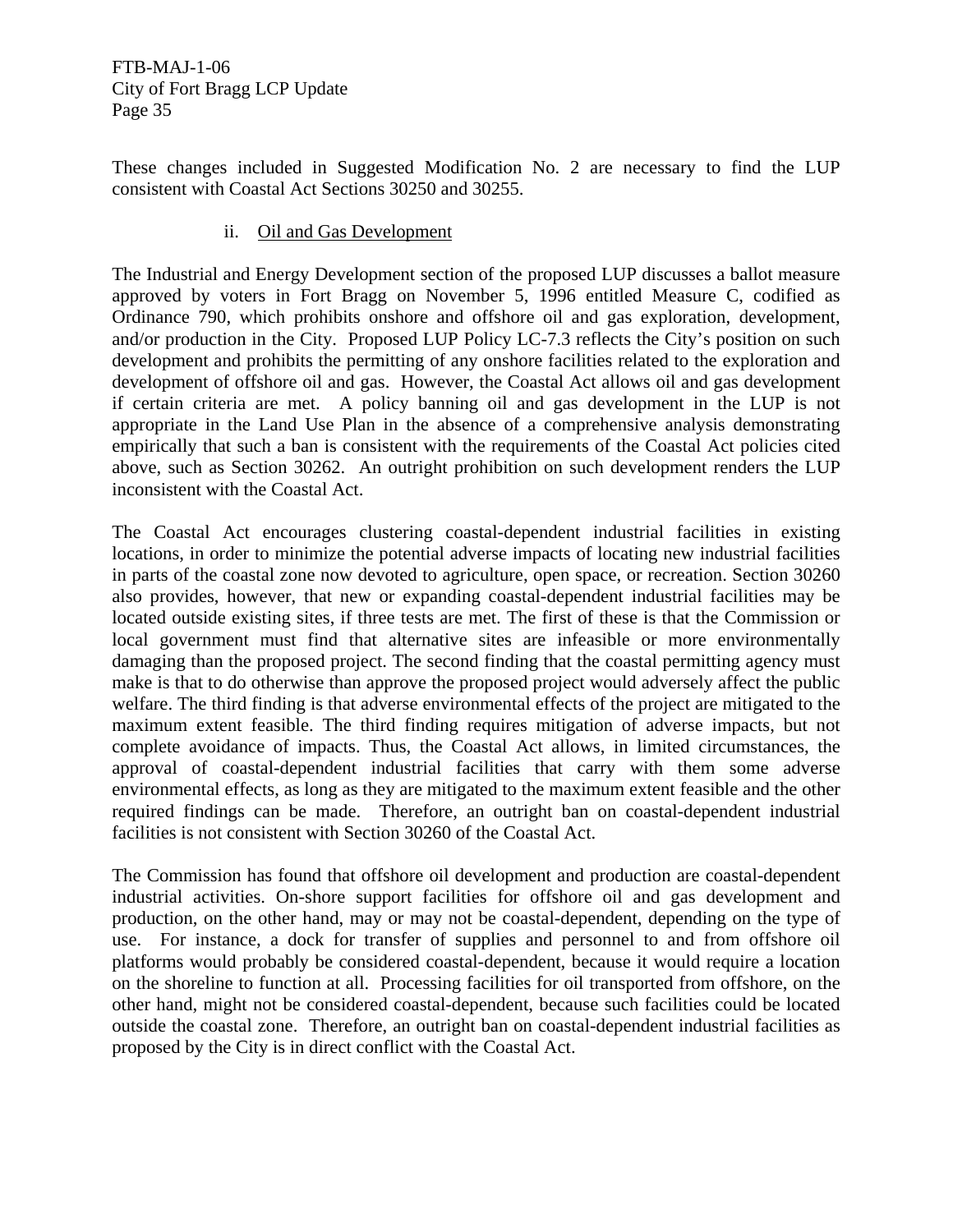These changes included in Suggested Modification No. 2 are necessary to find the LUP consistent with Coastal Act Sections 30250 and 30255.

### ii. Oil and Gas Development

The Industrial and Energy Development section of the proposed LUP discusses a ballot measure approved by voters in Fort Bragg on November 5, 1996 entitled Measure C, codified as Ordinance 790, which prohibits onshore and offshore oil and gas exploration, development, and/or production in the City. Proposed LUP Policy LC-7.3 reflects the City's position on such development and prohibits the permitting of any onshore facilities related to the exploration and development of offshore oil and gas. However, the Coastal Act allows oil and gas development if certain criteria are met. A policy banning oil and gas development in the LUP is not appropriate in the Land Use Plan in the absence of a comprehensive analysis demonstrating empirically that such a ban is consistent with the requirements of the Coastal Act policies cited above, such as Section 30262. An outright prohibition on such development renders the LUP inconsistent with the Coastal Act.

The Coastal Act encourages clustering coastal-dependent industrial facilities in existing locations, in order to minimize the potential adverse impacts of locating new industrial facilities in parts of the coastal zone now devoted to agriculture, open space, or recreation. Section 30260 also provides, however, that new or expanding coastal-dependent industrial facilities may be located outside existing sites, if three tests are met. The first of these is that the Commission or local government must find that alternative sites are infeasible or more environmentally damaging than the proposed project. The second finding that the coastal permitting agency must make is that to do otherwise than approve the proposed project would adversely affect the public welfare. The third finding is that adverse environmental effects of the project are mitigated to the maximum extent feasible. The third finding requires mitigation of adverse impacts, but not complete avoidance of impacts. Thus, the Coastal Act allows, in limited circumstances, the approval of coastal-dependent industrial facilities that carry with them some adverse environmental effects, as long as they are mitigated to the maximum extent feasible and the other required findings can be made. Therefore, an outright ban on coastal-dependent industrial facilities is not consistent with Section 30260 of the Coastal Act.

The Commission has found that offshore oil development and production are coastal-dependent industrial activities. On-shore support facilities for offshore oil and gas development and production, on the other hand, may or may not be coastal-dependent, depending on the type of use. For instance, a dock for transfer of supplies and personnel to and from offshore oil platforms would probably be considered coastal-dependent, because it would require a location on the shoreline to function at all. Processing facilities for oil transported from offshore, on the other hand, might not be considered coastal-dependent, because such facilities could be located outside the coastal zone. Therefore, an outright ban on coastal-dependent industrial facilities as proposed by the City is in direct conflict with the Coastal Act.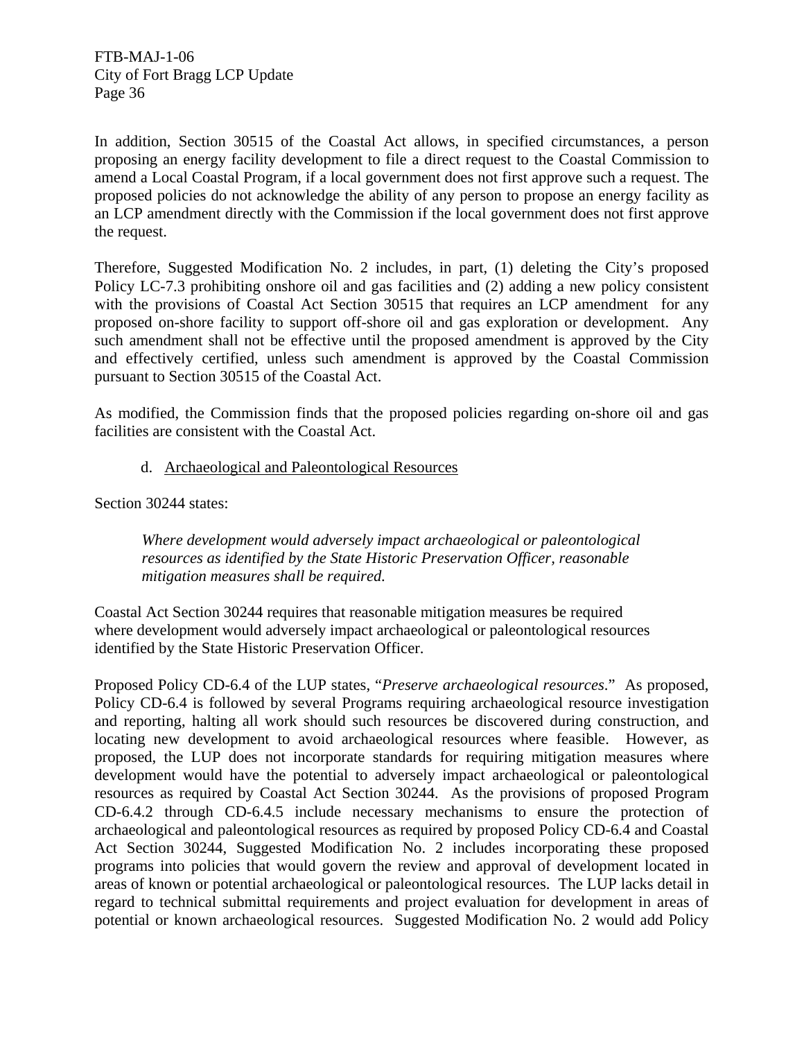In addition, Section 30515 of the Coastal Act allows, in specified circumstances, a person proposing an energy facility development to file a direct request to the Coastal Commission to amend a Local Coastal Program, if a local government does not first approve such a request. The proposed policies do not acknowledge the ability of any person to propose an energy facility as an LCP amendment directly with the Commission if the local government does not first approve the request.

Therefore, Suggested Modification No. 2 includes, in part, (1) deleting the City's proposed Policy LC-7.3 prohibiting onshore oil and gas facilities and (2) adding a new policy consistent with the provisions of Coastal Act Section 30515 that requires an LCP amendment for any proposed on-shore facility to support off-shore oil and gas exploration or development. Any such amendment shall not be effective until the proposed amendment is approved by the City and effectively certified, unless such amendment is approved by the Coastal Commission pursuant to Section 30515 of the Coastal Act.

As modified, the Commission finds that the proposed policies regarding on-shore oil and gas facilities are consistent with the Coastal Act.

d. Archaeological and Paleontological Resources

Section 30244 states:

> *Where development would adversely impact archaeological or paleontological resources as identified by the State Historic Preservation Officer, reasonable mitigation measures shall be required.*

Coastal Act Section 30244 requires that reasonable mitigation measures be required where development would adversely impact archaeological or paleontological resources identified by the State Historic Preservation Officer.

Proposed Policy CD-6.4 of the LUP states, "*Preserve archaeological resources*." As proposed, Policy CD-6.4 is followed by several Programs requiring archaeological resource investigation and reporting, halting all work should such resources be discovered during construction, and locating new development to avoid archaeological resources where feasible. However, as proposed, the LUP does not incorporate standards for requiring mitigation measures where development would have the potential to adversely impact archaeological or paleontological resources as required by Coastal Act Section 30244. As the provisions of proposed Program CD-6.4.2 through CD-6.4.5 include necessary mechanisms to ensure the protection of archaeological and paleontological resources as required by proposed Policy CD-6.4 and Coastal Act Section 30244, Suggested Modification No. 2 includes incorporating these proposed programs into policies that would govern the review and approval of development located in areas of known or potential archaeological or paleontological resources. The LUP lacks detail in regard to technical submittal requirements and project evaluation for development in areas of potential or known archaeological resources. Suggested Modification No. 2 would add Policy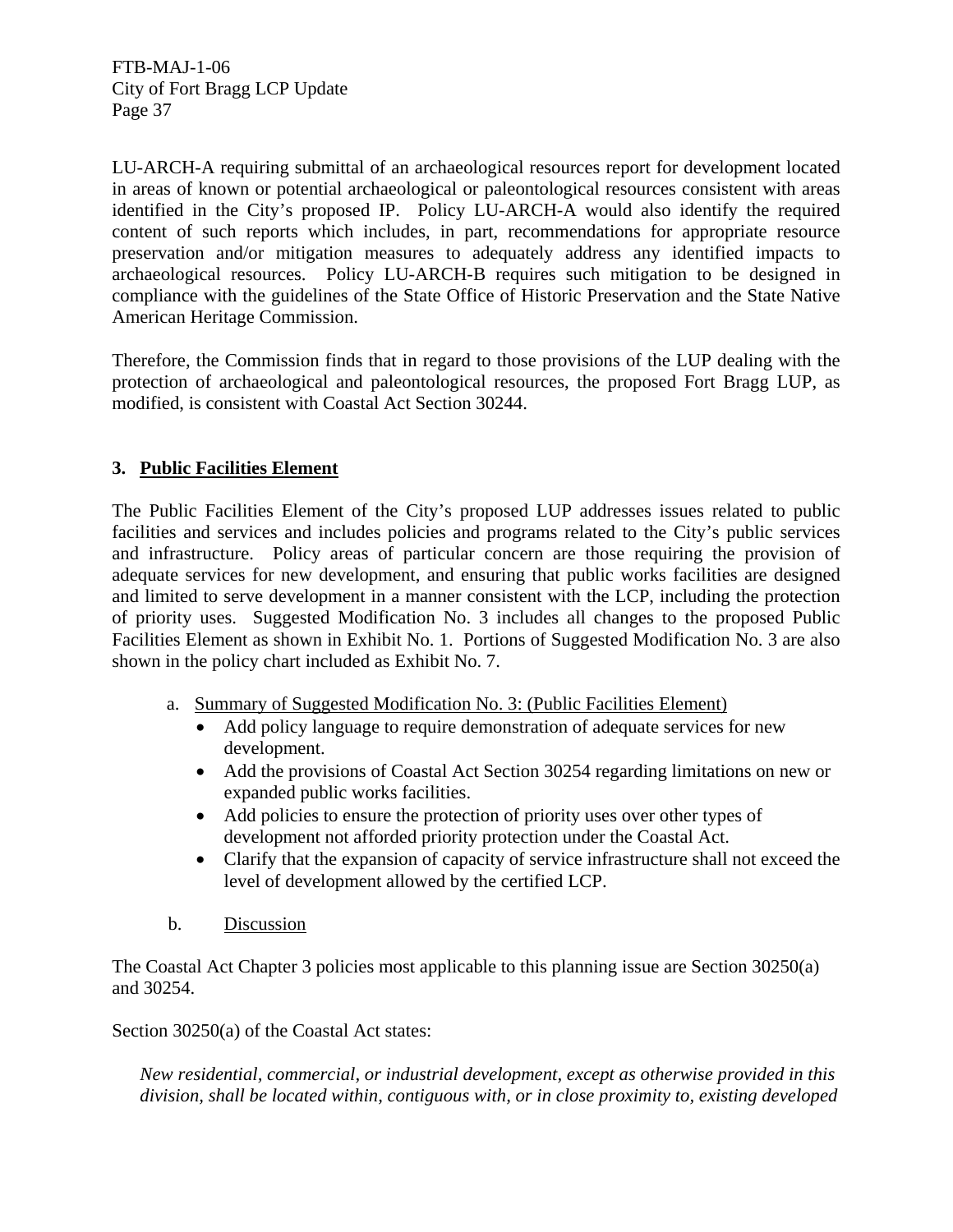LU-ARCH-A requiring submittal of an archaeological resources report for development located in areas of known or potential archaeological or paleontological resources consistent with areas identified in the City's proposed IP. Policy LU-ARCH-A would also identify the required content of such reports which includes, in part, recommendations for appropriate resource preservation and/or mitigation measures to adequately address any identified impacts to archaeological resources. Policy LU-ARCH-B requires such mitigation to be designed in compliance with the guidelines of the State Office of Historic Preservation and the State Native American Heritage Commission.

Therefore, the Commission finds that in regard to those provisions of the LUP dealing with the protection of archaeological and paleontological resources, the proposed Fort Bragg LUP, as modified, is consistent with Coastal Act Section 30244.

### 3. Public Facilities Element

The Public Facilities Element of the City's proposed LUP addresses issues related to public facilities and services and includes policies and programs related to the City's public services and infrastructure. Policy areas of particular concern are those requiring the provision of adequate services for new development, and ensuring that public works facilities are designed and limited to serve development in a manner consistent with the LCP, including the protection of priority uses. Suggested Modification No. 3 includes all changes to the proposed Public Facilities Element as shown in Exhibit No. 1. Portions of Suggested Modification No. 3 are also shown in the policy chart included as Exhibit No. 7.

a. Summary of Suggested Modification No. 3: (Public Facilities Element)
- Add policy language to require demonstration of adequate services for new development.
- Add the provisions of Coastal Act Section 30254 regarding limitations on new or expanded public works facilities.
- Add policies to ensure the protection of priority uses over other types of development not afforded priority protection under the Coastal Act.
- Clarify that the expansion of capacity of service infrastructure shall not exceed the level of development allowed by the certified LCP.

b. Discussion

The Coastal Act Chapter 3 policies most applicable to this planning issue are Section 30250(a) and 30254.

Section 30250(a) of the Coastal Act states:

*New residential, commercial, or industrial development, except as otherwise provided in this division, shall be located within, contiguous with, or in close proximity to, existing developed*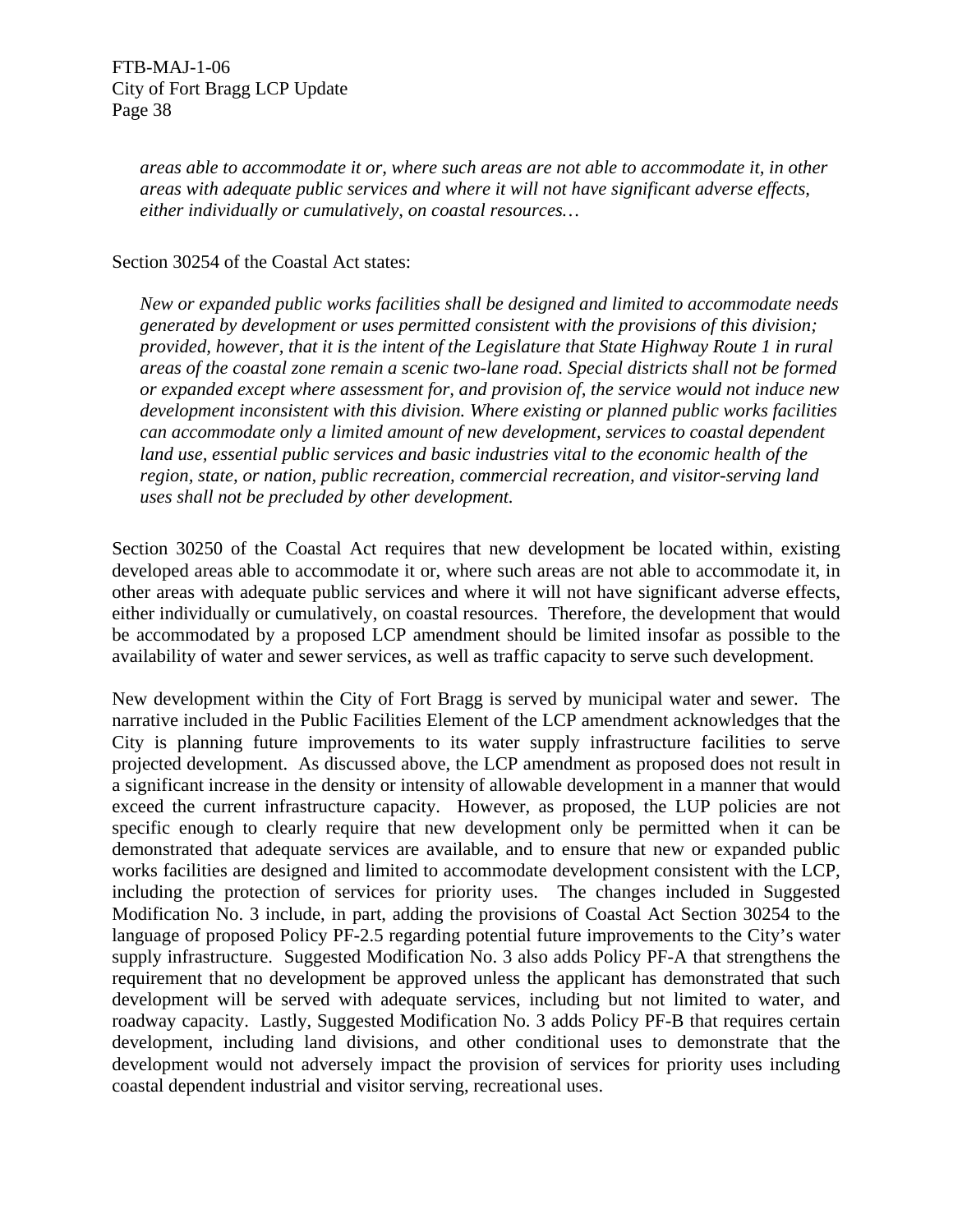*areas able to accommodate it or, where such areas are not able to accommodate it, in other areas with adequate public services and where it will not have significant adverse effects, either individually or cumulatively, on coastal resources…*

Section 30254 of the Coastal Act states:

*New or expanded public works facilities shall be designed and limited to accommodate needs generated by development or uses permitted consistent with the provisions of this division; provided, however, that it is the intent of the Legislature that State Highway Route 1 in rural areas of the coastal zone remain a scenic two-lane road. Special districts shall not be formed or expanded except where assessment for, and provision of, the service would not induce new development inconsistent with this division. Where existing or planned public works facilities can accommodate only a limited amount of new development, services to coastal dependent land use, essential public services and basic industries vital to the economic health of the region, state, or nation, public recreation, commercial recreation, and visitor-serving land uses shall not be precluded by other development.*

Section 30250 of the Coastal Act requires that new development be located within, existing developed areas able to accommodate it or, where such areas are not able to accommodate it, in other areas with adequate public services and where it will not have significant adverse effects, either individually or cumulatively, on coastal resources. Therefore, the development that would be accommodated by a proposed LCP amendment should be limited insofar as possible to the availability of water and sewer services, as well as traffic capacity to serve such development.

New development within the City of Fort Bragg is served by municipal water and sewer. The narrative included in the Public Facilities Element of the LCP amendment acknowledges that the City is planning future improvements to its water supply infrastructure facilities to serve projected development. As discussed above, the LCP amendment as proposed does not result in a significant increase in the density or intensity of allowable development in a manner that would exceed the current infrastructure capacity. However, as proposed, the LUP policies are not specific enough to clearly require that new development only be permitted when it can be demonstrated that adequate services are available, and to ensure that new or expanded public works facilities are designed and limited to accommodate development consistent with the LCP, including the protection of services for priority uses. The changes included in Suggested Modification No. 3 include, in part, adding the provisions of Coastal Act Section 30254 to the language of proposed Policy PF-2.5 regarding potential future improvements to the City's water supply infrastructure. Suggested Modification No. 3 also adds Policy PF-A that strengthens the requirement that no development be approved unless the applicant has demonstrated that such development will be served with adequate services, including but not limited to water, and roadway capacity. Lastly, Suggested Modification No. 3 adds Policy PF-B that requires certain development, including land divisions, and other conditional uses to demonstrate that the development would not adversely impact the provision of services for priority uses including coastal dependent industrial and visitor serving, recreational uses.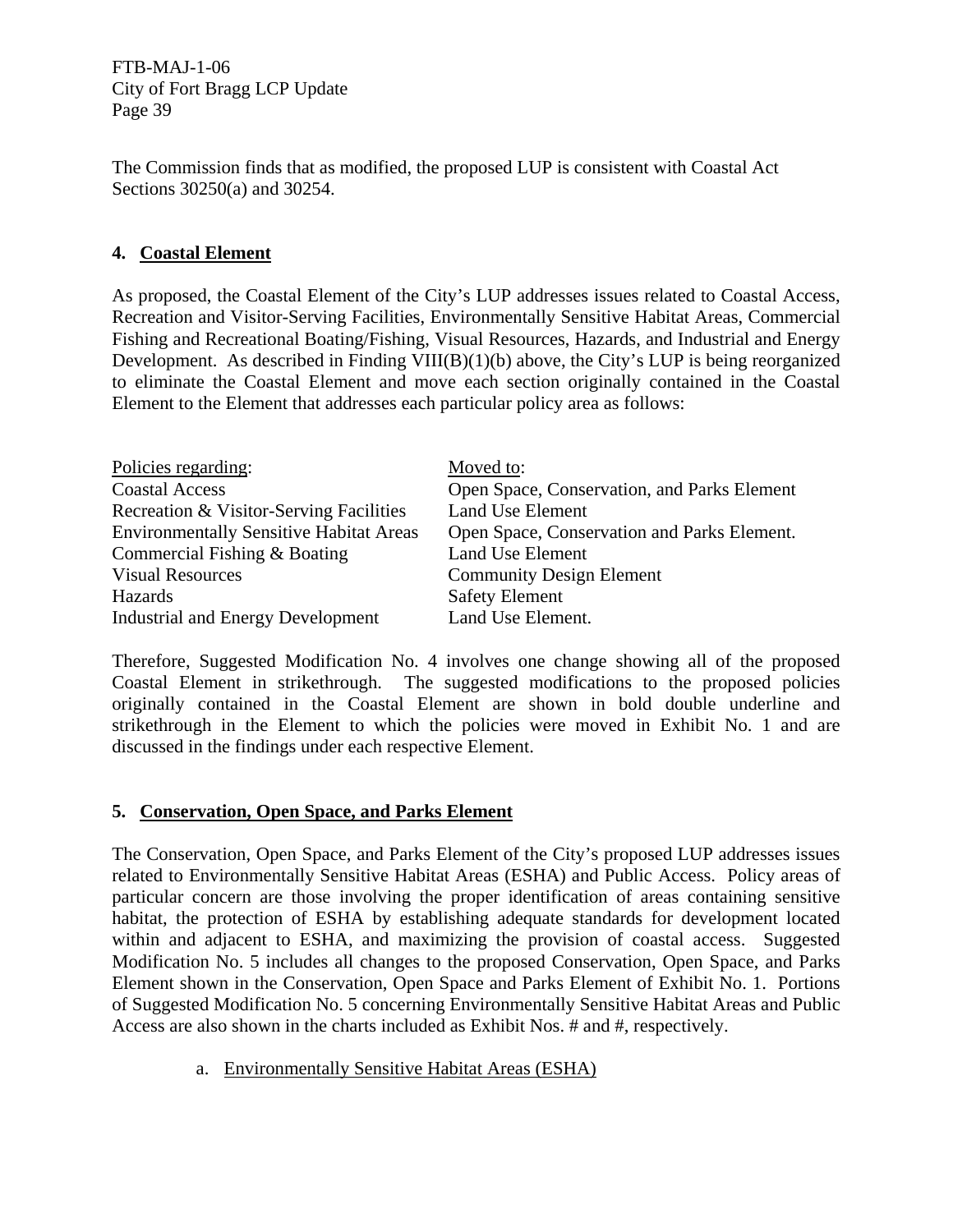The Commission finds that as modified, the proposed LUP is consistent with Coastal Act Sections 30250(a) and 30254.

## 4. Coastal Element

As proposed, the Coastal Element of the City's LUP addresses issues related to Coastal Access, Recreation and Visitor-Serving Facilities, Environmentally Sensitive Habitat Areas, Commercial Fishing and Recreational Boating/Fishing, Visual Resources, Hazards, and Industrial and Energy Development. As described in Finding VIII(B)(1)(b) above, the City's LUP is being reorganized to eliminate the Coastal Element and move each section originally contained in the Coastal Element to the Element that addresses each particular policy area as follows:

| Policies regarding: | Moved to: |
|---|---|
| Coastal Access | Open Space, Conservation, and Parks Element |
| Recreation & Visitor-Serving Facilities | Land Use Element |
| Environmentally Sensitive Habitat Areas | Open Space, Conservation and Parks Element. |
| Commercial Fishing & Boating | Land Use Element |
| Visual Resources | Community Design Element |
| Hazards | Safety Element |
| Industrial and Energy Development | Land Use Element. |

Therefore, Suggested Modification No. 4 involves one change showing all of the proposed Coastal Element in strikethrough. The suggested modifications to the proposed policies originally contained in the Coastal Element are shown in bold double underline and strikethrough in the Element to which the policies were moved in Exhibit No. 1 and are discussed in the findings under each respective Element.

## 5. Conservation, Open Space, and Parks Element

The Conservation, Open Space, and Parks Element of the City's proposed LUP addresses issues related to Environmentally Sensitive Habitat Areas (ESHA) and Public Access. Policy areas of particular concern are those involving the proper identification of areas containing sensitive habitat, the protection of ESHA by establishing adequate standards for development located within and adjacent to ESHA, and maximizing the provision of coastal access. Suggested Modification No. 5 includes all changes to the proposed Conservation, Open Space, and Parks Element shown in the Conservation, Open Space and Parks Element of Exhibit No. 1. Portions of Suggested Modification No. 5 concerning Environmentally Sensitive Habitat Areas and Public Access are also shown in the charts included as Exhibit Nos. # and #, respectively.

### a. Environmentally Sensitive Habitat Areas (ESHA)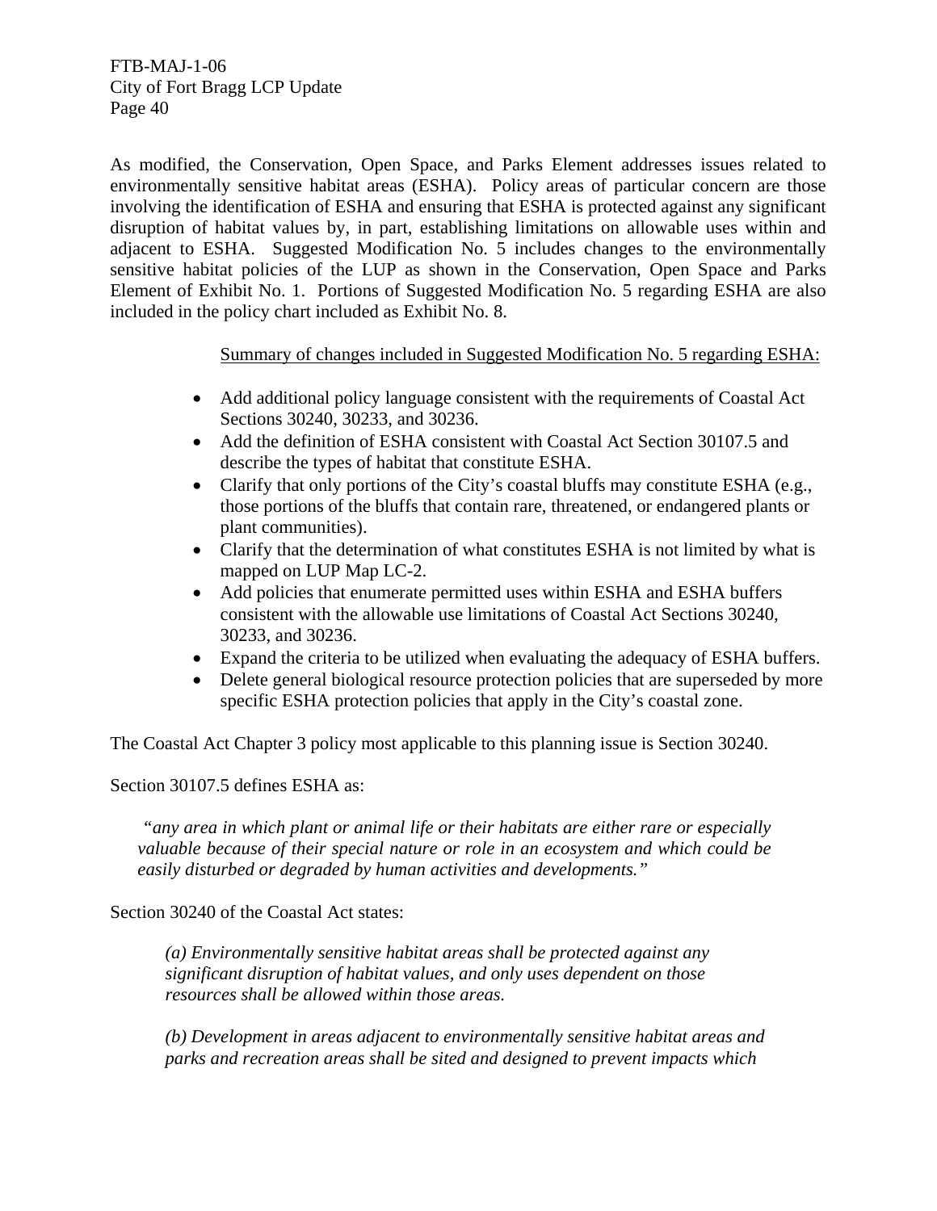As modified, the Conservation, Open Space, and Parks Element addresses issues related to environmentally sensitive habitat areas (ESHA). Policy areas of particular concern are those involving the identification of ESHA and ensuring that ESHA is protected against any significant disruption of habitat values by, in part, establishing limitations on allowable uses within and adjacent to ESHA. Suggested Modification No. 5 includes changes to the environmentally sensitive habitat policies of the LUP as shown in the Conservation, Open Space and Parks Element of Exhibit No. 1. Portions of Suggested Modification No. 5 regarding ESHA are also included in the policy chart included as Exhibit No. 8.

Summary of changes included in Suggested Modification No. 5 regarding ESHA:

- Add additional policy language consistent with the requirements of Coastal Act Sections 30240, 30233, and 30236.
- Add the definition of ESHA consistent with Coastal Act Section 30107.5 and describe the types of habitat that constitute ESHA.
- Clarify that only portions of the City's coastal bluffs may constitute ESHA (e.g., those portions of the bluffs that contain rare, threatened, or endangered plants or plant communities).
- Clarify that the determination of what constitutes ESHA is not limited by what is mapped on LUP Map LC-2.
- Add policies that enumerate permitted uses within ESHA and ESHA buffers consistent with the allowable use limitations of Coastal Act Sections 30240, 30233, and 30236.
- Expand the criteria to be utilized when evaluating the adequacy of ESHA buffers.
- Delete general biological resource protection policies that are superseded by more specific ESHA protection policies that apply in the City's coastal zone.

The Coastal Act Chapter 3 policy most applicable to this planning issue is Section 30240.

Section 30107.5 defines ESHA as:

> *"any area in which plant or animal life or their habitats are either rare or especially valuable because of their special nature or role in an ecosystem and which could be easily disturbed or degraded by human activities and developments."*

Section 30240 of the Coastal Act states:

> *(a) Environmentally sensitive habitat areas shall be protected against any significant disruption of habitat values, and only uses dependent on those resources shall be allowed within those areas.*
>
> *(b) Development in areas adjacent to environmentally sensitive habitat areas and parks and recreation areas shall be sited and designed to prevent impacts which*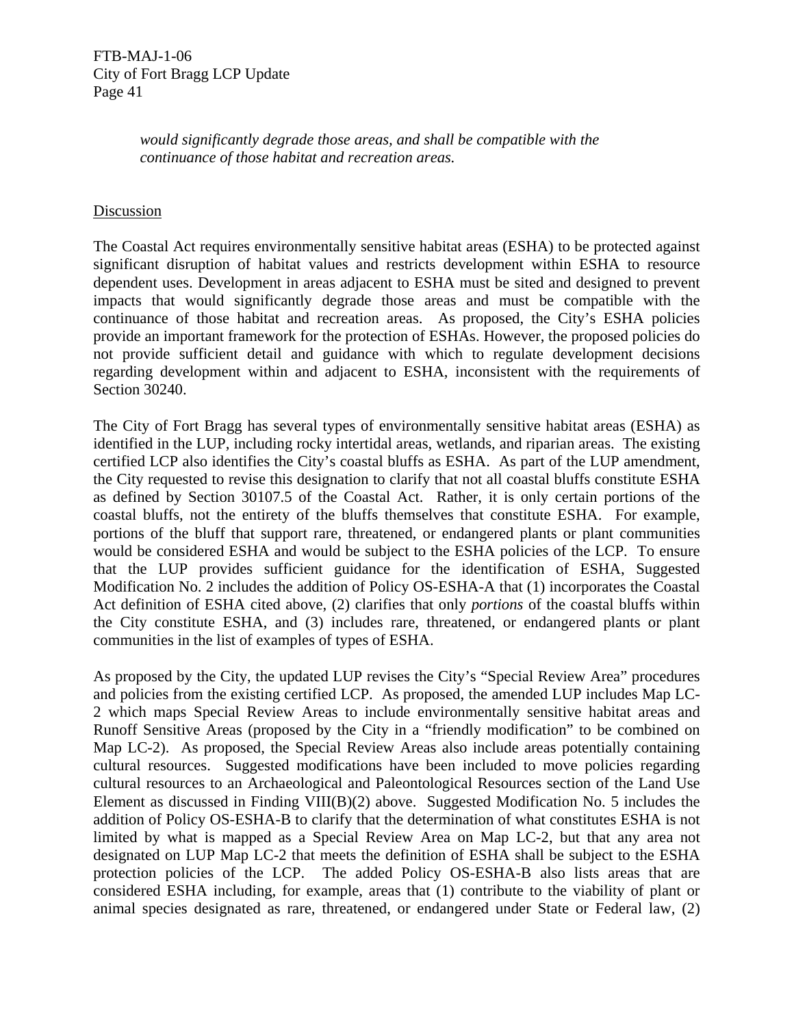*would significantly degrade those areas, and shall be compatible with the continuance of those habitat and recreation areas.*

Discussion

The Coastal Act requires environmentally sensitive habitat areas (ESHA) to be protected against significant disruption of habitat values and restricts development within ESHA to resource dependent uses. Development in areas adjacent to ESHA must be sited and designed to prevent impacts that would significantly degrade those areas and must be compatible with the continuance of those habitat and recreation areas. As proposed, the City's ESHA policies provide an important framework for the protection of ESHAs. However, the proposed policies do not provide sufficient detail and guidance with which to regulate development decisions regarding development within and adjacent to ESHA, inconsistent with the requirements of Section 30240.

The City of Fort Bragg has several types of environmentally sensitive habitat areas (ESHA) as identified in the LUP, including rocky intertidal areas, wetlands, and riparian areas. The existing certified LCP also identifies the City's coastal bluffs as ESHA. As part of the LUP amendment, the City requested to revise this designation to clarify that not all coastal bluffs constitute ESHA as defined by Section 30107.5 of the Coastal Act. Rather, it is only certain portions of the coastal bluffs, not the entirety of the bluffs themselves that constitute ESHA. For example, portions of the bluff that support rare, threatened, or endangered plants or plant communities would be considered ESHA and would be subject to the ESHA policies of the LCP. To ensure that the LUP provides sufficient guidance for the identification of ESHA, Suggested Modification No. 2 includes the addition of Policy OS-ESHA-A that (1) incorporates the Coastal Act definition of ESHA cited above, (2) clarifies that only *portions* of the coastal bluffs within the City constitute ESHA, and (3) includes rare, threatened, or endangered plants or plant communities in the list of examples of types of ESHA.

As proposed by the City, the updated LUP revises the City's "Special Review Area" procedures and policies from the existing certified LCP. As proposed, the amended LUP includes Map LC-2 which maps Special Review Areas to include environmentally sensitive habitat areas and Runoff Sensitive Areas (proposed by the City in a "friendly modification" to be combined on Map LC-2). As proposed, the Special Review Areas also include areas potentially containing cultural resources. Suggested modifications have been included to move policies regarding cultural resources to an Archaeological and Paleontological Resources section of the Land Use Element as discussed in Finding VIII(B)(2) above. Suggested Modification No. 5 includes the addition of Policy OS-ESHA-B to clarify that the determination of what constitutes ESHA is not limited by what is mapped as a Special Review Area on Map LC-2, but that any area not designated on LUP Map LC-2 that meets the definition of ESHA shall be subject to the ESHA protection policies of the LCP. The added Policy OS-ESHA-B also lists areas that are considered ESHA including, for example, areas that (1) contribute to the viability of plant or animal species designated as rare, threatened, or endangered under State or Federal law, (2)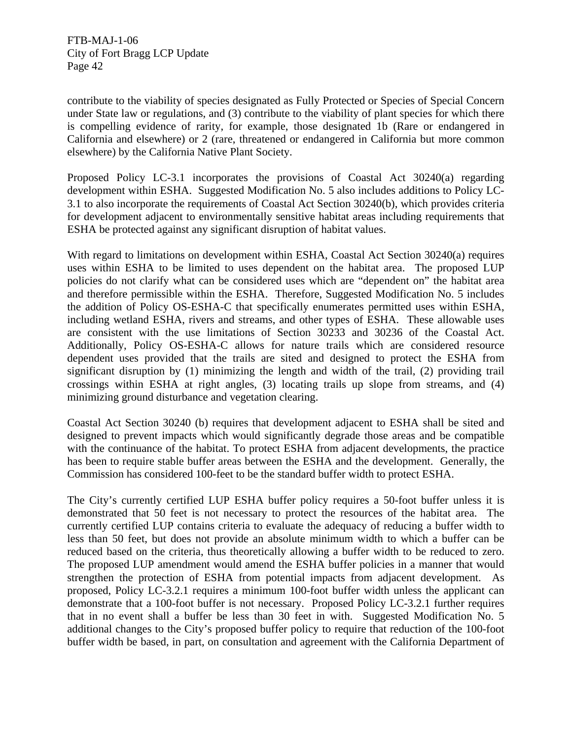contribute to the viability of species designated as Fully Protected or Species of Special Concern under State law or regulations, and (3) contribute to the viability of plant species for which there is compelling evidence of rarity, for example, those designated 1b (Rare or endangered in California and elsewhere) or 2 (rare, threatened or endangered in California but more common elsewhere) by the California Native Plant Society.

Proposed Policy LC-3.1 incorporates the provisions of Coastal Act 30240(a) regarding development within ESHA. Suggested Modification No. 5 also includes additions to Policy LC-3.1 to also incorporate the requirements of Coastal Act Section 30240(b), which provides criteria for development adjacent to environmentally sensitive habitat areas including requirements that ESHA be protected against any significant disruption of habitat values.

With regard to limitations on development within ESHA, Coastal Act Section 30240(a) requires uses within ESHA to be limited to uses dependent on the habitat area. The proposed LUP policies do not clarify what can be considered uses which are "dependent on" the habitat area and therefore permissible within the ESHA. Therefore, Suggested Modification No. 5 includes the addition of Policy OS-ESHA-C that specifically enumerates permitted uses within ESHA, including wetland ESHA, rivers and streams, and other types of ESHA. These allowable uses are consistent with the use limitations of Section 30233 and 30236 of the Coastal Act. Additionally, Policy OS-ESHA-C allows for nature trails which are considered resource dependent uses provided that the trails are sited and designed to protect the ESHA from significant disruption by (1) minimizing the length and width of the trail, (2) providing trail crossings within ESHA at right angles, (3) locating trails up slope from streams, and (4) minimizing ground disturbance and vegetation clearing.

Coastal Act Section 30240 (b) requires that development adjacent to ESHA shall be sited and designed to prevent impacts which would significantly degrade those areas and be compatible with the continuance of the habitat. To protect ESHA from adjacent developments, the practice has been to require stable buffer areas between the ESHA and the development. Generally, the Commission has considered 100-feet to be the standard buffer width to protect ESHA.

The City's currently certified LUP ESHA buffer policy requires a 50-foot buffer unless it is demonstrated that 50 feet is not necessary to protect the resources of the habitat area. The currently certified LUP contains criteria to evaluate the adequacy of reducing a buffer width to less than 50 feet, but does not provide an absolute minimum width to which a buffer can be reduced based on the criteria, thus theoretically allowing a buffer width to be reduced to zero. The proposed LUP amendment would amend the ESHA buffer policies in a manner that would strengthen the protection of ESHA from potential impacts from adjacent development. As proposed, Policy LC-3.2.1 requires a minimum 100-foot buffer width unless the applicant can demonstrate that a 100-foot buffer is not necessary. Proposed Policy LC-3.2.1 further requires that in no event shall a buffer be less than 30 feet in with. Suggested Modification No. 5 additional changes to the City's proposed buffer policy to require that reduction of the 100-foot buffer width be based, in part, on consultation and agreement with the California Department of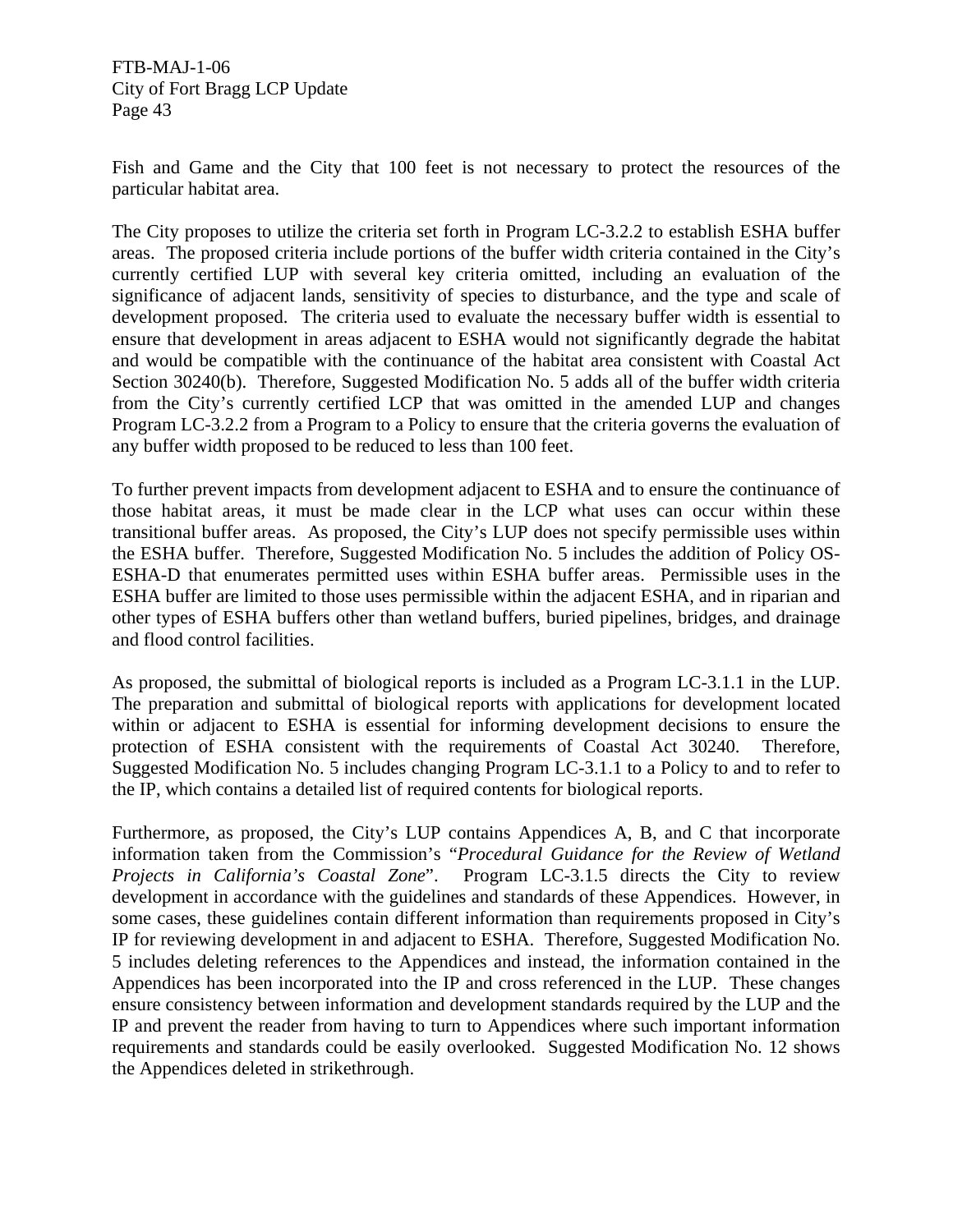Fish and Game and the City that 100 feet is not necessary to protect the resources of the particular habitat area.

The City proposes to utilize the criteria set forth in Program LC-3.2.2 to establish ESHA buffer areas. The proposed criteria include portions of the buffer width criteria contained in the City's currently certified LUP with several key criteria omitted, including an evaluation of the significance of adjacent lands, sensitivity of species to disturbance, and the type and scale of development proposed. The criteria used to evaluate the necessary buffer width is essential to ensure that development in areas adjacent to ESHA would not significantly degrade the habitat and would be compatible with the continuance of the habitat area consistent with Coastal Act Section 30240(b). Therefore, Suggested Modification No. 5 adds all of the buffer width criteria from the City's currently certified LCP that was omitted in the amended LUP and changes Program LC-3.2.2 from a Program to a Policy to ensure that the criteria governs the evaluation of any buffer width proposed to be reduced to less than 100 feet.

To further prevent impacts from development adjacent to ESHA and to ensure the continuance of those habitat areas, it must be made clear in the LCP what uses can occur within these transitional buffer areas. As proposed, the City's LUP does not specify permissible uses within the ESHA buffer. Therefore, Suggested Modification No. 5 includes the addition of Policy OS-ESHA-D that enumerates permitted uses within ESHA buffer areas. Permissible uses in the ESHA buffer are limited to those uses permissible within the adjacent ESHA, and in riparian and other types of ESHA buffers other than wetland buffers, buried pipelines, bridges, and drainage and flood control facilities.

As proposed, the submittal of biological reports is included as a Program LC-3.1.1 in the LUP. The preparation and submittal of biological reports with applications for development located within or adjacent to ESHA is essential for informing development decisions to ensure the protection of ESHA consistent with the requirements of Coastal Act 30240. Therefore, Suggested Modification No. 5 includes changing Program LC-3.1.1 to a Policy to and to refer to the IP, which contains a detailed list of required contents for biological reports.

Furthermore, as proposed, the City's LUP contains Appendices A, B, and C that incorporate information taken from the Commission's "*Procedural Guidance for the Review of Wetland Projects in California's Coastal Zone*". Program LC-3.1.5 directs the City to review development in accordance with the guidelines and standards of these Appendices. However, in some cases, these guidelines contain different information than requirements proposed in City's IP for reviewing development in and adjacent to ESHA. Therefore, Suggested Modification No. 5 includes deleting references to the Appendices and instead, the information contained in the Appendices has been incorporated into the IP and cross referenced in the LUP. These changes ensure consistency between information and development standards required by the LUP and the IP and prevent the reader from having to turn to Appendices where such important information requirements and standards could be easily overlooked. Suggested Modification No. 12 shows the Appendices deleted in strikethrough.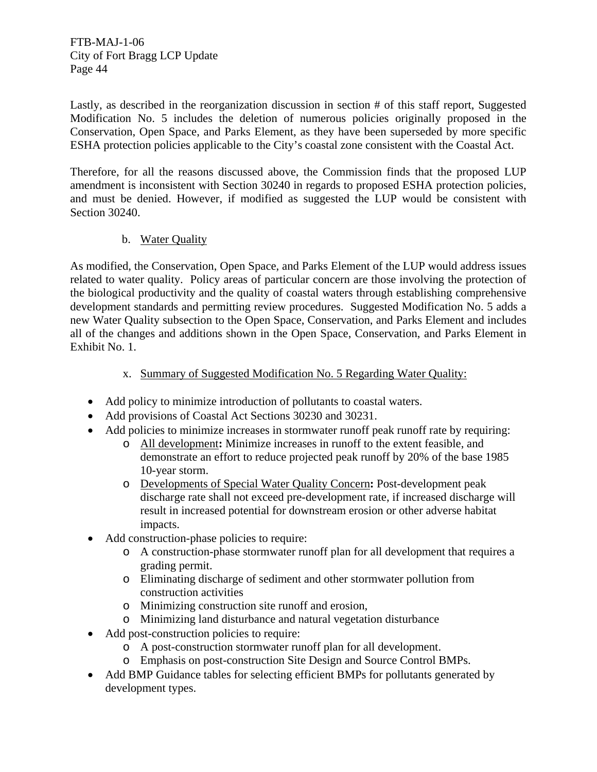Lastly, as described in the reorganization discussion in section # of this staff report, Suggested Modification No. 5 includes the deletion of numerous policies originally proposed in the Conservation, Open Space, and Parks Element, as they have been superseded by more specific ESHA protection policies applicable to the City's coastal zone consistent with the Coastal Act.

Therefore, for all the reasons discussed above, the Commission finds that the proposed LUP amendment is inconsistent with Section 30240 in regards to proposed ESHA protection policies, and must be denied. However, if modified as suggested the LUP would be consistent with Section 30240.

b. Water Quality

As modified, the Conservation, Open Space, and Parks Element of the LUP would address issues related to water quality. Policy areas of particular concern are those involving the protection of the biological productivity and the quality of coastal waters through establishing comprehensive development standards and permitting review procedures. Suggested Modification No. 5 adds a new Water Quality subsection to the Open Space, Conservation, and Parks Element and includes all of the changes and additions shown in the Open Space, Conservation, and Parks Element in Exhibit No. 1.

x. Summary of Suggested Modification No. 5 Regarding Water Quality:

- Add policy to minimize introduction of pollutants to coastal waters.
- Add provisions of Coastal Act Sections 30230 and 30231.
- Add policies to minimize increases in stormwater runoff peak runoff rate by requiring:
  - All development**:** Minimize increases in runoff to the extent feasible, and demonstrate an effort to reduce projected peak runoff by 20% of the base 1985 10-year storm.
  - Developments of Special Water Quality Concern**:** Post-development peak discharge rate shall not exceed pre-development rate, if increased discharge will result in increased potential for downstream erosion or other adverse habitat impacts.
- Add construction-phase policies to require:
  - A construction-phase stormwater runoff plan for all development that requires a grading permit.
  - Eliminating discharge of sediment and other stormwater pollution from construction activities
  - Minimizing construction site runoff and erosion,
  - Minimizing land disturbance and natural vegetation disturbance
- Add post-construction policies to require:
  - A post-construction stormwater runoff plan for all development.
  - Emphasis on post-construction Site Design and Source Control BMPs.
- Add BMP Guidance tables for selecting efficient BMPs for pollutants generated by development types.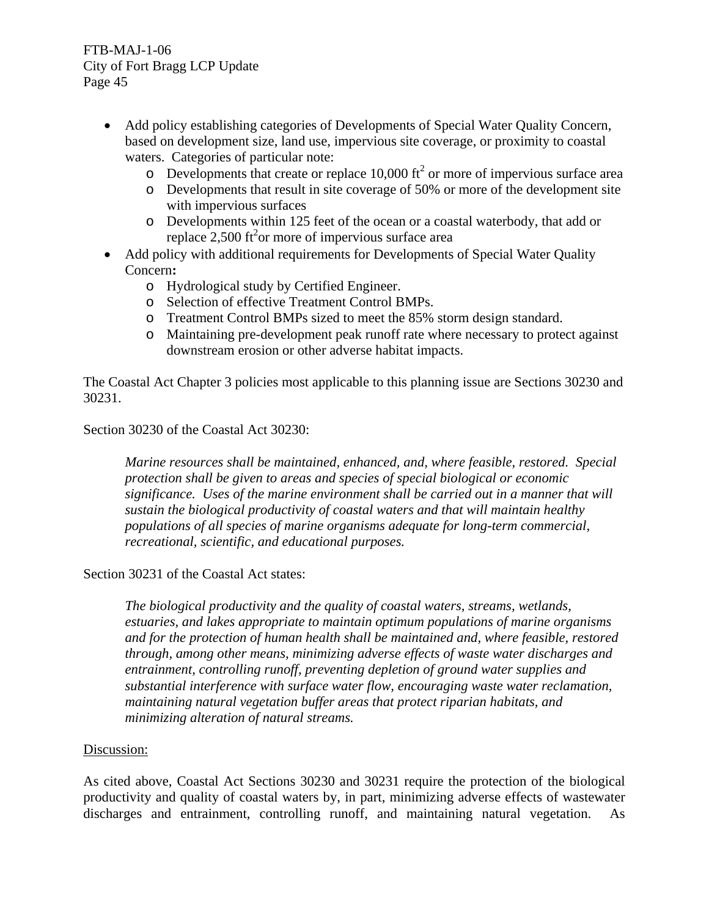- Add policy establishing categories of Developments of Special Water Quality Concern, based on development size, land use, impervious site coverage, or proximity to coastal waters. Categories of particular note:
    - Developments that create or replace 10,000 $ft^2$ or more of impervious surface area
    - Developments that result in site coverage of 50% or more of the development site with impervious surfaces
    - Developments within 125 feet of the ocean or a coastal waterbody, that add or replace 2,500 $ft^2$or more of impervious surface area
- Add policy with additional requirements for Developments of Special Water Quality Concern**:**
    - Hydrological study by Certified Engineer.
    - Selection of effective Treatment Control BMPs.
    - Treatment Control BMPs sized to meet the 85% storm design standard.
    - Maintaining pre-development peak runoff rate where necessary to protect against downstream erosion or other adverse habitat impacts.

The Coastal Act Chapter 3 policies most applicable to this planning issue are Sections 30230 and 30231.

Section 30230 of the Coastal Act 30230:

> *Marine resources shall be maintained, enhanced, and, where feasible, restored. Special protection shall be given to areas and species of special biological or economic significance. Uses of the marine environment shall be carried out in a manner that will sustain the biological productivity of coastal waters and that will maintain healthy populations of all species of marine organisms adequate for long-term commercial, recreational, scientific, and educational purposes.*

Section 30231 of the Coastal Act states:

> *The biological productivity and the quality of coastal waters, streams, wetlands, estuaries, and lakes appropriate to maintain optimum populations of marine organisms and for the protection of human health shall be maintained and, where feasible, restored through, among other means, minimizing adverse effects of waste water discharges and entrainment, controlling runoff, preventing depletion of ground water supplies and substantial interference with surface water flow, encouraging waste water reclamation, maintaining natural vegetation buffer areas that protect riparian habitats, and minimizing alteration of natural streams.*

<u>Discussion:</u>

As cited above, Coastal Act Sections 30230 and 30231 require the protection of the biological productivity and quality of coastal waters by, in part, minimizing adverse effects of wastewater discharges and entrainment, controlling runoff, and maintaining natural vegetation. As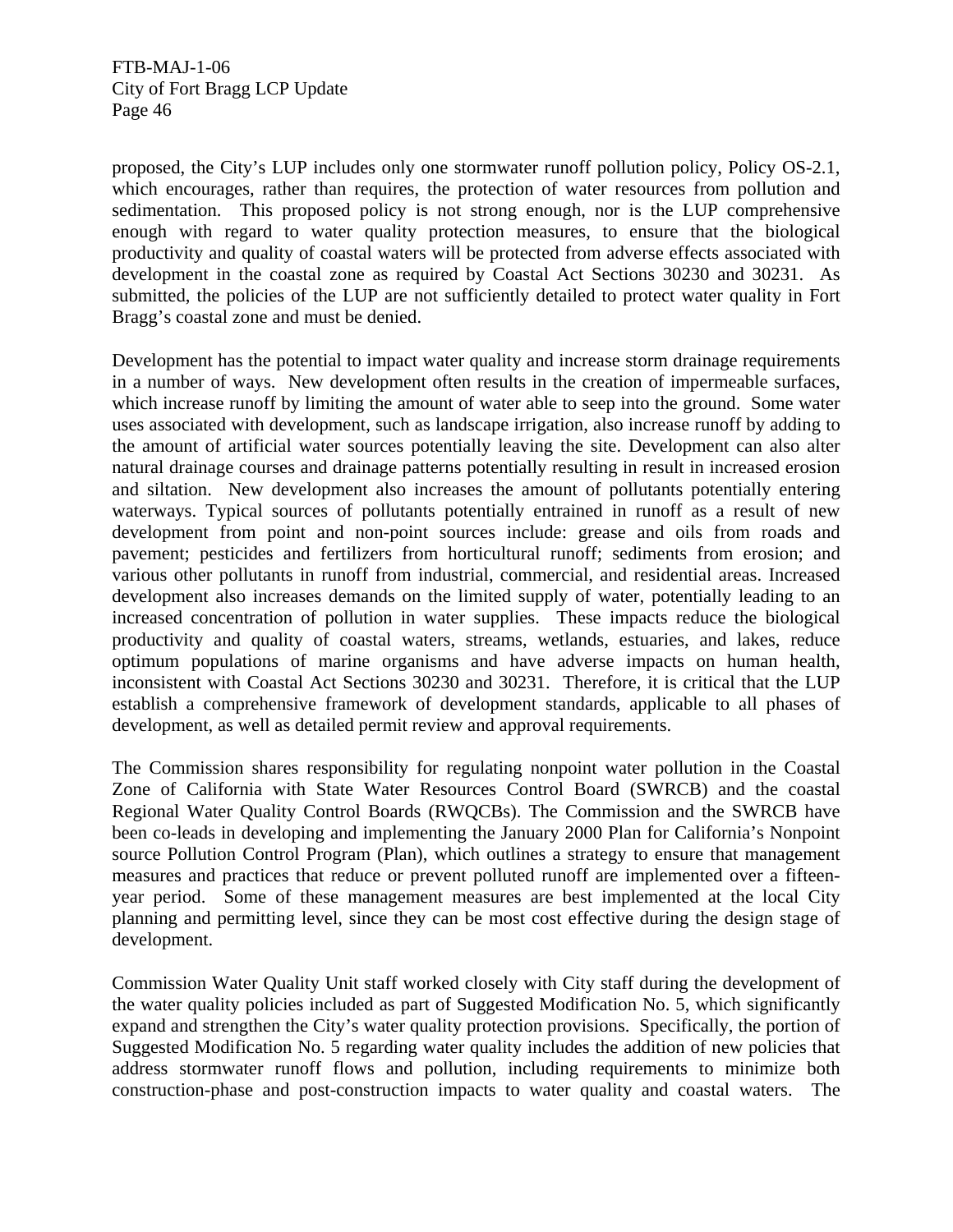proposed, the City's LUP includes only one stormwater runoff pollution policy, Policy OS-2.1, which encourages, rather than requires, the protection of water resources from pollution and sedimentation. This proposed policy is not strong enough, nor is the LUP comprehensive enough with regard to water quality protection measures, to ensure that the biological productivity and quality of coastal waters will be protected from adverse effects associated with development in the coastal zone as required by Coastal Act Sections 30230 and 30231. As submitted, the policies of the LUP are not sufficiently detailed to protect water quality in Fort Bragg's coastal zone and must be denied.

Development has the potential to impact water quality and increase storm drainage requirements in a number of ways. New development often results in the creation of impermeable surfaces, which increase runoff by limiting the amount of water able to seep into the ground. Some water uses associated with development, such as landscape irrigation, also increase runoff by adding to the amount of artificial water sources potentially leaving the site. Development can also alter natural drainage courses and drainage patterns potentially resulting in result in increased erosion and siltation. New development also increases the amount of pollutants potentially entering waterways. Typical sources of pollutants potentially entrained in runoff as a result of new development from point and non-point sources include: grease and oils from roads and pavement; pesticides and fertilizers from horticultural runoff; sediments from erosion; and various other pollutants in runoff from industrial, commercial, and residential areas. Increased development also increases demands on the limited supply of water, potentially leading to an increased concentration of pollution in water supplies. These impacts reduce the biological productivity and quality of coastal waters, streams, wetlands, estuaries, and lakes, reduce optimum populations of marine organisms and have adverse impacts on human health, inconsistent with Coastal Act Sections 30230 and 30231. Therefore, it is critical that the LUP establish a comprehensive framework of development standards, applicable to all phases of development, as well as detailed permit review and approval requirements.

The Commission shares responsibility for regulating nonpoint water pollution in the Coastal Zone of California with State Water Resources Control Board (SWRCB) and the coastal Regional Water Quality Control Boards (RWQCBs). The Commission and the SWRCB have been co-leads in developing and implementing the January 2000 Plan for California's Nonpoint source Pollution Control Program (Plan), which outlines a strategy to ensure that management measures and practices that reduce or prevent polluted runoff are implemented over a fifteen-year period. Some of these management measures are best implemented at the local City planning and permitting level, since they can be most cost effective during the design stage of development.

Commission Water Quality Unit staff worked closely with City staff during the development of the water quality policies included as part of Suggested Modification No. 5, which significantly expand and strengthen the City's water quality protection provisions. Specifically, the portion of Suggested Modification No. 5 regarding water quality includes the addition of new policies that address stormwater runoff flows and pollution, including requirements to minimize both construction-phase and post-construction impacts to water quality and coastal waters. The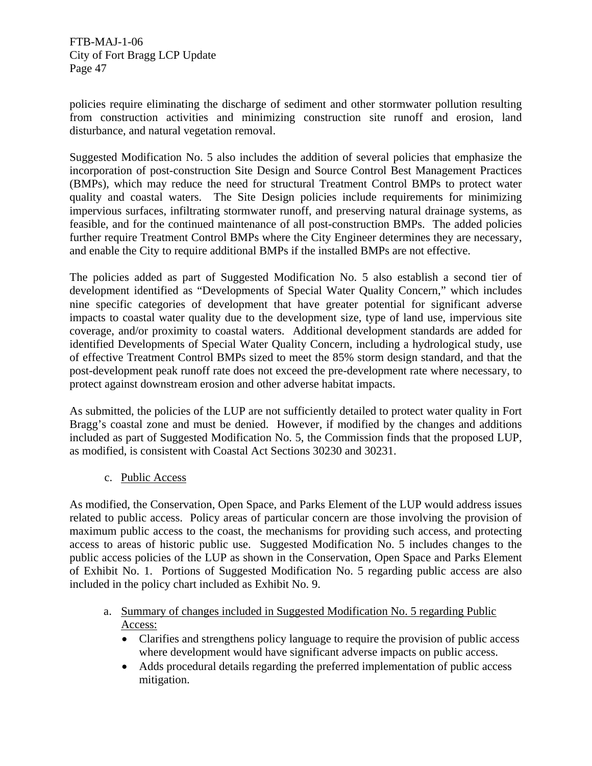policies require eliminating the discharge of sediment and other stormwater pollution resulting from construction activities and minimizing construction site runoff and erosion, land disturbance, and natural vegetation removal.

Suggested Modification No. 5 also includes the addition of several policies that emphasize the incorporation of post-construction Site Design and Source Control Best Management Practices (BMPs), which may reduce the need for structural Treatment Control BMPs to protect water quality and coastal waters. The Site Design policies include requirements for minimizing impervious surfaces, infiltrating stormwater runoff, and preserving natural drainage systems, as feasible, and for the continued maintenance of all post-construction BMPs. The added policies further require Treatment Control BMPs where the City Engineer determines they are necessary, and enable the City to require additional BMPs if the installed BMPs are not effective.

The policies added as part of Suggested Modification No. 5 also establish a second tier of development identified as "Developments of Special Water Quality Concern," which includes nine specific categories of development that have greater potential for significant adverse impacts to coastal water quality due to the development size, type of land use, impervious site coverage, and/or proximity to coastal waters. Additional development standards are added for identified Developments of Special Water Quality Concern, including a hydrological study, use of effective Treatment Control BMPs sized to meet the 85% storm design standard, and that the post-development peak runoff rate does not exceed the pre-development rate where necessary, to protect against downstream erosion and other adverse habitat impacts.

As submitted, the policies of the LUP are not sufficiently detailed to protect water quality in Fort Bragg's coastal zone and must be denied. However, if modified by the changes and additions included as part of Suggested Modification No. 5, the Commission finds that the proposed LUP, as modified, is consistent with Coastal Act Sections 30230 and 30231.

c. <u>Public Access</u>

As modified, the Conservation, Open Space, and Parks Element of the LUP would address issues related to public access. Policy areas of particular concern are those involving the provision of maximum public access to the coast, the mechanisms for providing such access, and protecting access to areas of historic public use. Suggested Modification No. 5 includes changes to the public access policies of the LUP as shown in the Conservation, Open Space and Parks Element of Exhibit No. 1. Portions of Suggested Modification No. 5 regarding public access are also included in the policy chart included as Exhibit No. 9.

a. <u>Summary of changes included in Suggested Modification No. 5 regarding Public Access:</u>
   - Clarifies and strengthens policy language to require the provision of public access where development would have significant adverse impacts on public access.
   - Adds procedural details regarding the preferred implementation of public access mitigation.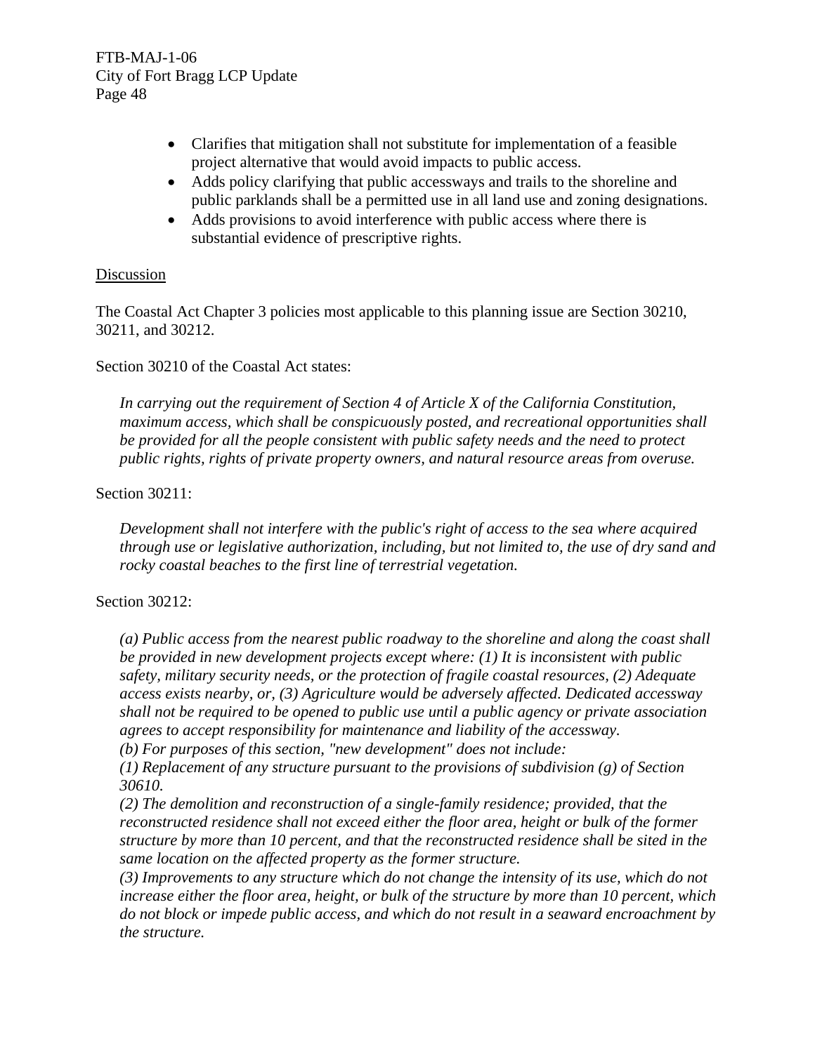- Clarifies that mitigation shall not substitute for implementation of a feasible project alternative that would avoid impacts to public access.
- Adds policy clarifying that public accessways and trails to the shoreline and public parklands shall be a permitted use in all land use and zoning designations.
- Adds provisions to avoid interference with public access where there is substantial evidence of prescriptive rights.

<u>Discussion</u>

The Coastal Act Chapter 3 policies most applicable to this planning issue are Section 30210, 30211, and 30212.

Section 30210 of the Coastal Act states:

> *In carrying out the requirement of Section 4 of Article X of the California Constitution, maximum access, which shall be conspicuously posted, and recreational opportunities shall be provided for all the people consistent with public safety needs and the need to protect public rights, rights of private property owners, and natural resource areas from overuse.*

Section 30211:

> *Development shall not interfere with the public's right of access to the sea where acquired through use or legislative authorization, including, but not limited to, the use of dry sand and rocky coastal beaches to the first line of terrestrial vegetation.*

Section 30212:

> *(a) Public access from the nearest public roadway to the shoreline and along the coast shall be provided in new development projects except where: (1) It is inconsistent with public safety, military security needs, or the protection of fragile coastal resources, (2) Adequate access exists nearby, or, (3) Agriculture would be adversely affected. Dedicated accessway shall not be required to be opened to public use until a public agency or private association agrees to accept responsibility for maintenance and liability of the accessway.*
>
> *(b) For purposes of this section, "new development" does not include:*
>
> *(1) Replacement of any structure pursuant to the provisions of subdivision (g) of Section 30610.*
>
> *(2) The demolition and reconstruction of a single-family residence; provided, that the reconstructed residence shall not exceed either the floor area, height or bulk of the former structure by more than 10 percent, and that the reconstructed residence shall be sited in the same location on the affected property as the former structure.*
>
> *(3) Improvements to any structure which do not change the intensity of its use, which do not increase either the floor area, height, or bulk of the structure by more than 10 percent, which do not block or impede public access, and which do not result in a seaward encroachment by the structure.*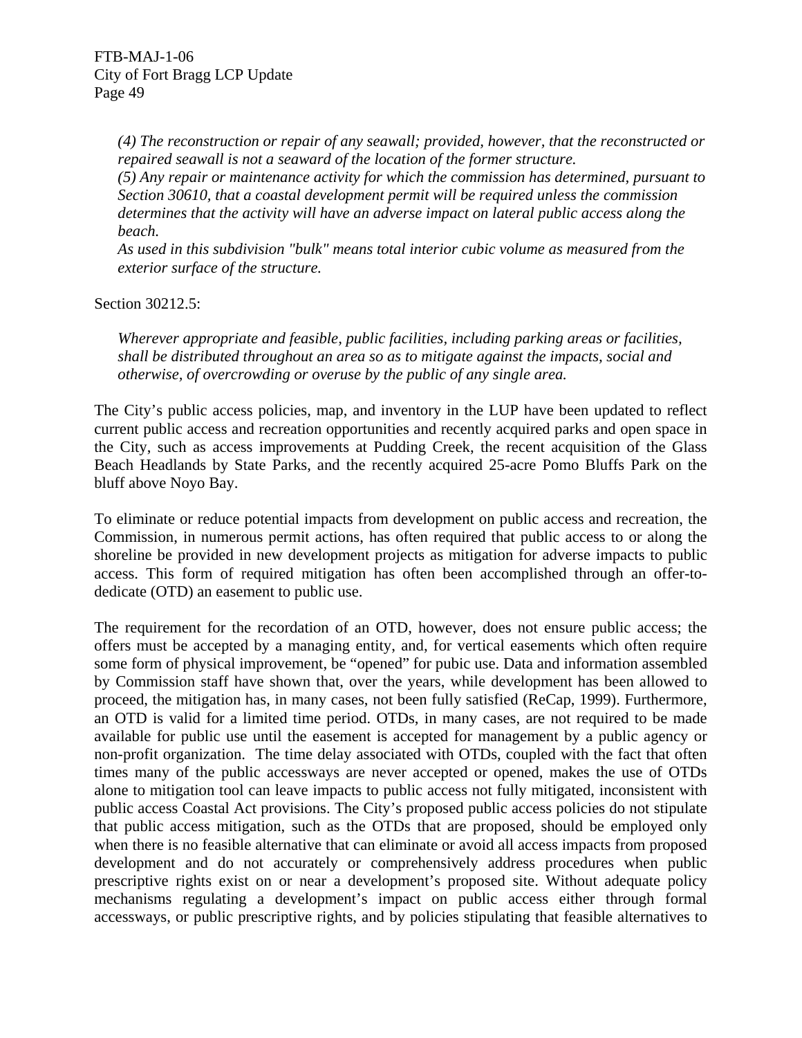*(4) The reconstruction or repair of any seawall; provided, however, that the reconstructed or repaired seawall is not a seaward of the location of the former structure.*
*(5) Any repair or maintenance activity for which the commission has determined, pursuant to Section 30610, that a coastal development permit will be required unless the commission determines that the activity will have an adverse impact on lateral public access along the beach.*
*As used in this subdivision "bulk" means total interior cubic volume as measured from the exterior surface of the structure.*

Section 30212.5:

*Wherever appropriate and feasible, public facilities, including parking areas or facilities, shall be distributed throughout an area so as to mitigate against the impacts, social and otherwise, of overcrowding or overuse by the public of any single area.*

The City's public access policies, map, and inventory in the LUP have been updated to reflect current public access and recreation opportunities and recently acquired parks and open space in the City, such as access improvements at Pudding Creek, the recent acquisition of the Glass Beach Headlands by State Parks, and the recently acquired 25-acre Pomo Bluffs Park on the bluff above Noyo Bay.

To eliminate or reduce potential impacts from development on public access and recreation, the Commission, in numerous permit actions, has often required that public access to or along the shoreline be provided in new development projects as mitigation for adverse impacts to public access. This form of required mitigation has often been accomplished through an offer-to-dedicate (OTD) an easement to public use.

The requirement for the recordation of an OTD, however, does not ensure public access; the offers must be accepted by a managing entity, and, for vertical easements which often require some form of physical improvement, be "opened" for pubic use. Data and information assembled by Commission staff have shown that, over the years, while development has been allowed to proceed, the mitigation has, in many cases, not been fully satisfied (ReCap, 1999). Furthermore, an OTD is valid for a limited time period. OTDs, in many cases, are not required to be made available for public use until the easement is accepted for management by a public agency or non-profit organization. The time delay associated with OTDs, coupled with the fact that often times many of the public accessways are never accepted or opened, makes the use of OTDs alone to mitigation tool can leave impacts to public access not fully mitigated, inconsistent with public access Coastal Act provisions. The City's proposed public access policies do not stipulate that public access mitigation, such as the OTDs that are proposed, should be employed only when there is no feasible alternative that can eliminate or avoid all access impacts from proposed development and do not accurately or comprehensively address procedures when public prescriptive rights exist on or near a development's proposed site. Without adequate policy mechanisms regulating a development's impact on public access either through formal accessways, or public prescriptive rights, and by policies stipulating that feasible alternatives to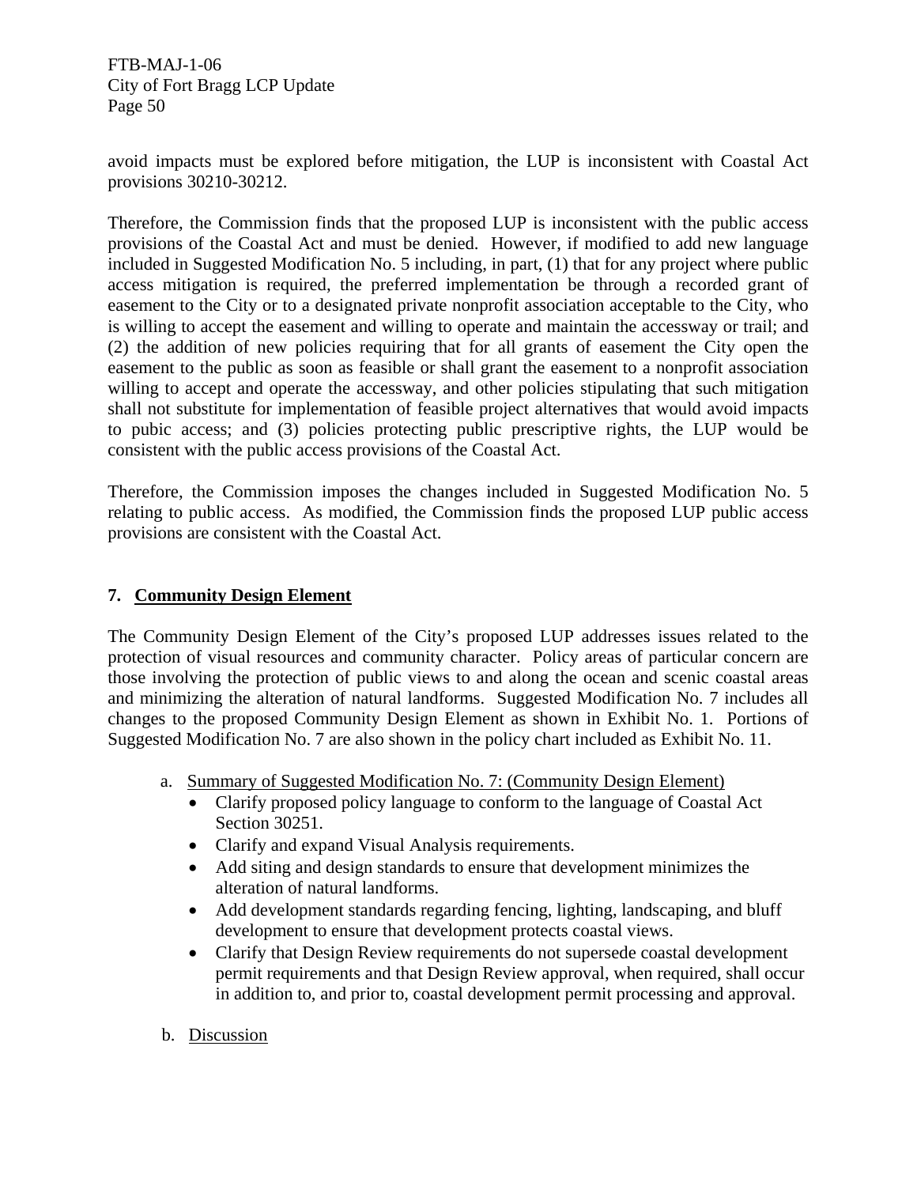avoid impacts must be explored before mitigation, the LUP is inconsistent with Coastal Act provisions 30210-30212.

Therefore, the Commission finds that the proposed LUP is inconsistent with the public access provisions of the Coastal Act and must be denied. However, if modified to add new language included in Suggested Modification No. 5 including, in part, (1) that for any project where public access mitigation is required, the preferred implementation be through a recorded grant of easement to the City or to a designated private nonprofit association acceptable to the City, who is willing to accept the easement and willing to operate and maintain the accessway or trail; and (2) the addition of new policies requiring that for all grants of easement the City open the easement to the public as soon as feasible or shall grant the easement to a nonprofit association willing to accept and operate the accessway, and other policies stipulating that such mitigation shall not substitute for implementation of feasible project alternatives that would avoid impacts to pubic access; and (3) policies protecting public prescriptive rights, the LUP would be consistent with the public access provisions of the Coastal Act.

Therefore, the Commission imposes the changes included in Suggested Modification No. 5 relating to public access. As modified, the Commission finds the proposed LUP public access provisions are consistent with the Coastal Act.

## 7. Community Design Element

The Community Design Element of the City's proposed LUP addresses issues related to the protection of visual resources and community character. Policy areas of particular concern are those involving the protection of public views to and along the ocean and scenic coastal areas and minimizing the alteration of natural landforms. Suggested Modification No. 7 includes all changes to the proposed Community Design Element as shown in Exhibit No. 1. Portions of Suggested Modification No. 7 are also shown in the policy chart included as Exhibit No. 11.

a. Summary of Suggested Modification No. 7: (Community Design Element)

- Clarify proposed policy language to conform to the language of Coastal Act Section 30251.
- Clarify and expand Visual Analysis requirements.
- Add siting and design standards to ensure that development minimizes the alteration of natural landforms.
- Add development standards regarding fencing, lighting, landscaping, and bluff development to ensure that development protects coastal views.
- Clarify that Design Review requirements do not supersede coastal development permit requirements and that Design Review approval, when required, shall occur in addition to, and prior to, coastal development permit processing and approval.

b. Discussion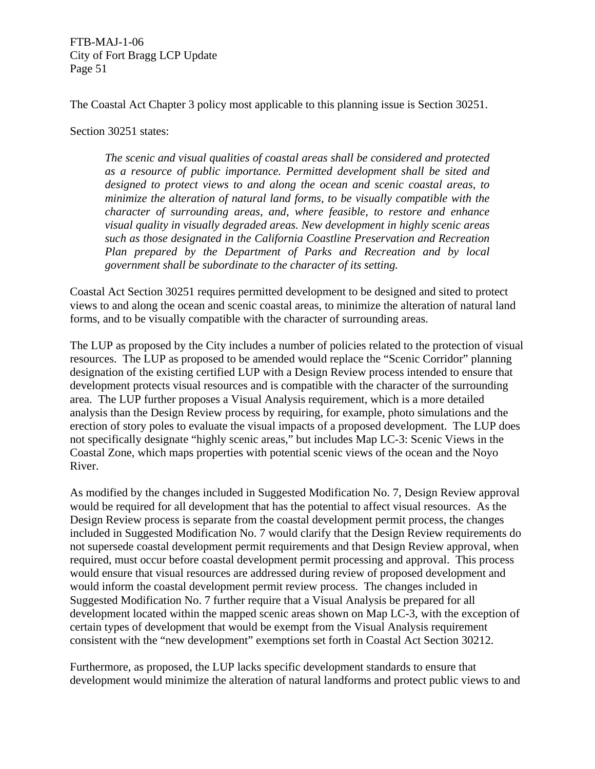The Coastal Act Chapter 3 policy most applicable to this planning issue is Section 30251.

Section 30251 states:

> *The scenic and visual qualities of coastal areas shall be considered and protected as a resource of public importance. Permitted development shall be sited and designed to protect views to and along the ocean and scenic coastal areas, to minimize the alteration of natural land forms, to be visually compatible with the character of surrounding areas, and, where feasible, to restore and enhance visual quality in visually degraded areas. New development in highly scenic areas such as those designated in the California Coastline Preservation and Recreation Plan prepared by the Department of Parks and Recreation and by local government shall be subordinate to the character of its setting.*

Coastal Act Section 30251 requires permitted development to be designed and sited to protect views to and along the ocean and scenic coastal areas, to minimize the alteration of natural land forms, and to be visually compatible with the character of surrounding areas.

The LUP as proposed by the City includes a number of policies related to the protection of visual resources. The LUP as proposed to be amended would replace the "Scenic Corridor" planning designation of the existing certified LUP with a Design Review process intended to ensure that development protects visual resources and is compatible with the character of the surrounding area. The LUP further proposes a Visual Analysis requirement, which is a more detailed analysis than the Design Review process by requiring, for example, photo simulations and the erection of story poles to evaluate the visual impacts of a proposed development. The LUP does not specifically designate "highly scenic areas," but includes Map LC-3: Scenic Views in the Coastal Zone, which maps properties with potential scenic views of the ocean and the Noyo River.

As modified by the changes included in Suggested Modification No. 7, Design Review approval would be required for all development that has the potential to affect visual resources. As the Design Review process is separate from the coastal development permit process, the changes included in Suggested Modification No. 7 would clarify that the Design Review requirements do not supersede coastal development permit requirements and that Design Review approval, when required, must occur before coastal development permit processing and approval. This process would ensure that visual resources are addressed during review of proposed development and would inform the coastal development permit review process. The changes included in Suggested Modification No. 7 further require that a Visual Analysis be prepared for all development located within the mapped scenic areas shown on Map LC-3, with the exception of certain types of development that would be exempt from the Visual Analysis requirement consistent with the "new development" exemptions set forth in Coastal Act Section 30212.

Furthermore, as proposed, the LUP lacks specific development standards to ensure that development would minimize the alteration of natural landforms and protect public views to and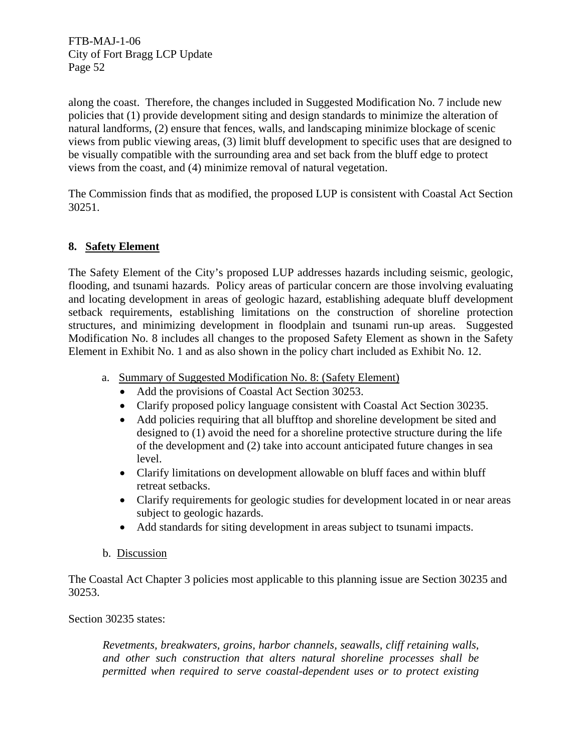along the coast. Therefore, the changes included in Suggested Modification No. 7 include new policies that (1) provide development siting and design standards to minimize the alteration of natural landforms, (2) ensure that fences, walls, and landscaping minimize blockage of scenic views from public viewing areas, (3) limit bluff development to specific uses that are designed to be visually compatible with the surrounding area and set back from the bluff edge to protect views from the coast, and (4) minimize removal of natural vegetation.

The Commission finds that as modified, the proposed LUP is consistent with Coastal Act Section 30251.

## 8. Safety Element

The Safety Element of the City's proposed LUP addresses hazards including seismic, geologic, flooding, and tsunami hazards. Policy areas of particular concern are those involving evaluating and locating development in areas of geologic hazard, establishing adequate bluff development setback requirements, establishing limitations on the construction of shoreline protection structures, and minimizing development in floodplain and tsunami run-up areas. Suggested Modification No. 8 includes all changes to the proposed Safety Element as shown in the Safety Element in Exhibit No. 1 and as also shown in the policy chart included as Exhibit No. 12.

a. Summary of Suggested Modification No. 8: (Safety Element)

- Add the provisions of Coastal Act Section 30253.
- Clarify proposed policy language consistent with Coastal Act Section 30235.
- Add policies requiring that all blufftop and shoreline development be sited and designed to (1) avoid the need for a shoreline protective structure during the life of the development and (2) take into account anticipated future changes in sea level.
- Clarify limitations on development allowable on bluff faces and within bluff retreat setbacks.
- Clarify requirements for geologic studies for development located in or near areas subject to geologic hazards.
- Add standards for siting development in areas subject to tsunami impacts.

b. Discussion

The Coastal Act Chapter 3 policies most applicable to this planning issue are Section 30235 and 30253.

Section 30235 states:

> *Revetments, breakwaters, groins, harbor channels, seawalls, cliff retaining walls, and other such construction that alters natural shoreline processes shall be permitted when required to serve coastal-dependent uses or to protect existing*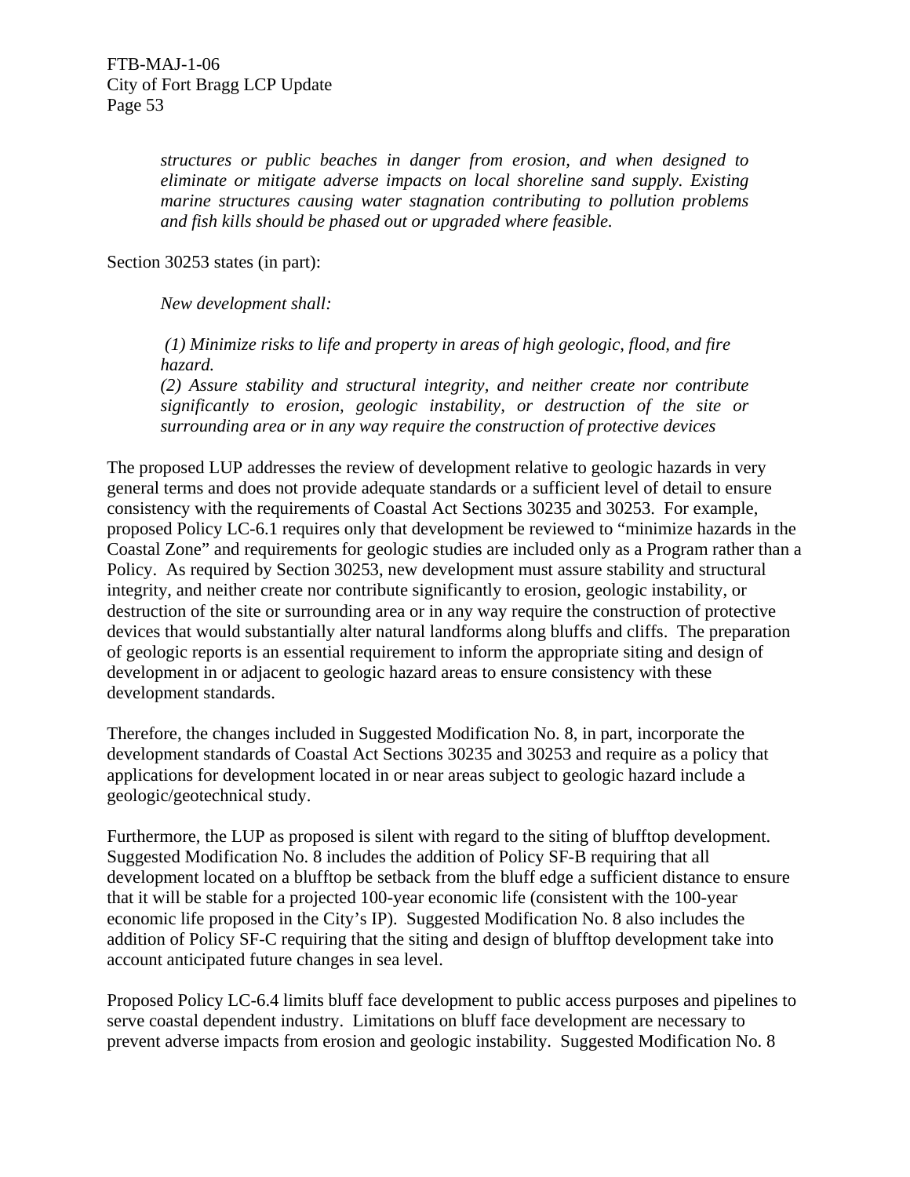> *structures or public beaches in danger from erosion, and when designed to eliminate or mitigate adverse impacts on local shoreline sand supply. Existing marine structures causing water stagnation contributing to pollution problems and fish kills should be phased out or upgraded where feasible.*

Section 30253 states (in part):

> *New development shall:*
>
> *(1) Minimize risks to life and property in areas of high geologic, flood, and fire hazard.*
> *(2) Assure stability and structural integrity, and neither create nor contribute significantly to erosion, geologic instability, or destruction of the site or surrounding area or in any way require the construction of protective devices*

The proposed LUP addresses the review of development relative to geologic hazards in very general terms and does not provide adequate standards or a sufficient level of detail to ensure consistency with the requirements of Coastal Act Sections 30235 and 30253. For example, proposed Policy LC-6.1 requires only that development be reviewed to "minimize hazards in the Coastal Zone" and requirements for geologic studies are included only as a Program rather than a Policy. As required by Section 30253, new development must assure stability and structural integrity, and neither create nor contribute significantly to erosion, geologic instability, or destruction of the site or surrounding area or in any way require the construction of protective devices that would substantially alter natural landforms along bluffs and cliffs. The preparation of geologic reports is an essential requirement to inform the appropriate siting and design of development in or adjacent to geologic hazard areas to ensure consistency with these development standards.

Therefore, the changes included in Suggested Modification No. 8, in part, incorporate the development standards of Coastal Act Sections 30235 and 30253 and require as a policy that applications for development located in or near areas subject to geologic hazard include a geologic/geotechnical study.

Furthermore, the LUP as proposed is silent with regard to the siting of blufftop development. Suggested Modification No. 8 includes the addition of Policy SF-B requiring that all development located on a blufftop be setback from the bluff edge a sufficient distance to ensure that it will be stable for a projected 100-year economic life (consistent with the 100-year economic life proposed in the City's IP). Suggested Modification No. 8 also includes the addition of Policy SF-C requiring that the siting and design of blufftop development take into account anticipated future changes in sea level.

Proposed Policy LC-6.4 limits bluff face development to public access purposes and pipelines to serve coastal dependent industry. Limitations on bluff face development are necessary to prevent adverse impacts from erosion and geologic instability. Suggested Modification No. 8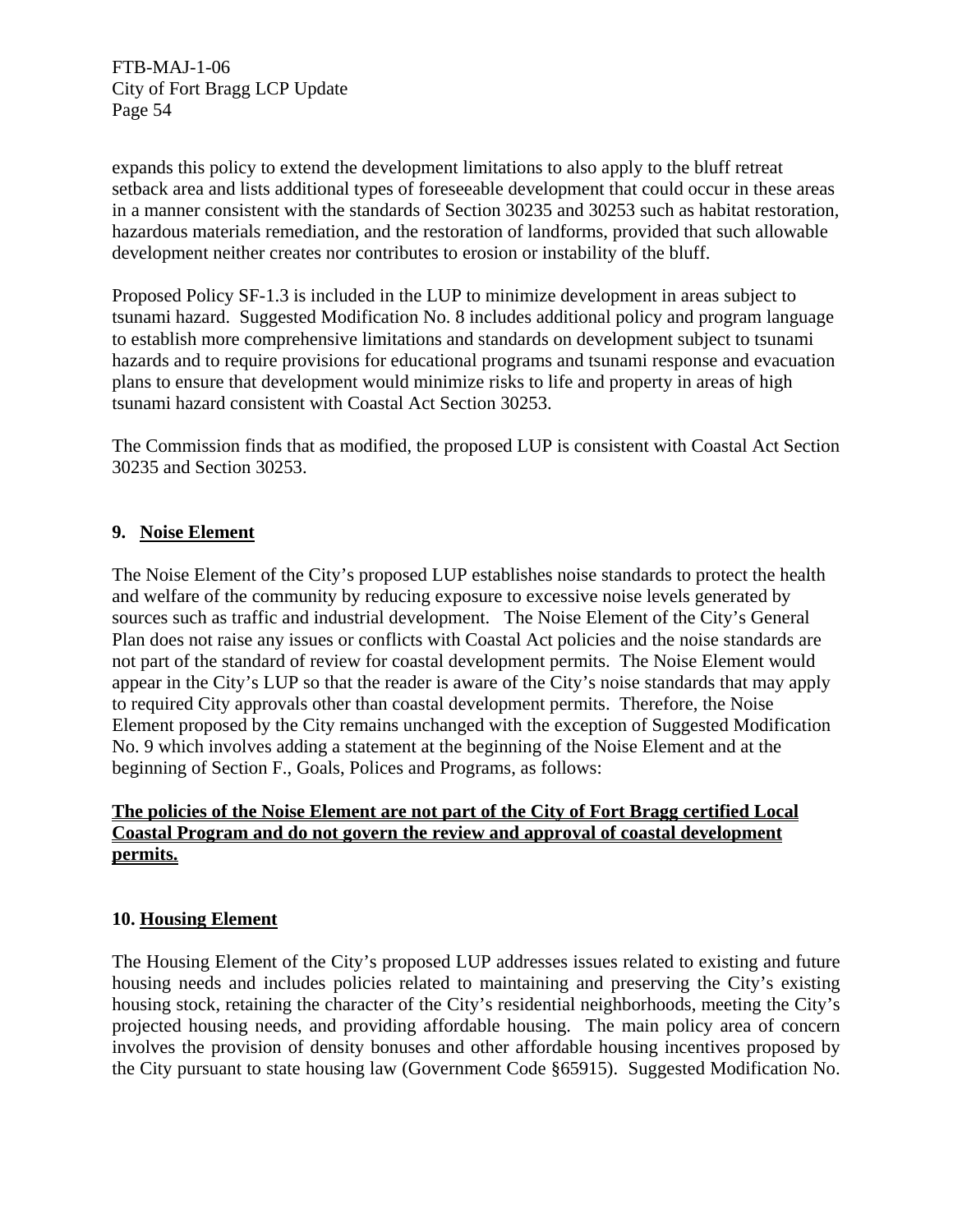expands this policy to extend the development limitations to also apply to the bluff retreat setback area and lists additional types of foreseeable development that could occur in these areas in a manner consistent with the standards of Section 30235 and 30253 such as habitat restoration, hazardous materials remediation, and the restoration of landforms, provided that such allowable development neither creates nor contributes to erosion or instability of the bluff.

Proposed Policy SF-1.3 is included in the LUP to minimize development in areas subject to tsunami hazard. Suggested Modification No. 8 includes additional policy and program language to establish more comprehensive limitations and standards on development subject to tsunami hazards and to require provisions for educational programs and tsunami response and evacuation plans to ensure that development would minimize risks to life and property in areas of high tsunami hazard consistent with Coastal Act Section 30253.

The Commission finds that as modified, the proposed LUP is consistent with Coastal Act Section 30235 and Section 30253.

### 9. Noise Element

The Noise Element of the City's proposed LUP establishes noise standards to protect the health and welfare of the community by reducing exposure to excessive noise levels generated by sources such as traffic and industrial development. The Noise Element of the City's General Plan does not raise any issues or conflicts with Coastal Act policies and the noise standards are not part of the standard of review for coastal development permits. The Noise Element would appear in the City's LUP so that the reader is aware of the City's noise standards that may apply to required City approvals other than coastal development permits. Therefore, the Noise Element proposed by the City remains unchanged with the exception of Suggested Modification No. 9 which involves adding a statement at the beginning of the Noise Element and at the beginning of Section F., Goals, Polices and Programs, as follows:

**<u>The policies of the Noise Element are not part of the City of Fort Bragg certified Local Coastal Program and do not govern the review and approval of coastal development permits.</u>**

### 10. Housing Element

The Housing Element of the City's proposed LUP addresses issues related to existing and future housing needs and includes policies related to maintaining and preserving the City's existing housing stock, retaining the character of the City's residential neighborhoods, meeting the City's projected housing needs, and providing affordable housing. The main policy area of concern involves the provision of density bonuses and other affordable housing incentives proposed by the City pursuant to state housing law (Government Code §65915). Suggested Modification No.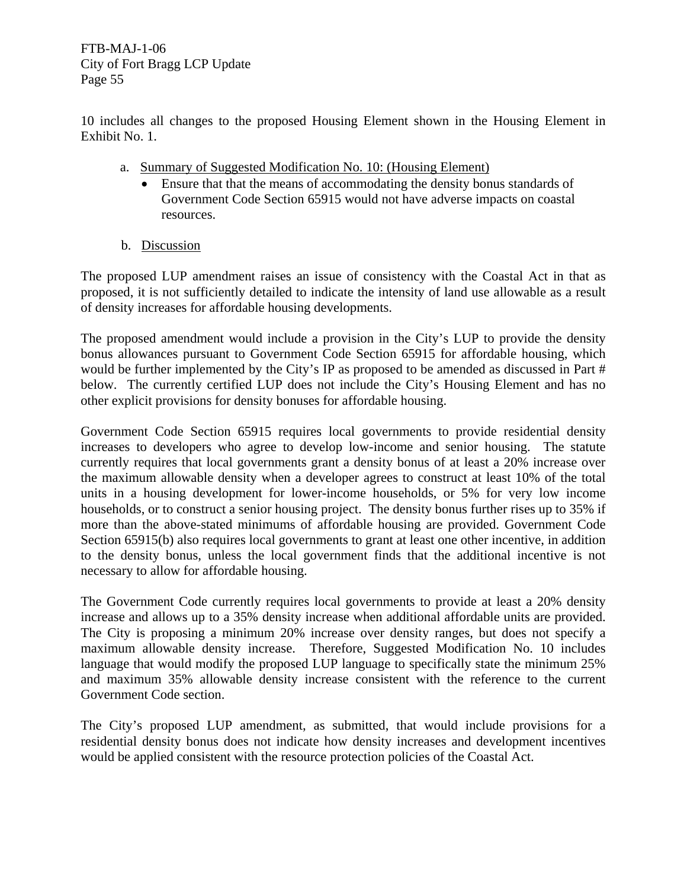10 includes all changes to the proposed Housing Element shown in the Housing Element in Exhibit No. 1.

a. Summary of Suggested Modification No. 10: (Housing Element)
   - Ensure that that the means of accommodating the density bonus standards of Government Code Section 65915 would not have adverse impacts on coastal resources.

b. Discussion

The proposed LUP amendment raises an issue of consistency with the Coastal Act in that as proposed, it is not sufficiently detailed to indicate the intensity of land use allowable as a result of density increases for affordable housing developments.

The proposed amendment would include a provision in the City's LUP to provide the density bonus allowances pursuant to Government Code Section 65915 for affordable housing, which would be further implemented by the City's IP as proposed to be amended as discussed in Part # below. The currently certified LUP does not include the City's Housing Element and has no other explicit provisions for density bonuses for affordable housing.

Government Code Section 65915 requires local governments to provide residential density increases to developers who agree to develop low-income and senior housing. The statute currently requires that local governments grant a density bonus of at least a 20% increase over the maximum allowable density when a developer agrees to construct at least 10% of the total units in a housing development for lower-income households, or 5% for very low income households, or to construct a senior housing project. The density bonus further rises up to 35% if more than the above-stated minimums of affordable housing are provided. Government Code Section 65915(b) also requires local governments to grant at least one other incentive, in addition to the density bonus, unless the local government finds that the additional incentive is not necessary to allow for affordable housing.

The Government Code currently requires local governments to provide at least a 20% density increase and allows up to a 35% density increase when additional affordable units are provided. The City is proposing a minimum 20% increase over density ranges, but does not specify a maximum allowable density increase. Therefore, Suggested Modification No. 10 includes language that would modify the proposed LUP language to specifically state the minimum 25% and maximum 35% allowable density increase consistent with the reference to the current Government Code section.

The City's proposed LUP amendment, as submitted, that would include provisions for a residential density bonus does not indicate how density increases and development incentives would be applied consistent with the resource protection policies of the Coastal Act.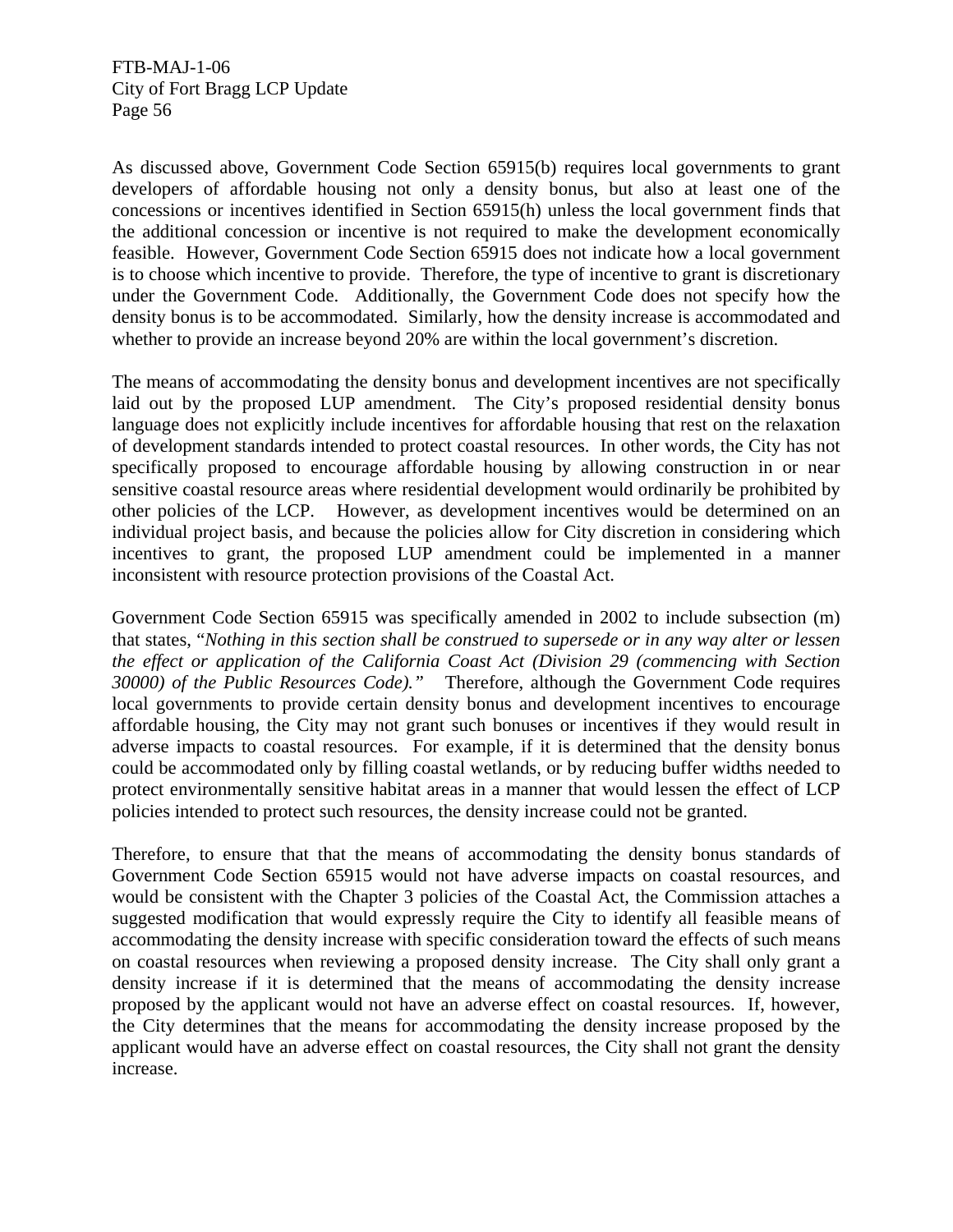As discussed above, Government Code Section 65915(b) requires local governments to grant developers of affordable housing not only a density bonus, but also at least one of the concessions or incentives identified in Section 65915(h) unless the local government finds that the additional concession or incentive is not required to make the development economically feasible. However, Government Code Section 65915 does not indicate how a local government is to choose which incentive to provide. Therefore, the type of incentive to grant is discretionary under the Government Code. Additionally, the Government Code does not specify how the density bonus is to be accommodated. Similarly, how the density increase is accommodated and whether to provide an increase beyond 20% are within the local government's discretion.

The means of accommodating the density bonus and development incentives are not specifically laid out by the proposed LUP amendment. The City's proposed residential density bonus language does not explicitly include incentives for affordable housing that rest on the relaxation of development standards intended to protect coastal resources. In other words, the City has not specifically proposed to encourage affordable housing by allowing construction in or near sensitive coastal resource areas where residential development would ordinarily be prohibited by other policies of the LCP. However, as development incentives would be determined on an individual project basis, and because the policies allow for City discretion in considering which incentives to grant, the proposed LUP amendment could be implemented in a manner inconsistent with resource protection provisions of the Coastal Act.

Government Code Section 65915 was specifically amended in 2002 to include subsection (m) that states, "*Nothing in this section shall be construed to supersede or in any way alter or lessen the effect or application of the California Coast Act (Division 29 (commencing with Section 30000) of the Public Resources Code).*" Therefore, although the Government Code requires local governments to provide certain density bonus and development incentives to encourage affordable housing, the City may not grant such bonuses or incentives if they would result in adverse impacts to coastal resources. For example, if it is determined that the density bonus could be accommodated only by filling coastal wetlands, or by reducing buffer widths needed to protect environmentally sensitive habitat areas in a manner that would lessen the effect of LCP policies intended to protect such resources, the density increase could not be granted.

Therefore, to ensure that that the means of accommodating the density bonus standards of Government Code Section 65915 would not have adverse impacts on coastal resources, and would be consistent with the Chapter 3 policies of the Coastal Act, the Commission attaches a suggested modification that would expressly require the City to identify all feasible means of accommodating the density increase with specific consideration toward the effects of such means on coastal resources when reviewing a proposed density increase. The City shall only grant a density increase if it is determined that the means of accommodating the density increase proposed by the applicant would not have an adverse effect on coastal resources. If, however, the City determines that the means for accommodating the density increase proposed by the applicant would have an adverse effect on coastal resources, the City shall not grant the density increase.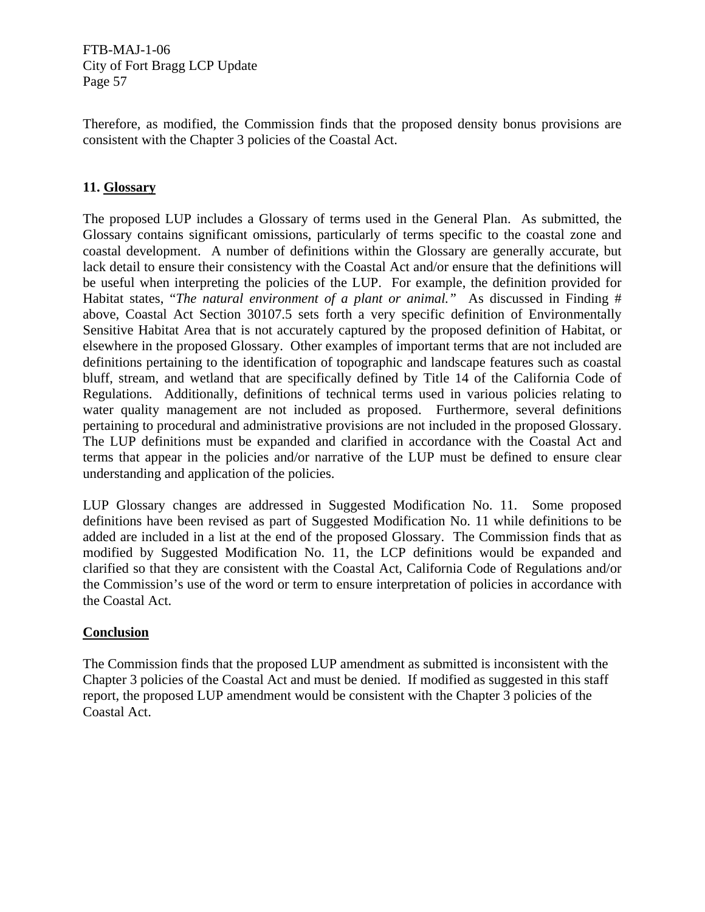Therefore, as modified, the Commission finds that the proposed density bonus provisions are consistent with the Chapter 3 policies of the Coastal Act.

### 11. Glossary

The proposed LUP includes a Glossary of terms used in the General Plan. As submitted, the Glossary contains significant omissions, particularly of terms specific to the coastal zone and coastal development. A number of definitions within the Glossary are generally accurate, but lack detail to ensure their consistency with the Coastal Act and/or ensure that the definitions will be useful when interpreting the policies of the LUP. For example, the definition provided for Habitat states, "*The natural environment of a plant or animal.*" As discussed in Finding # above, Coastal Act Section 30107.5 sets forth a very specific definition of Environmentally Sensitive Habitat Area that is not accurately captured by the proposed definition of Habitat, or elsewhere in the proposed Glossary. Other examples of important terms that are not included are definitions pertaining to the identification of topographic and landscape features such as coastal bluff, stream, and wetland that are specifically defined by Title 14 of the California Code of Regulations. Additionally, definitions of technical terms used in various policies relating to water quality management are not included as proposed. Furthermore, several definitions pertaining to procedural and administrative provisions are not included in the proposed Glossary. The LUP definitions must be expanded and clarified in accordance with the Coastal Act and terms that appear in the policies and/or narrative of the LUP must be defined to ensure clear understanding and application of the policies.

LUP Glossary changes are addressed in Suggested Modification No. 11. Some proposed definitions have been revised as part of Suggested Modification No. 11 while definitions to be added are included in a list at the end of the proposed Glossary. The Commission finds that as modified by Suggested Modification No. 11, the LCP definitions would be expanded and clarified so that they are consistent with the Coastal Act, California Code of Regulations and/or the Commission's use of the word or term to ensure interpretation of policies in accordance with the Coastal Act.

### Conclusion

The Commission finds that the proposed LUP amendment as submitted is inconsistent with the Chapter 3 policies of the Coastal Act and must be denied. If modified as suggested in this staff report, the proposed LUP amendment would be consistent with the Chapter 3 policies of the Coastal Act.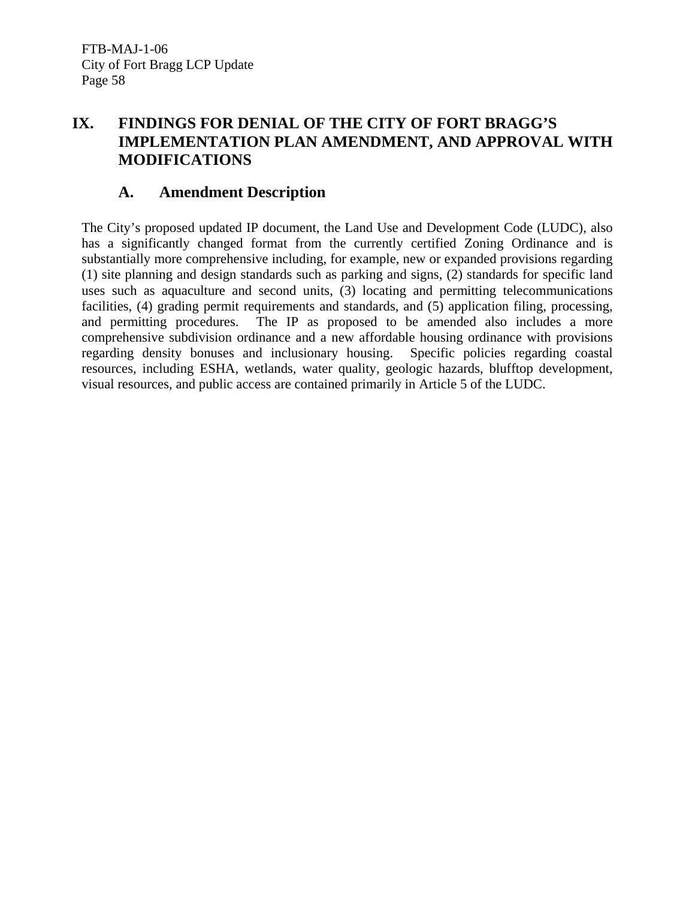## IX. FINDINGS FOR DENIAL OF THE CITY OF FORT BRAGG'S IMPLEMENTATION PLAN AMENDMENT, AND APPROVAL WITH MODIFICATIONS

### A. Amendment Description

The City's proposed updated IP document, the Land Use and Development Code (LUDC), also has a significantly changed format from the currently certified Zoning Ordinance and is substantially more comprehensive including, for example, new or expanded provisions regarding (1) site planning and design standards such as parking and signs, (2) standards for specific land uses such as aquaculture and second units, (3) locating and permitting telecommunications facilities, (4) grading permit requirements and standards, and (5) application filing, processing, and permitting procedures. The IP as proposed to be amended also includes a more comprehensive subdivision ordinance and a new affordable housing ordinance with provisions regarding density bonuses and inclusionary housing. Specific policies regarding coastal resources, including ESHA, wetlands, water quality, geologic hazards, blufftop development, visual resources, and public access are contained primarily in Article 5 of the LUDC.